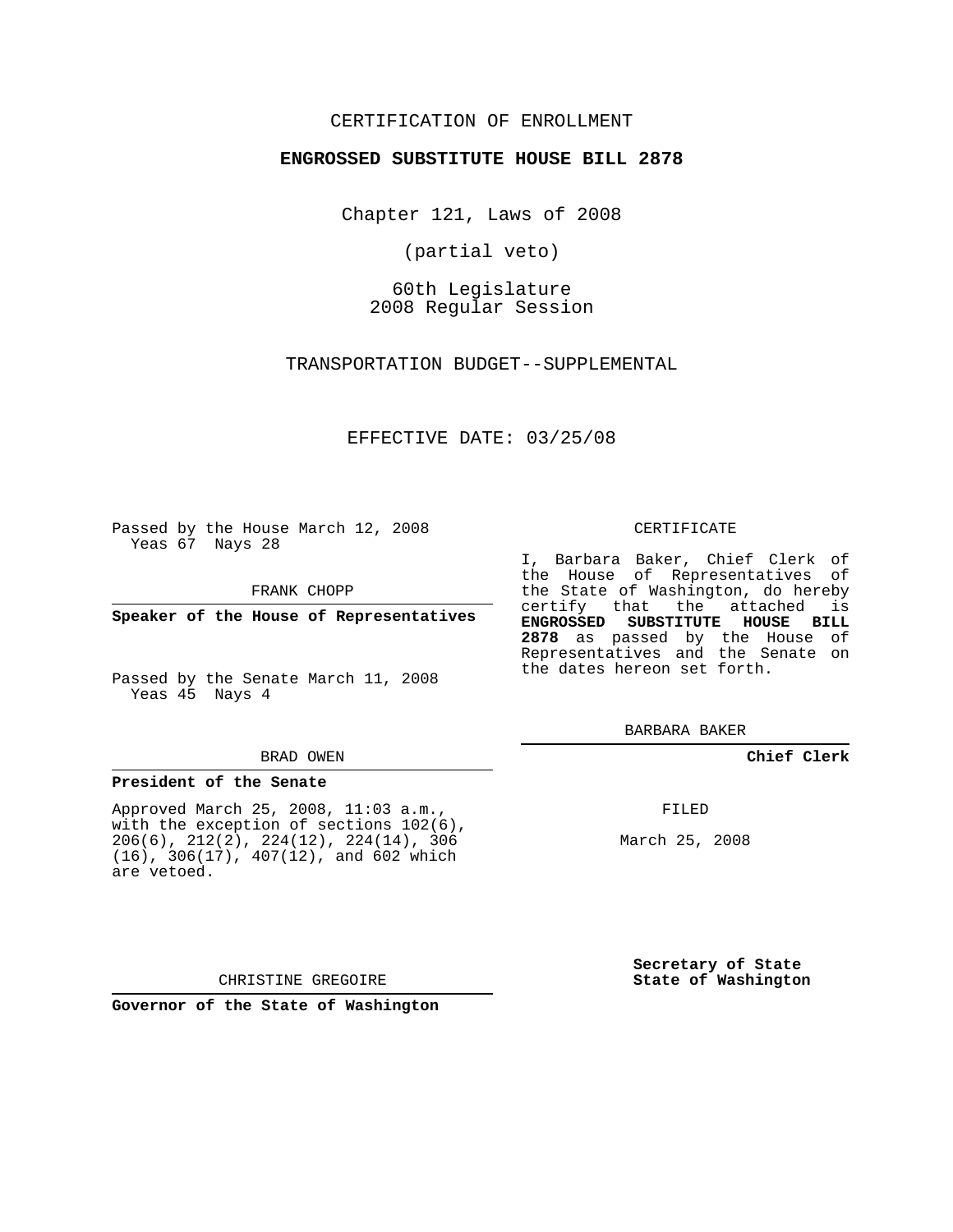CERTIFICATION OF ENROLLMENT

**ENGROSSED SUBSTITUTE HOUSE BILL 2878**

Chapter 121, Laws of 2008

(partial veto)

60th Legislature
2008 Regular Session

TRANSPORTATION BUDGET--SUPPLEMENTAL

EFFECTIVE DATE: 03/25/08

Passed by the House March 12, 2008
Yeas 67 Nays 28

FRANK CHOPP

**Speaker of the House of Representatives**

Passed by the Senate March 11, 2008
Yeas 45 Nays 4

BRAD OWEN

**President of the Senate**

Approved March 25, 2008, 11:03 a.m., with the exception of sections 102(6), 206(6), 212(2), 224(12), 224(14), 306 (16), 306(17), 407(12), and 602 which are vetoed.

CHRISTINE GREGOIRE

**Governor of the State of Washington**

CERTIFICATE

I, Barbara Baker, Chief Clerk of the House of Representatives of the State of Washington, do hereby certify that the attached is **ENGROSSED SUBSTITUTE HOUSE BILL 2878** as passed by the House of Representatives and the Senate on the dates hereon set forth.

BARBARA BAKER

**Chief Clerk**

FILED

March 25, 2008

**Secretary of State**
**State of Washington**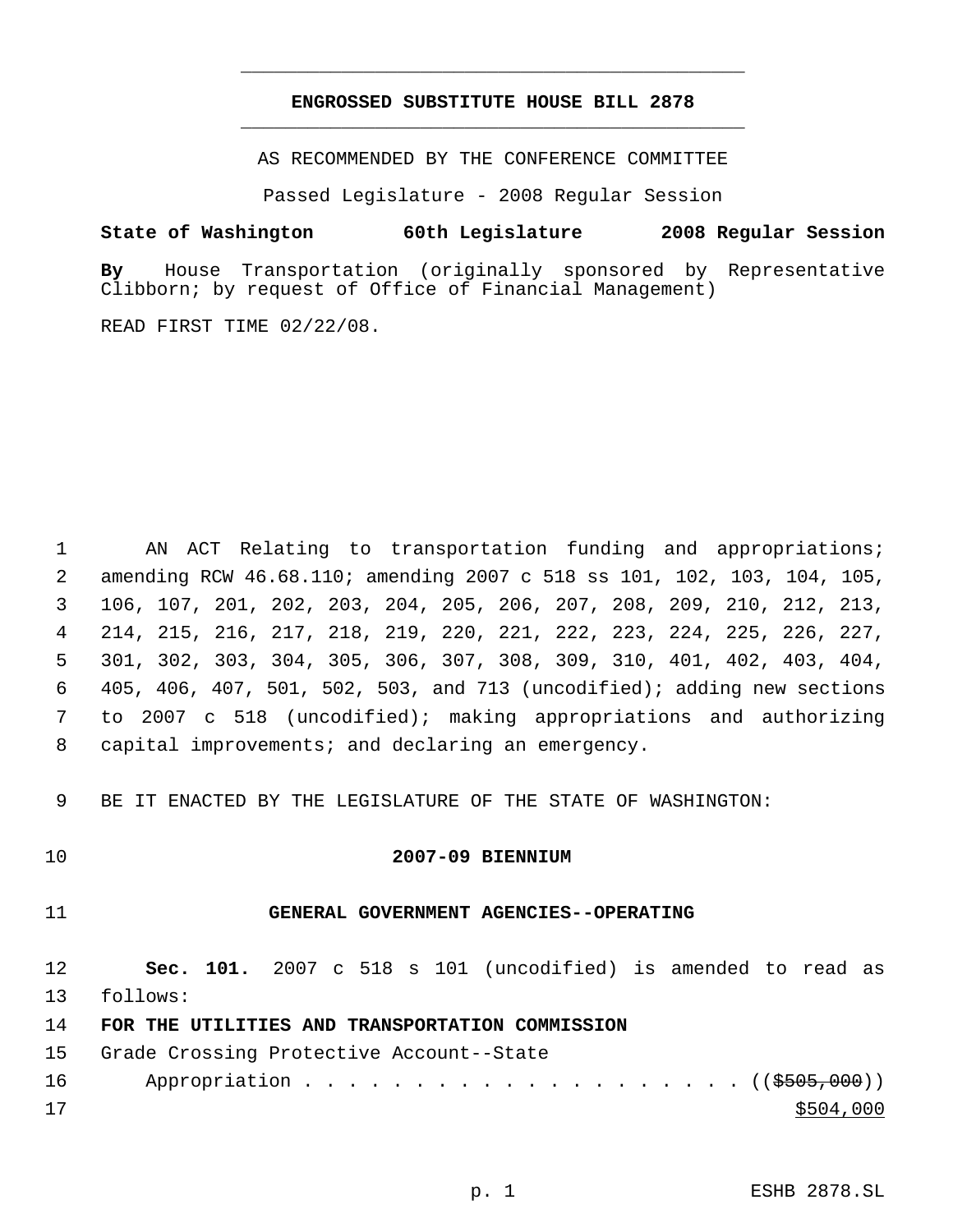# ENGROSSED SUBSTITUTE HOUSE BILL 2878

AS RECOMMENDED BY THE CONFERENCE COMMITTEE

Passed Legislature - 2008 Regular Session

**State of Washington 60th Legislature 2008 Regular Session**

**By** House Transportation (originally sponsored by Representative Clibborn; by request of Office of Financial Management)

READ FIRST TIME 02/22/08.

AN ACT Relating to transportation funding and appropriations; amending RCW 46.68.110; amending 2007 c 518 ss 101, 102, 103, 104, 105, 106, 107, 201, 202, 203, 204, 205, 206, 207, 208, 209, 210, 212, 213, 214, 215, 216, 217, 218, 219, 220, 221, 222, 223, 224, 225, 226, 227, 301, 302, 303, 304, 305, 306, 307, 308, 309, 310, 401, 402, 403, 404, 405, 406, 407, 501, 502, 503, and 713 (uncodified); adding new sections to 2007 c 518 (uncodified); making appropriations and authorizing capital improvements; and declaring an emergency.

BE IT ENACTED BY THE LEGISLATURE OF THE STATE OF WASHINGTON:

## 2007-09 BIENNIUM

## GENERAL GOVERNMENT AGENCIES--OPERATING

**Sec. 101.** 2007 c 518 s 101 (uncodified) is amended to read as follows:

**FOR THE UTILITIES AND TRANSPORTATION COMMISSION**

Grade Crossing Protective Account--State

Appropriation . . . . . . . . . . . . . . . . . . . . . ((~~$505,000~~))

<u>$504,000</u>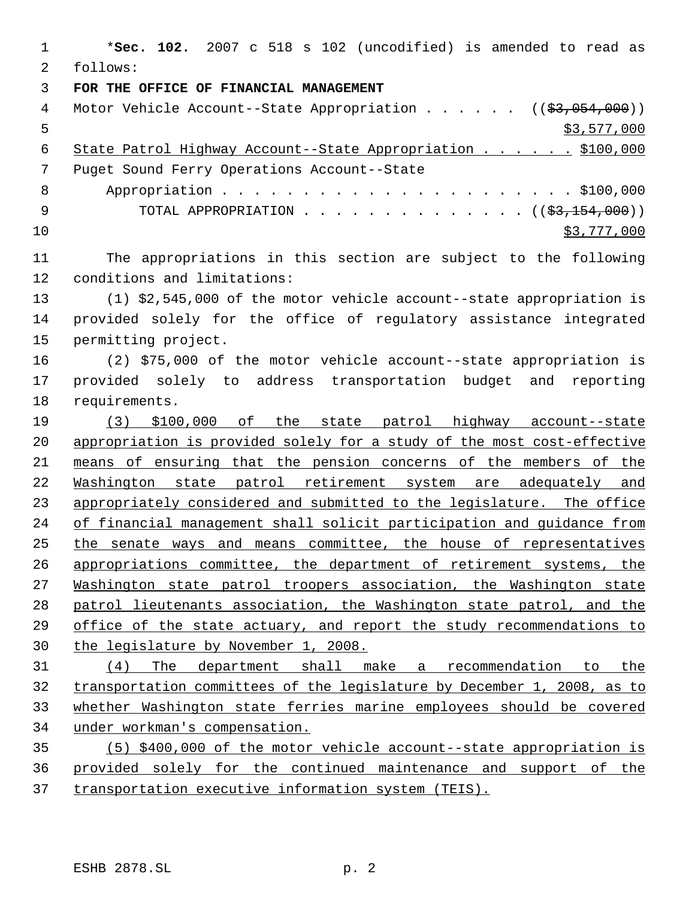*Sec. 102. 2007 c 518 s 102 (uncodified) is amended to read as follows:

**FOR THE OFFICE OF FINANCIAL MANAGEMENT**

Motor Vehicle Account--State Appropriation . . . . . . ((~~$3,054,000~~)) <u>$3,577,000</u>

<u>State Patrol Highway Account--State Appropriation . . . . . . $100,000</u>

Puget Sound Ferry Operations Account--State Appropriation . . . . . . . . . . . . . . . . . . . . . . $100,000

TOTAL APPROPRIATION . . . . . . . . . . . . . . ((~~$3,154,000~~)) <u>$3,777,000</u>

The appropriations in this section are subject to the following conditions and limitations:

(1) $2,545,000 of the motor vehicle account--state appropriation is provided solely for the office of regulatory assistance integrated permitting project.

(2) $75,000 of the motor vehicle account--state appropriation is provided solely to address transportation budget and reporting requirements.

<u>(3) $100,000 of the state patrol highway account--state appropriation is provided solely for a study of the most cost-effective means of ensuring that the pension concerns of the members of the Washington state patrol retirement system are adequately and appropriately considered and submitted to the legislature. The office of financial management shall solicit participation and guidance from the senate ways and means committee, the house of representatives appropriations committee, the department of retirement systems, the Washington state patrol troopers association, the Washington state patrol lieutenants association, the Washington state patrol, and the office of the state actuary, and report the study recommendations to the legislature by November 1, 2008.</u>

<u>(4) The department shall make a recommendation to the transportation committees of the legislature by December 1, 2008, as to whether Washington state ferries marine employees should be covered under workman's compensation.</u>

<u>(5) $400,000 of the motor vehicle account--state appropriation is provided solely for the continued maintenance and support of the transportation executive information system (TEIS).</u>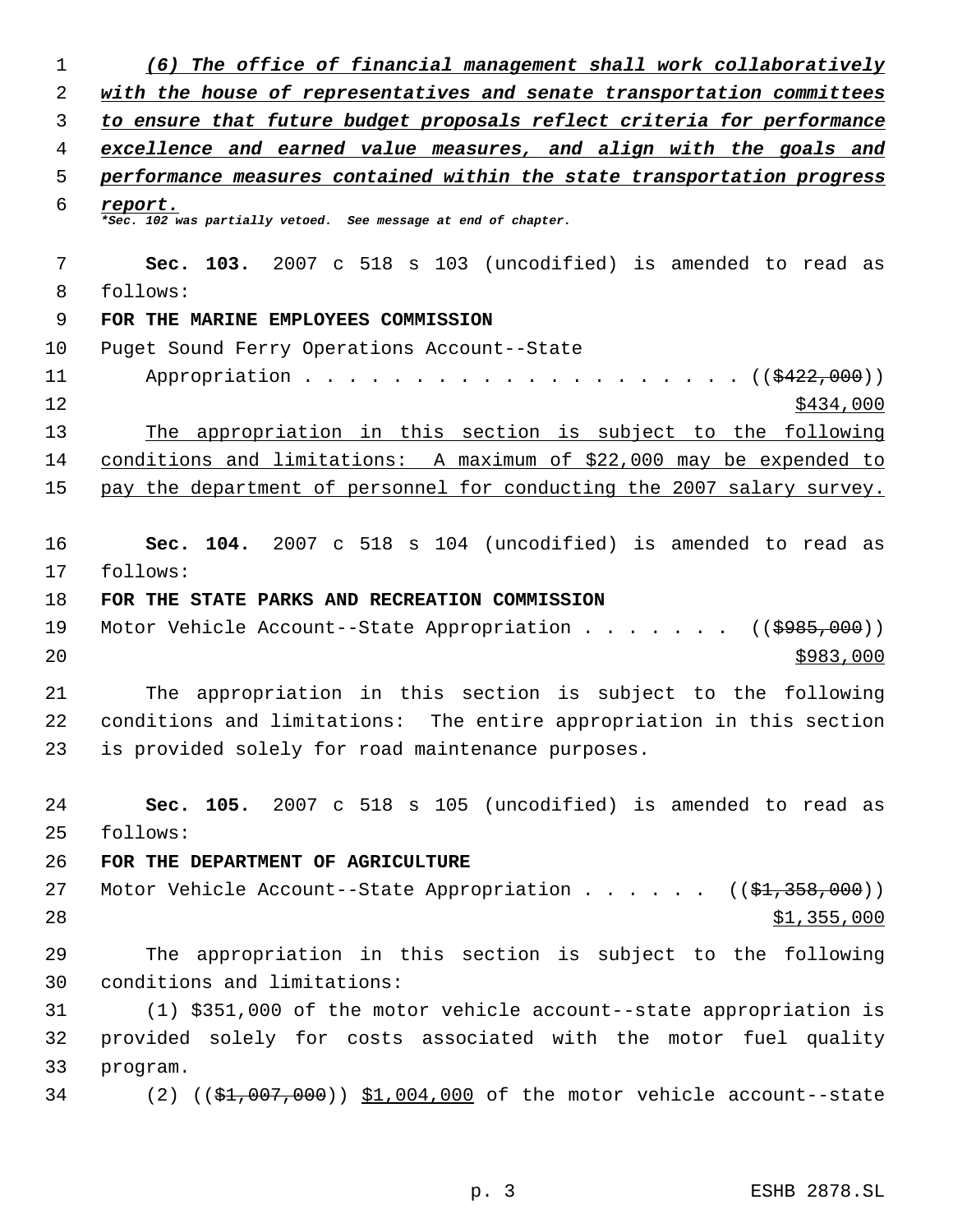*(6) The office of financial management shall work collaboratively with the house of representatives and senate transportation committees to ensure that future budget proposals reflect criteria for performance excellence and earned value measures, and align with the goals and performance measures contained within the state transportation progress report.*

*\*Sec. 102 was partially vetoed. See message at end of chapter.*

**Sec. 103.** 2007 c 518 s 103 (uncodified) is amended to read as follows:

**FOR THE MARINE EMPLOYEES COMMISSION**

Puget Sound Ferry Operations Account--State Appropriation . . . . . . . . . . . . . . . . . . . . (( ~~$422,000~~ ))
$434,000

The appropriation in this section is subject to the following conditions and limitations: A maximum of $22,000 may be expended to pay the department of personnel for conducting the 2007 salary survey.

**Sec. 104.** 2007 c 518 s 104 (uncodified) is amended to read as follows:

**FOR THE STATE PARKS AND RECREATION COMMISSION**

Motor Vehicle Account--State Appropriation . . . . . . . (( ~~$985,000~~ ))
$983,000

The appropriation in this section is subject to the following conditions and limitations: The entire appropriation in this section is provided solely for road maintenance purposes.

**Sec. 105.** 2007 c 518 s 105 (uncodified) is amended to read as follows:

**FOR THE DEPARTMENT OF AGRICULTURE**

Motor Vehicle Account--State Appropriation . . . . . . (( ~~$1,358,000~~ ))
$1,355,000

The appropriation in this section is subject to the following conditions and limitations:

(1) $351,000 of the motor vehicle account--state appropriation is provided solely for costs associated with the motor fuel quality program.

(2) (( ~~$1,007,000~~ )) $1,004,000 of the motor vehicle account--state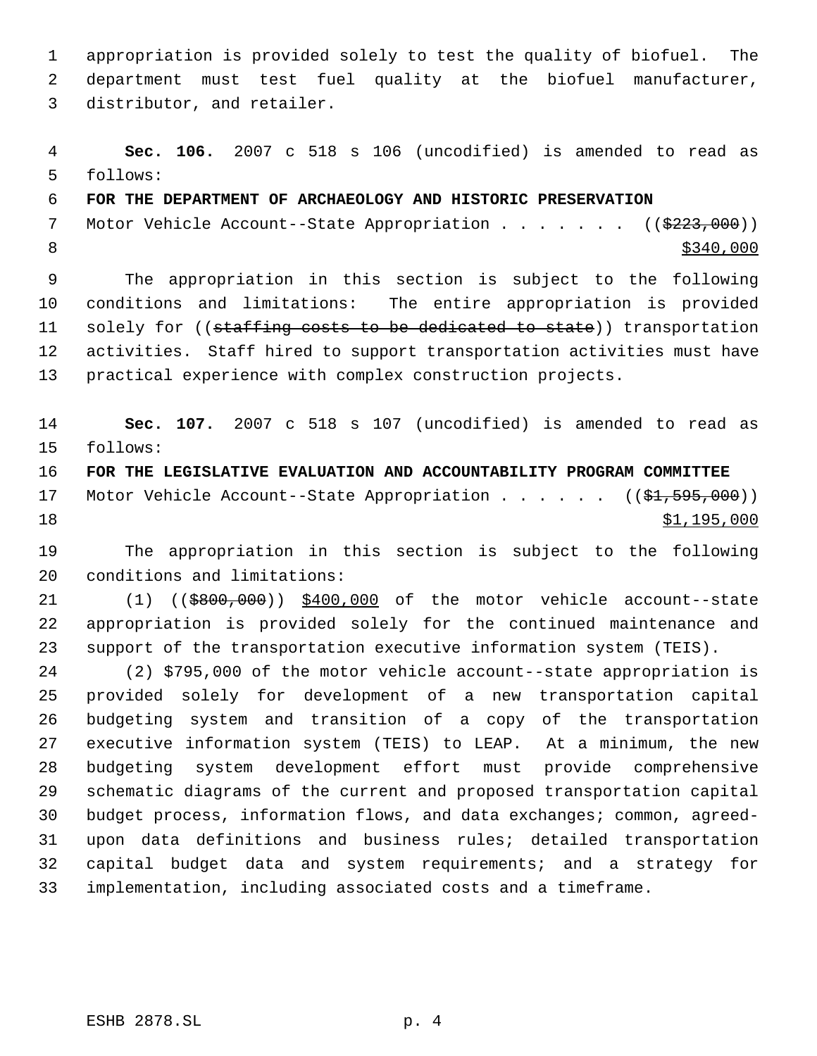appropriation is provided solely to test the quality of biofuel. The department must test fuel quality at the biofuel manufacturer, distributor, and retailer.

**Sec. 106.** 2007 c 518 s 106 (uncodified) is amended to read as follows:

**FOR THE DEPARTMENT OF ARCHAEOLOGY AND HISTORIC PRESERVATION**

Motor Vehicle Account--State Appropriation . . . . . . . (( ~~$223,000~~ ))
$340,000

The appropriation in this section is subject to the following conditions and limitations: The entire appropriation is provided solely for (( ~~staffing costs to be dedicated to state~~ )) transportation activities. Staff hired to support transportation activities must have practical experience with complex construction projects.

**Sec. 107.** 2007 c 518 s 107 (uncodified) is amended to read as follows:

**FOR THE LEGISLATIVE EVALUATION AND ACCOUNTABILITY PROGRAM COMMITTEE**

Motor Vehicle Account--State Appropriation . . . . . . (( ~~$1,595,000~~ ))
$1,195,000

The appropriation in this section is subject to the following conditions and limitations:

(1) (( ~~$800,000~~ )) $400,000 of the motor vehicle account--state appropriation is provided solely for the continued maintenance and support of the transportation executive information system (TEIS).

(2) $795,000 of the motor vehicle account--state appropriation is provided solely for development of a new transportation capital budgeting system and transition of a copy of the transportation executive information system (TEIS) to LEAP. At a minimum, the new budgeting system development effort must provide comprehensive schematic diagrams of the current and proposed transportation capital budget process, information flows, and data exchanges; common, agreed-upon data definitions and business rules; detailed transportation capital budget data and system requirements; and a strategy for implementation, including associated costs and a timeframe.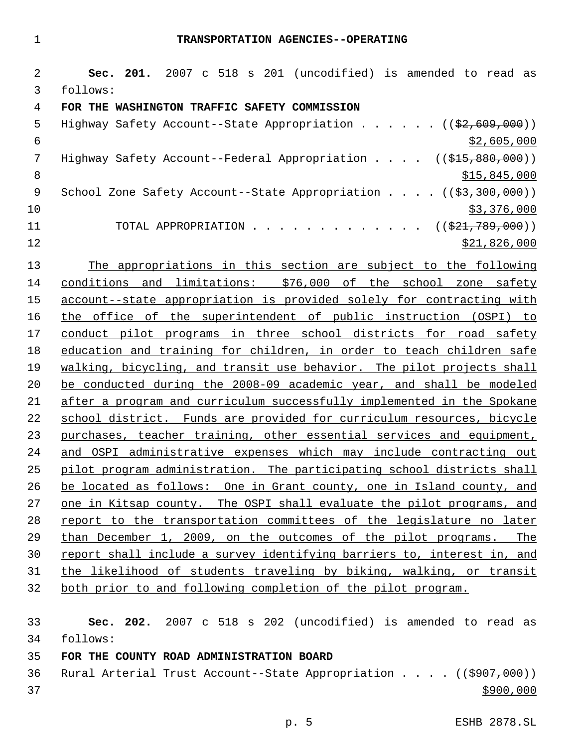# TRANSPORTATION AGENCIES--OPERATING

**Sec. 201.** 2007 c 518 s 201 (uncodified) is amended to read as follows:

**FOR THE WASHINGTON TRAFFIC SAFETY COMMISSION**

Highway Safety Account--State Appropriation . . . . . . (($2,609,000)) $2,605,000

Highway Safety Account--Federal Appropriation . . . . (($15,880,000)) $15,845,000

School Zone Safety Account--State Appropriation . . . . (($3,300,000)) $3,376,000

TOTAL APPROPRIATION . . . . . . . . . . . . . (($21,789,000)) $21,826,000

The appropriations in this section are subject to the following conditions and limitations: $76,000 of the school zone safety account--state appropriation is provided solely for contracting with the office of the superintendent of public instruction (OSPI) to conduct pilot programs in three school districts for road safety education and training for children, in order to teach children safe walking, bicycling, and transit use behavior. The pilot projects shall be conducted during the 2008-09 academic year, and shall be modeled after a program and curriculum successfully implemented in the Spokane school district. Funds are provided for curriculum resources, bicycle purchases, teacher training, other essential services and equipment, and OSPI administrative expenses which may include contracting out pilot program administration. The participating school districts shall be located as follows: One in Grant county, one in Island county, and one in Kitsap county. The OSPI shall evaluate the pilot programs, and report to the transportation committees of the legislature no later than December 1, 2009, on the outcomes of the pilot programs. The report shall include a survey identifying barriers to, interest in, and the likelihood of students traveling by biking, walking, or transit both prior to and following completion of the pilot program.

**Sec. 202.** 2007 c 518 s 202 (uncodified) is amended to read as follows:

**FOR THE COUNTY ROAD ADMINISTRATION BOARD**

Rural Arterial Trust Account--State Appropriation . . . . (($907,000)) $900,000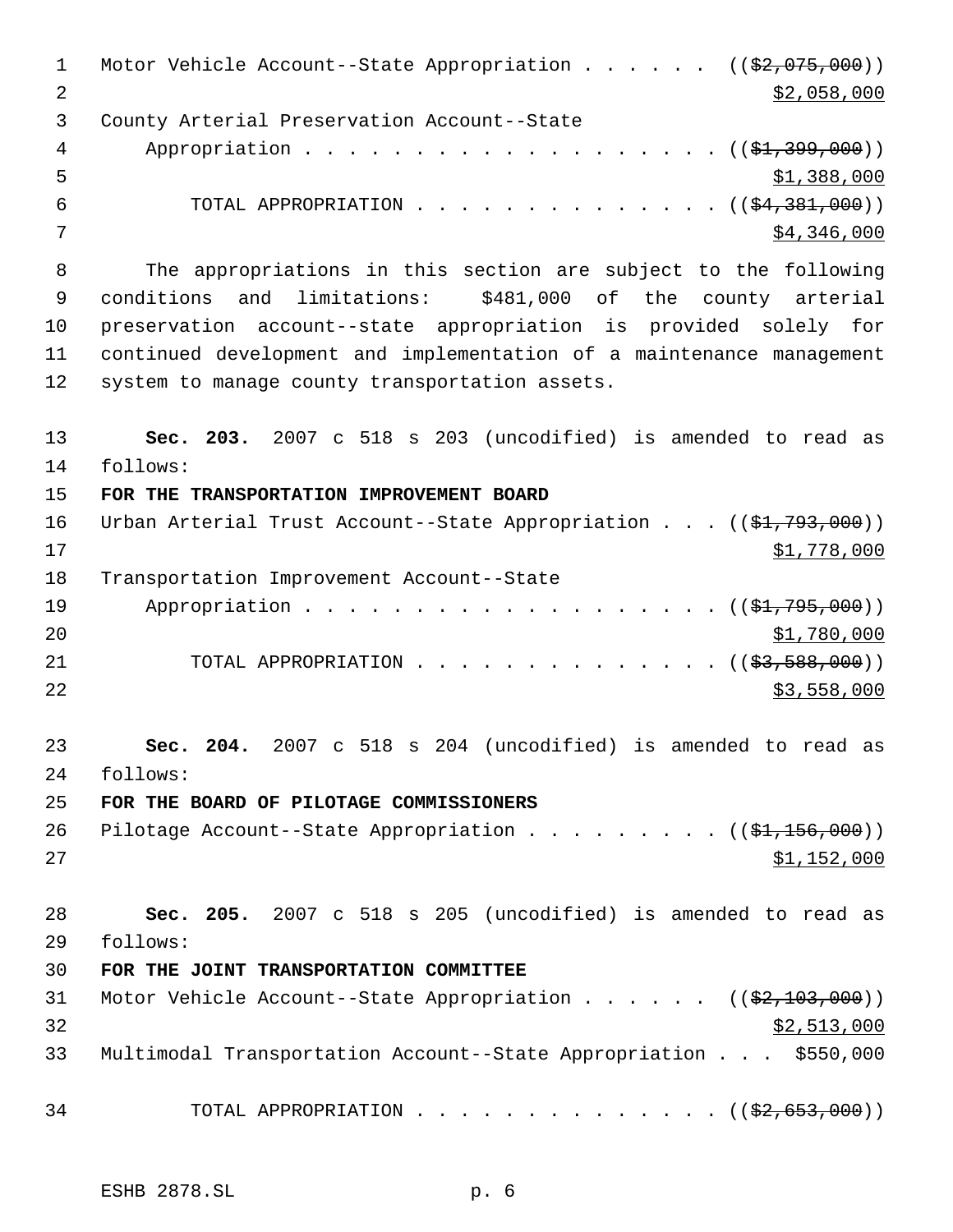Motor Vehicle Account--State Appropriation . . . . . . ((~~$2,075,000~~))
<u>$2,058,000</u>

County Arterial Preservation Account--State
Appropriation . . . . . . . . . . . . . . . . . . . . ((~~$1,399,000~~))
<u>$1,388,000</u>

TOTAL APPROPRIATION . . . . . . . . . . . . . . . ((~~$4,381,000~~))
<u>$4,346,000</u>

The appropriations in this section are subject to the following conditions and limitations: $481,000 of the county arterial preservation account--state appropriation is provided solely for continued development and implementation of a maintenance management system to manage county transportation assets.

**Sec. 203.** 2007 c 518 s 203 (uncodified) is amended to read as follows:

**FOR THE TRANSPORTATION IMPROVEMENT BOARD**

Urban Arterial Trust Account--State Appropriation . . . ((~~$1,793,000~~))
<u>$1,778,000</u>

Transportation Improvement Account--State
Appropriation . . . . . . . . . . . . . . . . . . . . ((~~$1,795,000~~))
<u>$1,780,000</u>

TOTAL APPROPRIATION . . . . . . . . . . . . . . . ((~~$3,588,000~~))
<u>$3,558,000</u>

**Sec. 204.** 2007 c 518 s 204 (uncodified) is amended to read as follows:

**FOR THE BOARD OF PILOTAGE COMMISSIONERS**

Pilotage Account--State Appropriation . . . . . . . . . ((~~$1,156,000~~))
<u>$1,152,000</u>

**Sec. 205.** 2007 c 518 s 205 (uncodified) is amended to read as follows:

**FOR THE JOINT TRANSPORTATION COMMITTEE**

Motor Vehicle Account--State Appropriation . . . . . . ((~~$2,103,000~~))
<u>$2,513,000</u>

Multimodal Transportation Account--State Appropriation . . . $550,000

TOTAL APPROPRIATION . . . . . . . . . . . . . . . ((~~$2,653,000~~))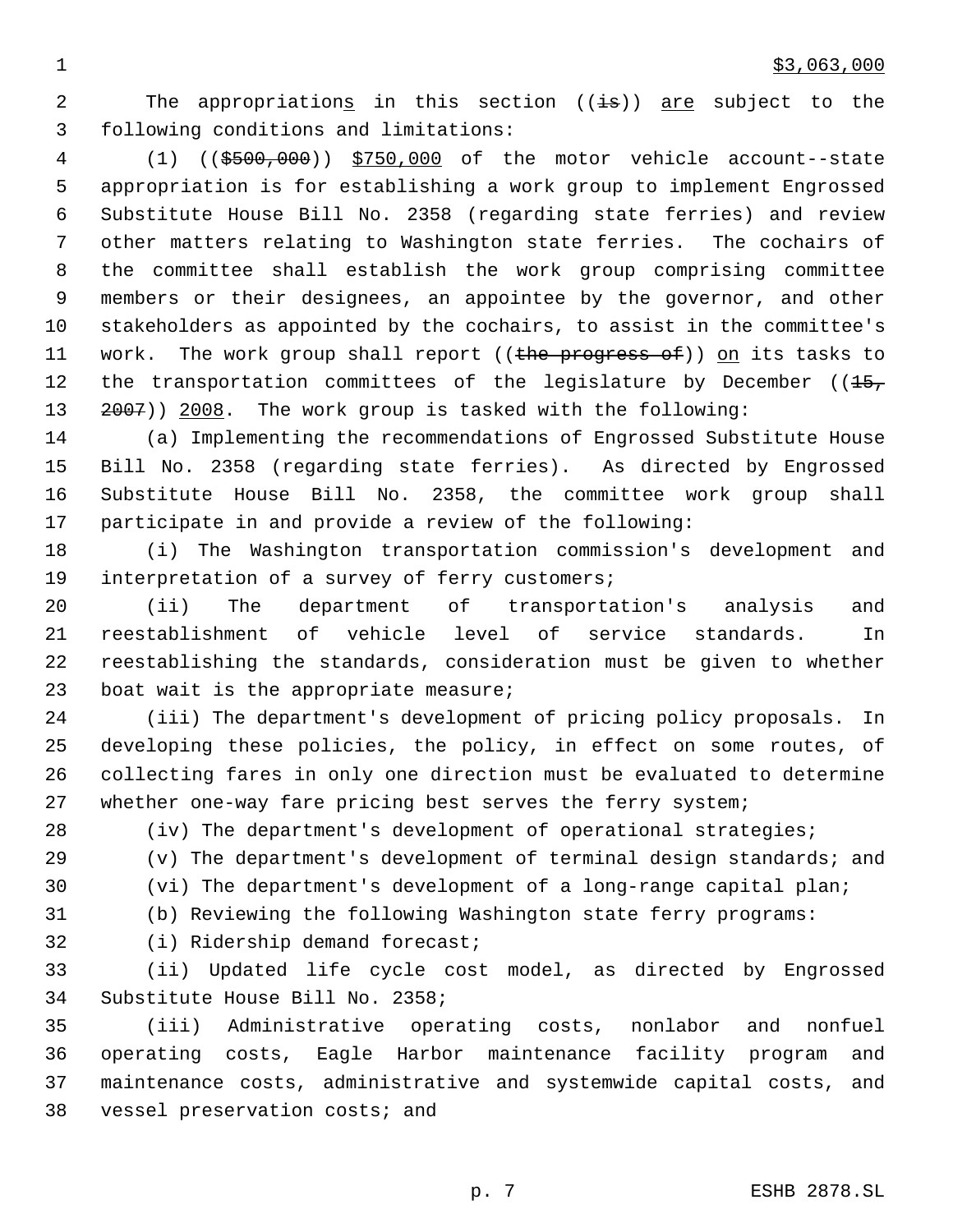$3,063,000

The appropriation<u>s</u> in this section ((~~is~~)) <u>are</u> subject to the following conditions and limitations:

(1) ((~~$500,000~~)) <u>$750,000</u> of the motor vehicle account--state appropriation is for establishing a work group to implement Engrossed Substitute House Bill No. 2358 (regarding state ferries) and review other matters relating to Washington state ferries. The cochairs of the committee shall establish the work group comprising committee members or their designees, an appointee by the governor, and other stakeholders as appointed by the cochairs, to assist in the committee's work. The work group shall report ((~~the progress of~~)) <u>on</u> its tasks to the transportation committees of the legislature by December ((~~15, 2007~~)) <u>2008</u>. The work group is tasked with the following:

(a) Implementing the recommendations of Engrossed Substitute House Bill No. 2358 (regarding state ferries). As directed by Engrossed Substitute House Bill No. 2358, the committee work group shall participate in and provide a review of the following:

(i) The Washington transportation commission's development and interpretation of a survey of ferry customers;

(ii) The department of transportation's analysis and reestablishment of vehicle level of service standards. In reestablishing the standards, consideration must be given to whether boat wait is the appropriate measure;

(iii) The department's development of pricing policy proposals. In developing these policies, the policy, in effect on some routes, of collecting fares in only one direction must be evaluated to determine whether one-way fare pricing best serves the ferry system;

(iv) The department's development of operational strategies;

(v) The department's development of terminal design standards; and

(vi) The department's development of a long-range capital plan;

(b) Reviewing the following Washington state ferry programs:

(i) Ridership demand forecast;

(ii) Updated life cycle cost model, as directed by Engrossed Substitute House Bill No. 2358;

(iii) Administrative operating costs, nonlabor and nonfuel operating costs, Eagle Harbor maintenance facility program and maintenance costs, administrative and systemwide capital costs, and vessel preservation costs; and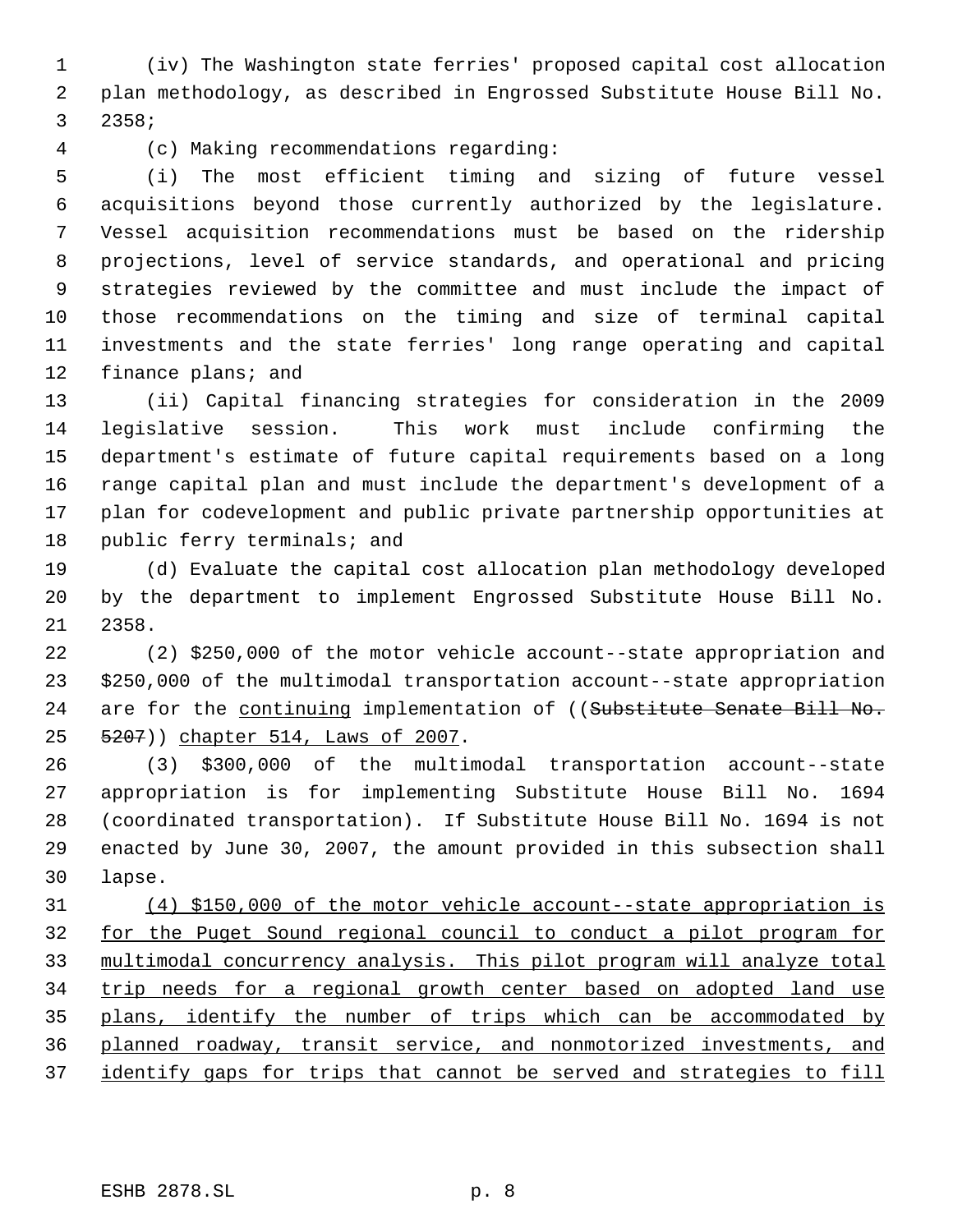(iv) The Washington state ferries' proposed capital cost allocation plan methodology, as described in Engrossed Substitute House Bill No. 2358;

(c) Making recommendations regarding:

(i) The most efficient timing and sizing of future vessel acquisitions beyond those currently authorized by the legislature. Vessel acquisition recommendations must be based on the ridership projections, level of service standards, and operational and pricing strategies reviewed by the committee and must include the impact of those recommendations on the timing and size of terminal capital investments and the state ferries' long range operating and capital finance plans; and

(ii) Capital financing strategies for consideration in the 2009 legislative session. This work must include confirming the department's estimate of future capital requirements based on a long range capital plan and must include the department's development of a plan for codevelopment and public private partnership opportunities at public ferry terminals; and

(d) Evaluate the capital cost allocation plan methodology developed by the department to implement Engrossed Substitute House Bill No. 2358.

(2) $250,000 of the motor vehicle account--state appropriation and $250,000 of the multimodal transportation account--state appropriation are for the continuing implementation of ((~~Substitute Senate Bill No. 5207~~)) chapter 514, Laws of 2007.

(3) $300,000 of the multimodal transportation account--state appropriation is for implementing Substitute House Bill No. 1694 (coordinated transportation). If Substitute House Bill No. 1694 is not enacted by June 30, 2007, the amount provided in this subsection shall lapse.

(4) $150,000 of the motor vehicle account--state appropriation is for the Puget Sound regional council to conduct a pilot program for multimodal concurrency analysis. This pilot program will analyze total trip needs for a regional growth center based on adopted land use plans, identify the number of trips which can be accommodated by planned roadway, transit service, and nonmotorized investments, and identify gaps for trips that cannot be served and strategies to fill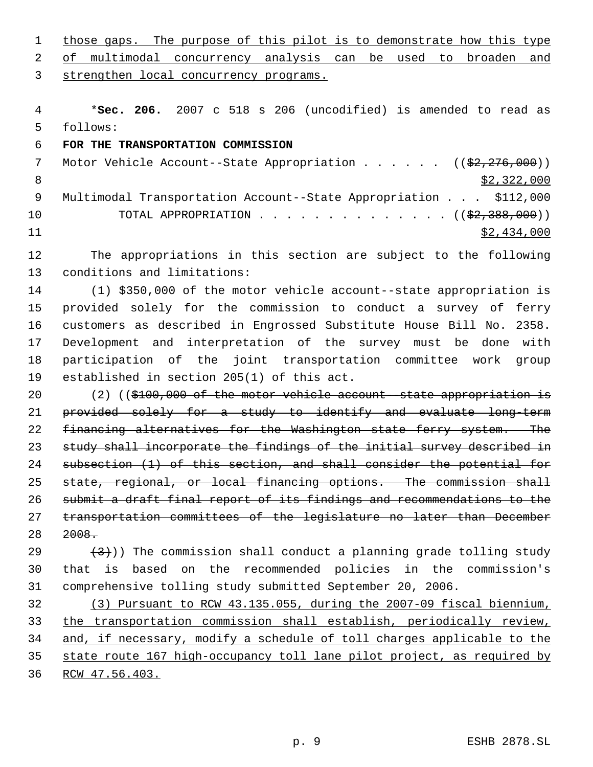those gaps. The purpose of this pilot is to demonstrate how this type of multimodal concurrency analysis can be used to broaden and strengthen local concurrency programs.

*Sec. 206. 2007 c 518 s 206 (uncodified) is amended to read as follows:

**FOR THE TRANSPORTATION COMMISSION**

Motor Vehicle Account--State Appropriation . . . . . . (($2,276,000)) $2,322,000

Multimodal Transportation Account--State Appropriation . . . $112,000

TOTAL APPROPRIATION . . . . . . . . . . . . . . (($2,388,000)) $2,434,000

The appropriations in this section are subject to the following conditions and limitations:

(1) $350,000 of the motor vehicle account--state appropriation is provided solely for the commission to conduct a survey of ferry customers as described in Engrossed Substitute House Bill No. 2358. Development and interpretation of the survey must be done with participation of the joint transportation committee work group established in section 205(1) of this act.

(2) (($100,000 of the motor vehicle account--state appropriation is provided solely for a study to identify and evaluate long-term financing alternatives for the Washington state ferry system. The study shall incorporate the findings of the initial survey described in subsection (1) of this section, and shall consider the potential for state, regional, or local financing options. The commission shall submit a draft final report of its findings and recommendations to the transportation committees of the legislature no later than December 2008.

(3))) The commission shall conduct a planning grade tolling study that is based on the recommended policies in the commission's comprehensive tolling study submitted September 20, 2006.

(3) Pursuant to RCW 43.135.055, during the 2007-09 fiscal biennium, the transportation commission shall establish, periodically review, and, if necessary, modify a schedule of toll charges applicable to the state route 167 high-occupancy toll lane pilot project, as required by RCW 47.56.403.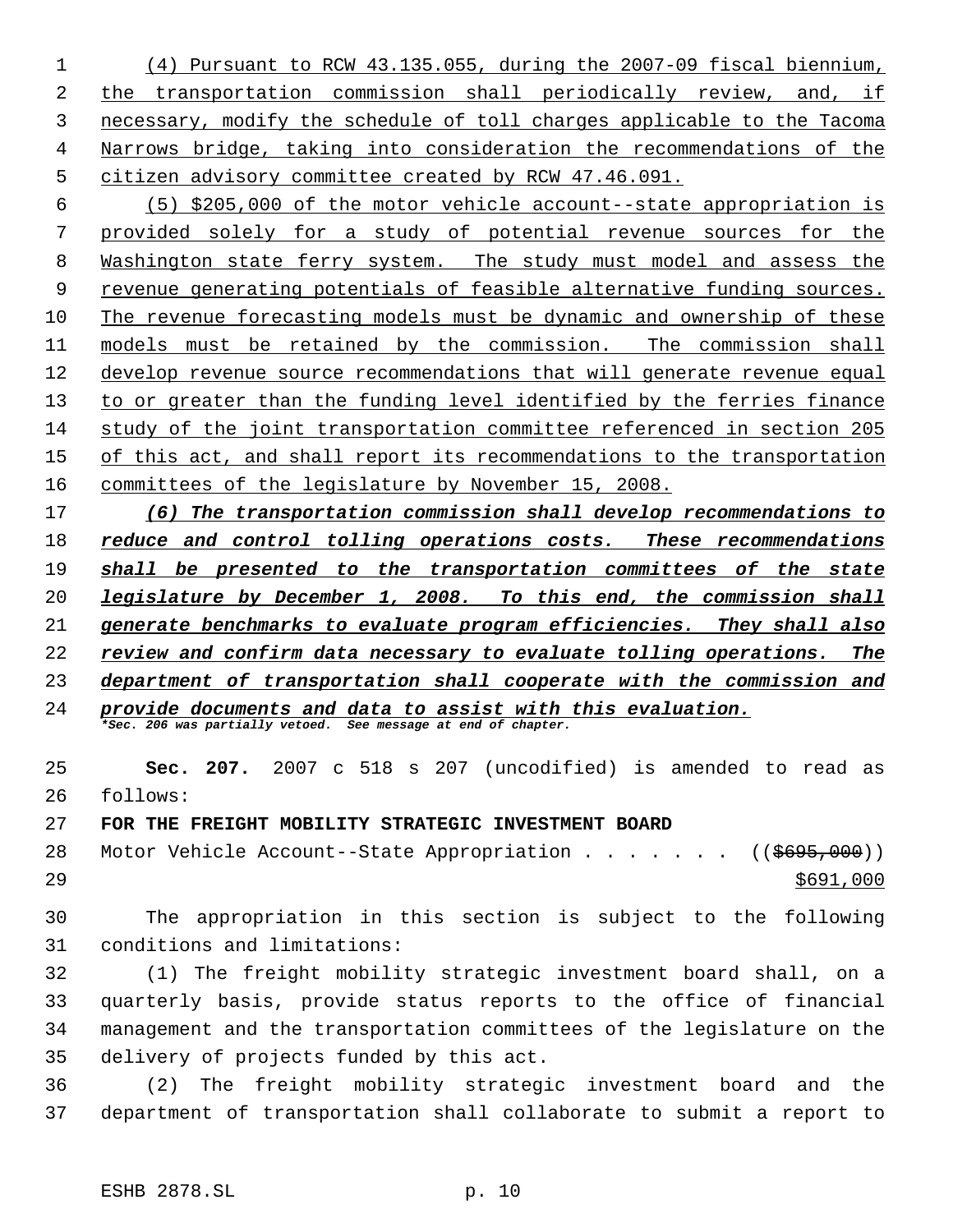(4) Pursuant to RCW 43.135.055, during the 2007-09 fiscal biennium, the transportation commission shall periodically review, and, if necessary, modify the schedule of toll charges applicable to the Tacoma Narrows bridge, taking into consideration the recommendations of the citizen advisory committee created by RCW 47.46.091.

(5) $205,000 of the motor vehicle account--state appropriation is provided solely for a study of potential revenue sources for the Washington state ferry system. The study must model and assess the revenue generating potentials of feasible alternative funding sources. The revenue forecasting models must be dynamic and ownership of these models must be retained by the commission. The commission shall develop revenue source recommendations that will generate revenue equal to or greater than the funding level identified by the ferries finance study of the joint transportation committee referenced in section 205 of this act, and shall report its recommendations to the transportation committees of the legislature by November 15, 2008.

***(6) The transportation commission shall develop recommendations to reduce and control tolling operations costs. These recommendations shall be presented to the transportation committees of the state legislature by December 1, 2008. To this end, the commission shall generate benchmarks to evaluate program efficiencies. They shall also review and confirm data necessary to evaluate tolling operations. The department of transportation shall cooperate with the commission and provide documents and data to assist with this evaluation.***

***\*Sec. 206 was partially vetoed. See message at end of chapter.***

**Sec. 207.** 2007 c 518 s 207 (uncodified) is amended to read as follows:

**FOR THE FREIGHT MOBILITY STRATEGIC INVESTMENT BOARD**

Motor Vehicle Account--State Appropriation . . . . . . . (($695,000)) $691,000

The appropriation in this section is subject to the following conditions and limitations:

(1) The freight mobility strategic investment board shall, on a quarterly basis, provide status reports to the office of financial management and the transportation committees of the legislature on the delivery of projects funded by this act.

(2) The freight mobility strategic investment board and the department of transportation shall collaborate to submit a report to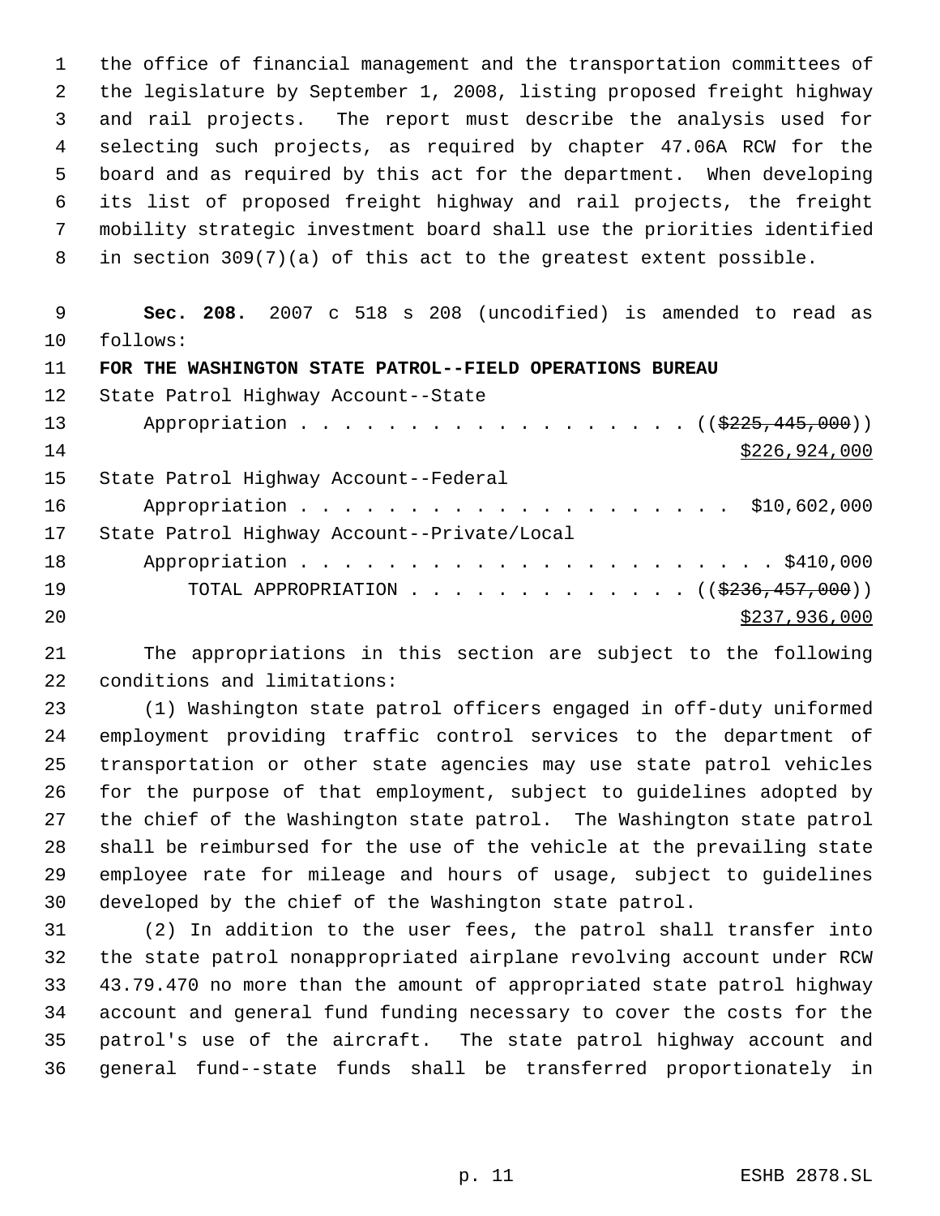the office of financial management and the transportation committees of the legislature by September 1, 2008, listing proposed freight highway and rail projects. The report must describe the analysis used for selecting such projects, as required by chapter 47.06A RCW for the board and as required by this act for the department. When developing its list of proposed freight highway and rail projects, the freight mobility strategic investment board shall use the priorities identified in section 309(7)(a) of this act to the greatest extent possible.

**Sec. 208.** 2007 c 518 s 208 (uncodified) is amended to read as follows:

**FOR THE WASHINGTON STATE PATROL--FIELD OPERATIONS BUREAU**

State Patrol Highway Account--State
Appropriation . . . . . . . . . . . . . . . . . . . ((~~$225,445,000~~))
<u>$226,924,000</u>

State Patrol Highway Account--Federal
Appropriation . . . . . . . . . . . . . . . . . . . . . $10,602,000

State Patrol Highway Account--Private/Local
Appropriation . . . . . . . . . . . . . . . . . . . . . . . $410,000

TOTAL APPROPRIATION . . . . . . . . . . . . . ((~~$236,457,000~~))
<u>$237,936,000</u>

The appropriations in this section are subject to the following conditions and limitations:

(1) Washington state patrol officers engaged in off-duty uniformed employment providing traffic control services to the department of transportation or other state agencies may use state patrol vehicles for the purpose of that employment, subject to guidelines adopted by the chief of the Washington state patrol. The Washington state patrol shall be reimbursed for the use of the vehicle at the prevailing state employee rate for mileage and hours of usage, subject to guidelines developed by the chief of the Washington state patrol.

(2) In addition to the user fees, the patrol shall transfer into the state patrol nonappropriated airplane revolving account under RCW 43.79.470 no more than the amount of appropriated state patrol highway account and general fund funding necessary to cover the costs for the patrol's use of the aircraft. The state patrol highway account and general fund--state funds shall be transferred proportionately in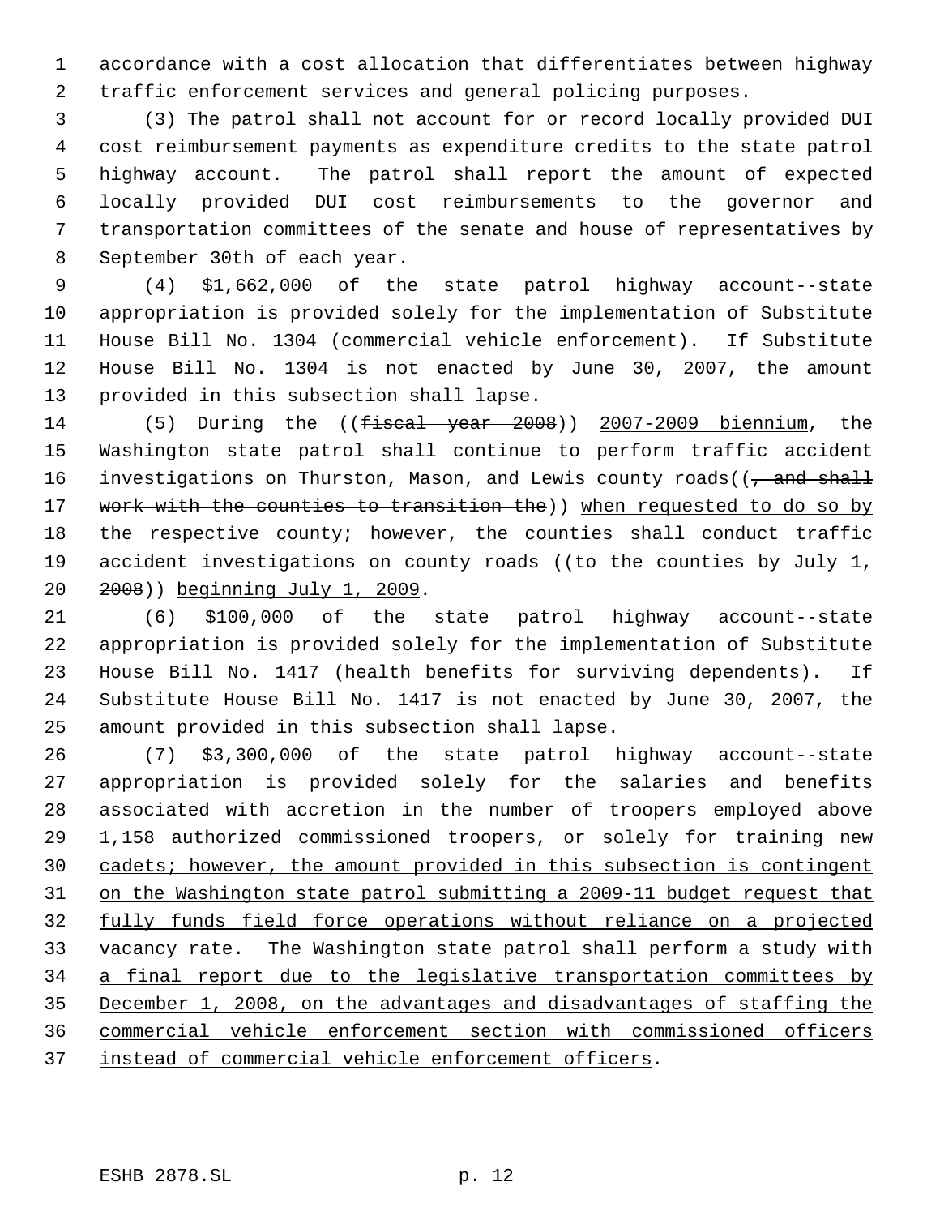accordance with a cost allocation that differentiates between highway traffic enforcement services and general policing purposes.

(3) The patrol shall not account for or record locally provided DUI cost reimbursement payments as expenditure credits to the state patrol highway account. The patrol shall report the amount of expected locally provided DUI cost reimbursements to the governor and transportation committees of the senate and house of representatives by September 30th of each year.

(4) $1,662,000 of the state patrol highway account--state appropriation is provided solely for the implementation of Substitute House Bill No. 1304 (commercial vehicle enforcement). If Substitute House Bill No. 1304 is not enacted by June 30, 2007, the amount provided in this subsection shall lapse.

(5) During the ((~~fiscal year 2008~~)) 2007-2009 biennium, the Washington state patrol shall continue to perform traffic accident investigations on Thurston, Mason, and Lewis county roads((~~, and shall work with the counties to transition the~~)) when requested to do so by the respective county; however, the counties shall conduct traffic accident investigations on county roads ((~~to the counties by July 1, 2008~~)) beginning July 1, 2009.

(6) $100,000 of the state patrol highway account--state appropriation is provided solely for the implementation of Substitute House Bill No. 1417 (health benefits for surviving dependents). If Substitute House Bill No. 1417 is not enacted by June 30, 2007, the amount provided in this subsection shall lapse.

(7) $3,300,000 of the state patrol highway account--state appropriation is provided solely for the salaries and benefits associated with accretion in the number of troopers employed above 1,158 authorized commissioned troopers, or solely for training new cadets; however, the amount provided in this subsection is contingent on the Washington state patrol submitting a 2009-11 budget request that fully funds field force operations without reliance on a projected vacancy rate. The Washington state patrol shall perform a study with a final report due to the legislative transportation committees by December 1, 2008, on the advantages and disadvantages of staffing the commercial vehicle enforcement section with commissioned officers instead of commercial vehicle enforcement officers.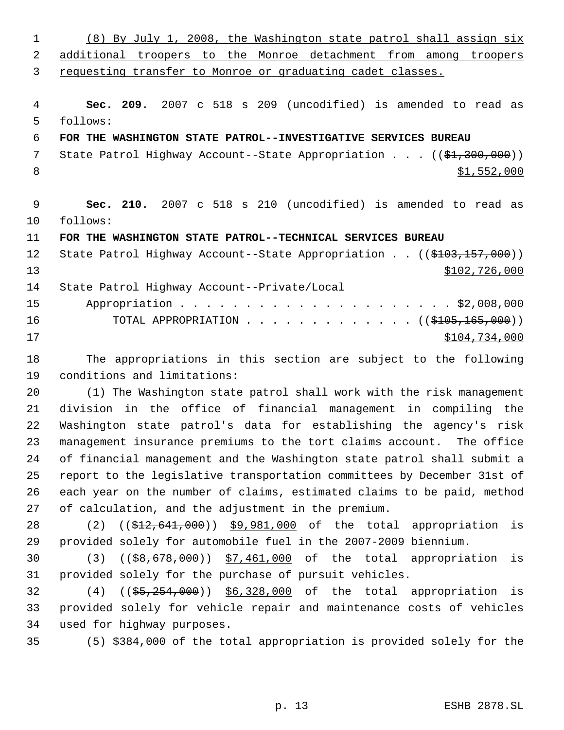(8) By July 1, 2008, the Washington state patrol shall assign six additional troopers to the Monroe detachment from among troopers requesting transfer to Monroe or graduating cadet classes.

**Sec. 209.** 2007 c 518 s 209 (uncodified) is amended to read as follows:

**FOR THE WASHINGTON STATE PATROL--INVESTIGATIVE SERVICES BUREAU**

State Patrol Highway Account--State Appropriation . . . ((~~$1,300,000~~)) $1,552,000

**Sec. 210.** 2007 c 518 s 210 (uncodified) is amended to read as follows:

**FOR THE WASHINGTON STATE PATROL--TECHNICAL SERVICES BUREAU**

State Patrol Highway Account--State Appropriation . . ((~~$103,157,000~~)) $102,726,000

State Patrol Highway Account--Private/Local Appropriation . . . . . . . . . . . . . . . . . . . . . $2,008,000

TOTAL APPROPRIATION . . . . . . . . . . . . . ((~~$105,165,000~~)) $104,734,000

The appropriations in this section are subject to the following conditions and limitations:

(1) The Washington state patrol shall work with the risk management division in the office of financial management in compiling the Washington state patrol's data for establishing the agency's risk management insurance premiums to the tort claims account. The office of financial management and the Washington state patrol shall submit a report to the legislative transportation committees by December 31st of each year on the number of claims, estimated claims to be paid, method of calculation, and the adjustment in the premium.

(2) ((~~$12,641,000~~)) $9,981,000 of the total appropriation is provided solely for automobile fuel in the 2007-2009 biennium.

(3) ((~~$8,678,000~~)) $7,461,000 of the total appropriation is provided solely for the purchase of pursuit vehicles.

(4) ((~~$5,254,000~~)) $6,328,000 of the total appropriation is provided solely for vehicle repair and maintenance costs of vehicles used for highway purposes.

(5) $384,000 of the total appropriation is provided solely for the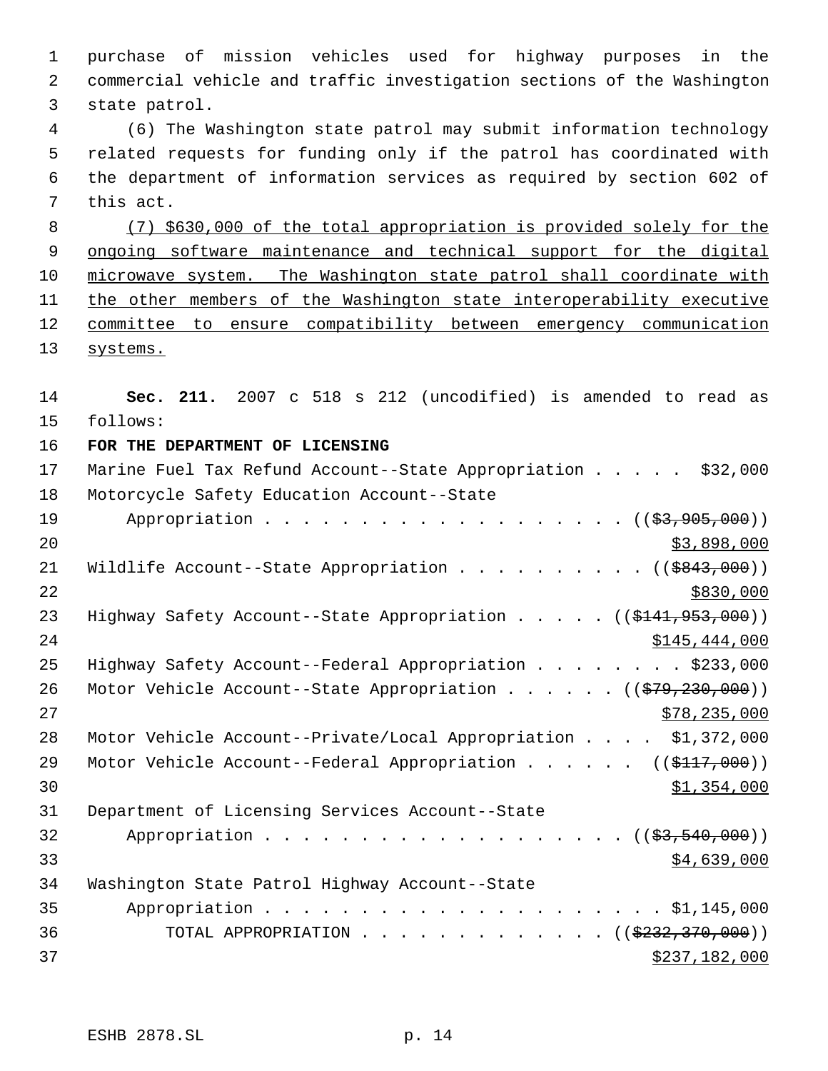purchase of mission vehicles used for highway purposes in the commercial vehicle and traffic investigation sections of the Washington state patrol.

(6) The Washington state patrol may submit information technology related requests for funding only if the patrol has coordinated with the department of information services as required by section 602 of this act.

<u>(7) $630,000 of the total appropriation is provided solely for the ongoing software maintenance and technical support for the digital microwave system. The Washington state patrol shall coordinate with the other members of the Washington state interoperability executive committee to ensure compatibility between emergency communication systems.</u>

**Sec. 211.** 2007 c 518 s 212 (uncodified) is amended to read as follows:

**FOR THE DEPARTMENT OF LICENSING**

Marine Fuel Tax Refund Account--State Appropriation . . . . . $32,000

Motorcycle Safety Education Account--State Appropriation . . . . . . . . . . . . . . . . . . . (( ~~$3,905,000~~ )) <u>$3,898,000</u>

Wildlife Account--State Appropriation . . . . . . . . . . (( ~~$843,000~~ )) <u>$830,000</u>

Highway Safety Account--State Appropriation . . . . . (( ~~$141,953,000~~ )) <u>$145,444,000</u>

Highway Safety Account--Federal Appropriation . . . . . . . . $233,000

Motor Vehicle Account--State Appropriation . . . . . . (( ~~$79,230,000~~ )) <u>$78,235,000</u>

Motor Vehicle Account--Private/Local Appropriation . . . . $1,372,000

Motor Vehicle Account--Federal Appropriation . . . . . . (( ~~$117,000~~ )) <u>$1,354,000</u>

Department of Licensing Services Account--State Appropriation . . . . . . . . . . . . . . . . . . . (( ~~$3,540,000~~ )) <u>$4,639,000</u>

Washington State Patrol Highway Account--State Appropriation . . . . . . . . . . . . . . . . . . . . $1,145,000

TOTAL APPROPRIATION . . . . . . . . . . . . . (( ~~$232,370,000~~ )) <u>$237,182,000</u>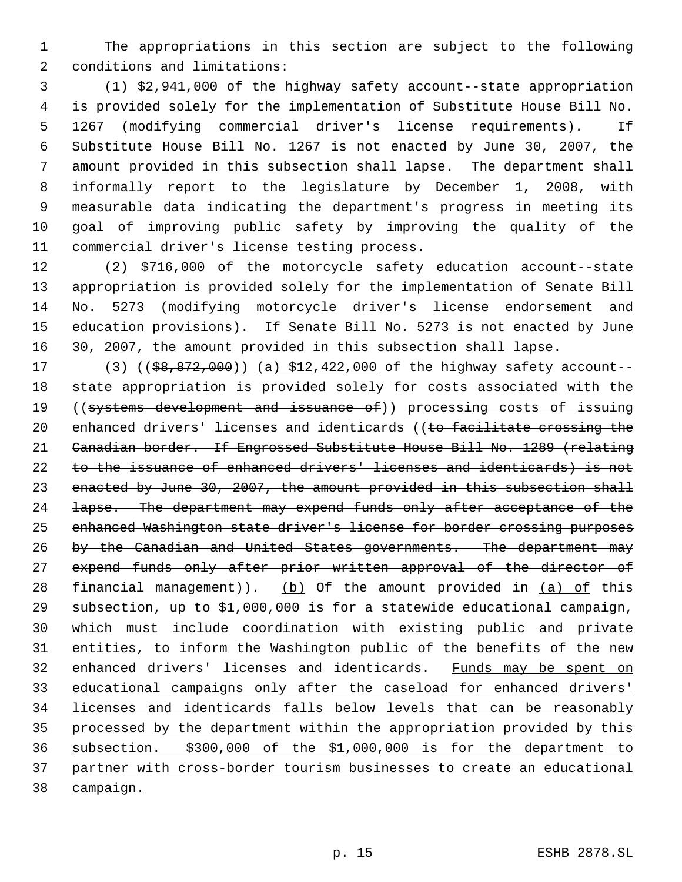The appropriations in this section are subject to the following conditions and limitations:

(1) $2,941,000 of the highway safety account--state appropriation is provided solely for the implementation of Substitute House Bill No. 1267 (modifying commercial driver's license requirements). If Substitute House Bill No. 1267 is not enacted by June 30, 2007, the amount provided in this subsection shall lapse. The department shall informally report to the legislature by December 1, 2008, with measurable data indicating the department's progress in meeting its goal of improving public safety by improving the quality of the commercial driver's license testing process.

(2) $716,000 of the motorcycle safety education account--state appropriation is provided solely for the implementation of Senate Bill No. 5273 (modifying motorcycle driver's license endorsement and education provisions). If Senate Bill No. 5273 is not enacted by June 30, 2007, the amount provided in this subsection shall lapse.

(3) ((~~$8,872,000~~)) <u>(a) $12,422,000</u> of the highway safety account--state appropriation is provided solely for costs associated with the ((~~systems development and issuance of~~)) <u>processing costs of issuing</u> enhanced drivers' licenses and identicards ((~~to facilitate crossing the Canadian border. If Engrossed Substitute House Bill No. 1289 (relating to the issuance of enhanced drivers' licenses and identicards) is not enacted by June 30, 2007, the amount provided in this subsection shall lapse. The department may expend funds only after acceptance of the enhanced Washington state driver's license for border crossing purposes by the Canadian and United States governments. The department may expend funds only after prior written approval of the director of financial management~~)). <u>(b)</u> Of the amount provided in <u>(a) of</u> this subsection, up to $1,000,000 is for a statewide educational campaign, which must include coordination with existing public and private entities, to inform the Washington public of the benefits of the new enhanced drivers' licenses and identicards. <u>Funds may be spent on educational campaigns only after the caseload for enhanced drivers' licenses and identicards falls below levels that can be reasonably processed by the department within the appropriation provided by this subsection. $300,000 of the $1,000,000 is for the department to partner with cross-border tourism businesses to create an educational campaign.</u>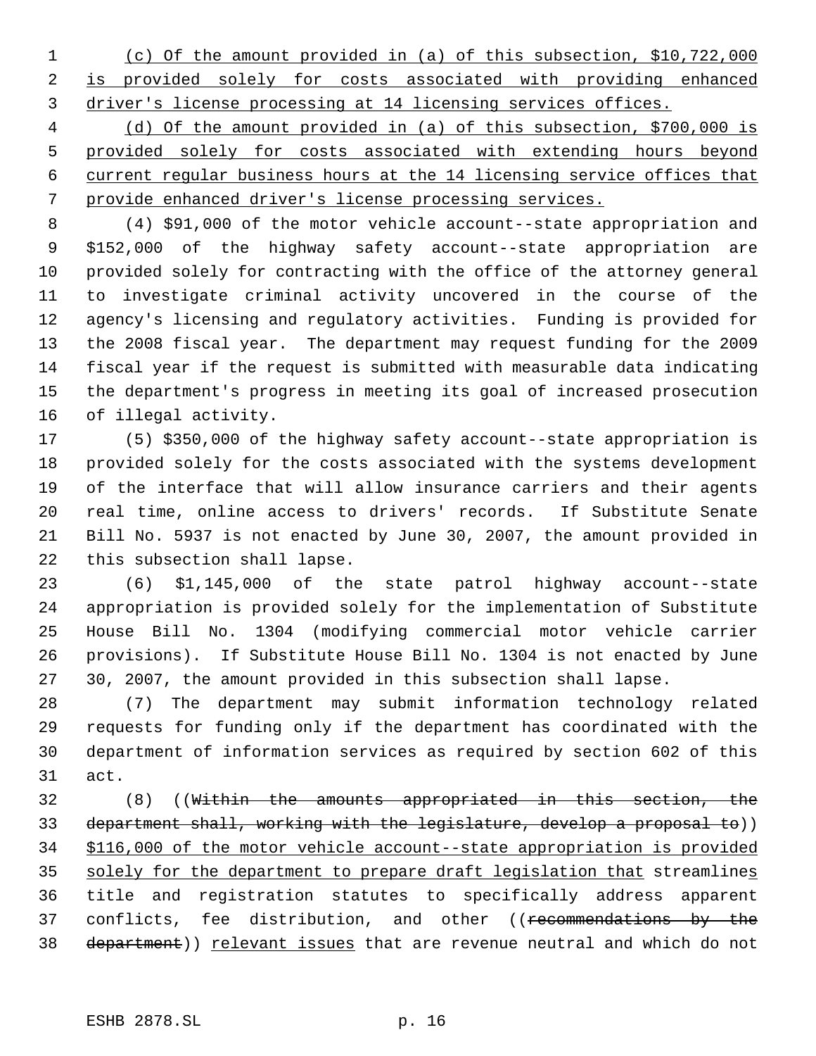(c) Of the amount provided in (a) of this subsection, $10,722,000 is provided solely for costs associated with providing enhanced driver's license processing at 14 licensing services offices.

(d) Of the amount provided in (a) of this subsection, $700,000 is provided solely for costs associated with extending hours beyond current regular business hours at the 14 licensing service offices that provide enhanced driver's license processing services.

(4) $91,000 of the motor vehicle account--state appropriation and $152,000 of the highway safety account--state appropriation are provided solely for contracting with the office of the attorney general to investigate criminal activity uncovered in the course of the agency's licensing and regulatory activities. Funding is provided for the 2008 fiscal year. The department may request funding for the 2009 fiscal year if the request is submitted with measurable data indicating the department's progress in meeting its goal of increased prosecution of illegal activity.

(5) $350,000 of the highway safety account--state appropriation is provided solely for the costs associated with the systems development of the interface that will allow insurance carriers and their agents real time, online access to drivers' records. If Substitute Senate Bill No. 5937 is not enacted by June 30, 2007, the amount provided in this subsection shall lapse.

(6) $1,145,000 of the state patrol highway account--state appropriation is provided solely for the implementation of Substitute House Bill No. 1304 (modifying commercial motor vehicle carrier provisions). If Substitute House Bill No. 1304 is not enacted by June 30, 2007, the amount provided in this subsection shall lapse.

(7) The department may submit information technology related requests for funding only if the department has coordinated with the department of information services as required by section 602 of this act.

(8) ((~~Within the amounts appropriated in this section, the department shall, working with the legislature, develop a proposal to~~)) $116,000 of the motor vehicle account--state appropriation is provided solely for the department to prepare draft legislation that streamlines title and registration statutes to specifically address apparent conflicts, fee distribution, and other ((~~recommendations by the department~~)) relevant issues that are revenue neutral and which do not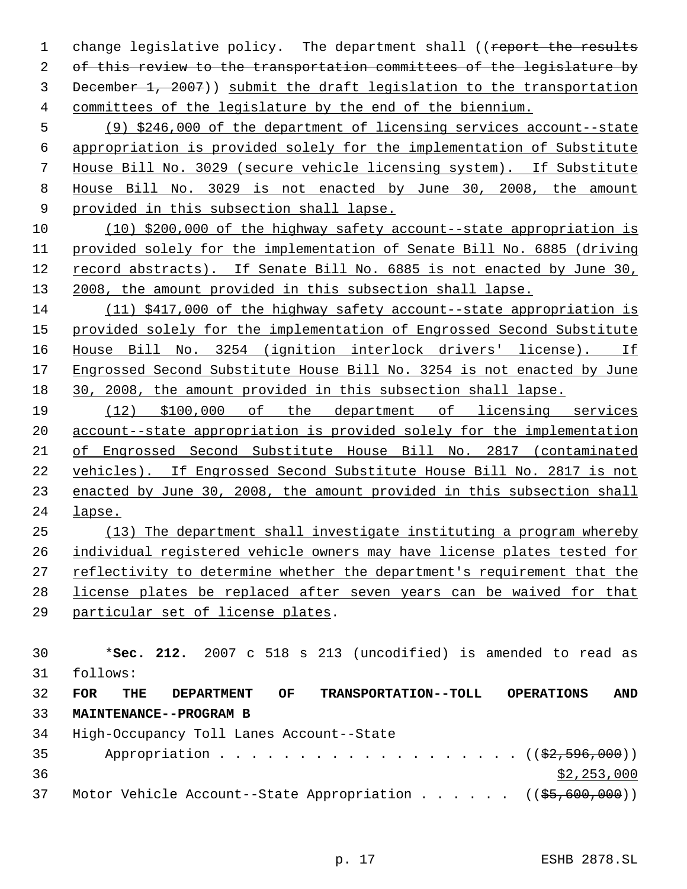change legislative policy. The department shall ((~~report the results of this review to the transportation committees of the legislature by December 1, 2007~~)) submit the draft legislation to the transportation committees of the legislature by the end of the biennium.

(9) $246,000 of the department of licensing services account--state appropriation is provided solely for the implementation of Substitute House Bill No. 3029 (secure vehicle licensing system). If Substitute House Bill No. 3029 is not enacted by June 30, 2008, the amount provided in this subsection shall lapse.

(10) $200,000 of the highway safety account--state appropriation is provided solely for the implementation of Senate Bill No. 6885 (driving record abstracts). If Senate Bill No. 6885 is not enacted by June 30, 2008, the amount provided in this subsection shall lapse.

(11) $417,000 of the highway safety account--state appropriation is provided solely for the implementation of Engrossed Second Substitute House Bill No. 3254 (ignition interlock drivers' license). If Engrossed Second Substitute House Bill No. 3254 is not enacted by June 30, 2008, the amount provided in this subsection shall lapse.

(12) $100,000 of the department of licensing services account--state appropriation is provided solely for the implementation of Engrossed Second Substitute House Bill No. 2817 (contaminated vehicles). If Engrossed Second Substitute House Bill No. 2817 is not enacted by June 30, 2008, the amount provided in this subsection shall lapse.

(13) The department shall investigate instituting a program whereby individual registered vehicle owners may have license plates tested for reflectivity to determine whether the department's requirement that the license plates be replaced after seven years can be waived for that particular set of license plates.

*__Sec. 212.__ 2007 c 518 s 213 (uncodified) is amended to read as follows:

**FOR THE DEPARTMENT OF TRANSPORTATION--TOLL OPERATIONS AND MAINTENANCE--PROGRAM B**

High-Occupancy Toll Lanes Account--State Appropriation . . . . . . . . . . . . . . . . . . . ((~~$2,596,000~~)) $2,253,000

Motor Vehicle Account--State Appropriation . . . . . . ((~~$5,600,000~~))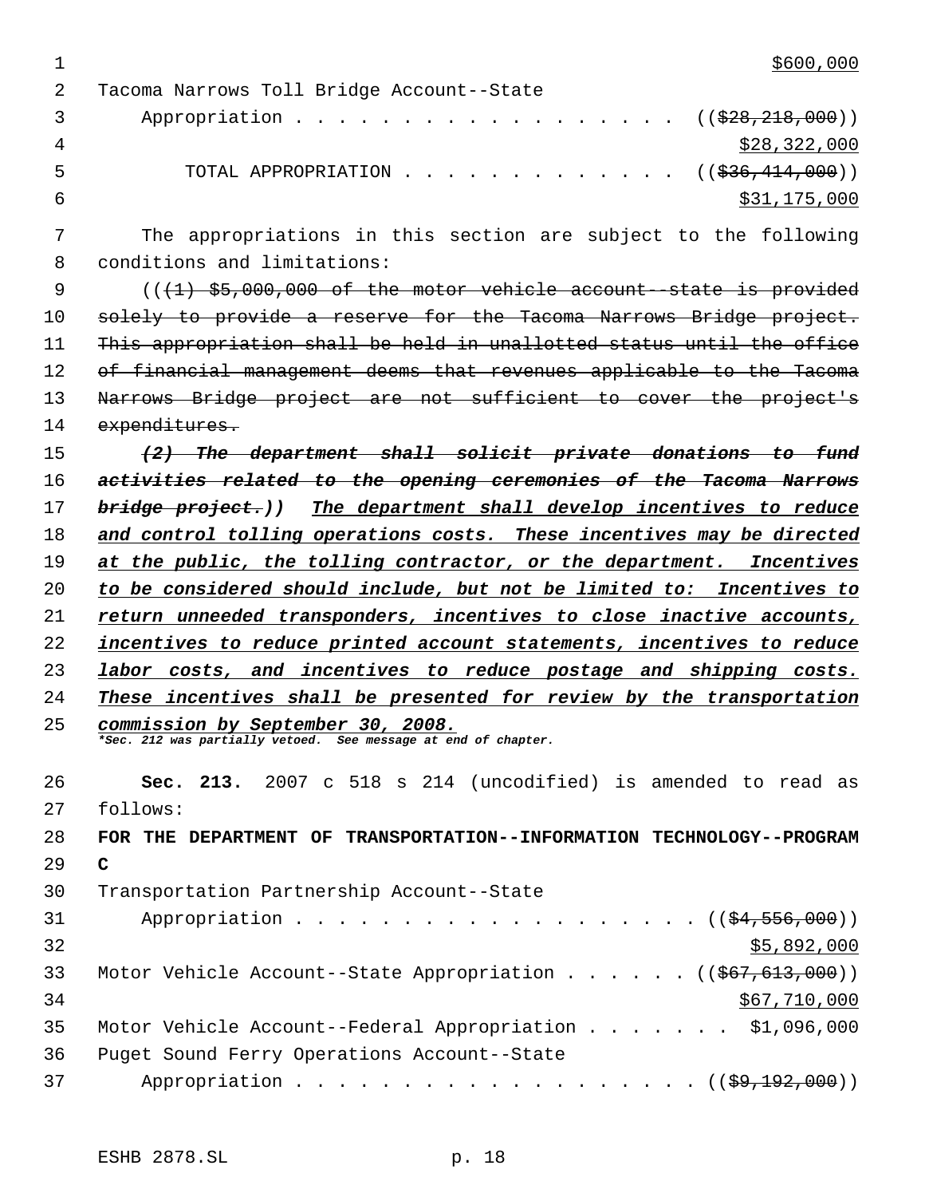$600,000

Tacoma Narrows Toll Bridge Account--State Appropriation . . . . . . . . . . . . . . . . . . ((~~$28,218,000~~)) $28,322,000

TOTAL APPROPRIATION . . . . . . . . . . . . . . ((~~$36,414,000~~)) $31,175,000

The appropriations in this section are subject to the following conditions and limitations:

((~~(1) $5,000,000 of the motor vehicle account--state is provided solely to provide a reserve for the Tacoma Narrows Bridge project. This appropriation shall be held in unallotted status until the office of financial management deems that revenues applicable to the Tacoma Narrows Bridge project are not sufficient to cover the project's expenditures.~~

*~~(2) The department shall solicit private donations to fund activities related to the opening ceremonies of the Tacoma Narrows bridge project.~~*)) *The department shall develop incentives to reduce and control tolling operations costs. These incentives may be directed at the public, the tolling contractor, or the department. Incentives to be considered should include, but not be limited to: Incentives to return unneeded transponders, incentives to close inactive accounts, incentives to reduce printed account statements, incentives to reduce labor costs, and incentives to reduce postage and shipping costs. These incentives shall be presented for review by the transportation commission by September 30, 2008.*

*\*Sec. 212 was partially vetoed. See message at end of chapter.*

**Sec. 213.** 2007 c 518 s 214 (uncodified) is amended to read as follows:

**FOR THE DEPARTMENT OF TRANSPORTATION--INFORMATION TECHNOLOGY--PROGRAM C**

Transportation Partnership Account--State Appropriation . . . . . . . . . . . . . . . . . . . . ((~~$4,556,000~~)) $5,892,000

Motor Vehicle Account--State Appropriation . . . . . . ((~~$67,613,000~~)) $67,710,000

Motor Vehicle Account--Federal Appropriation . . . . . . . $1,096,000

Puget Sound Ferry Operations Account--State Appropriation . . . . . . . . . . . . . . . . . . . . ((~~$9,192,000~~))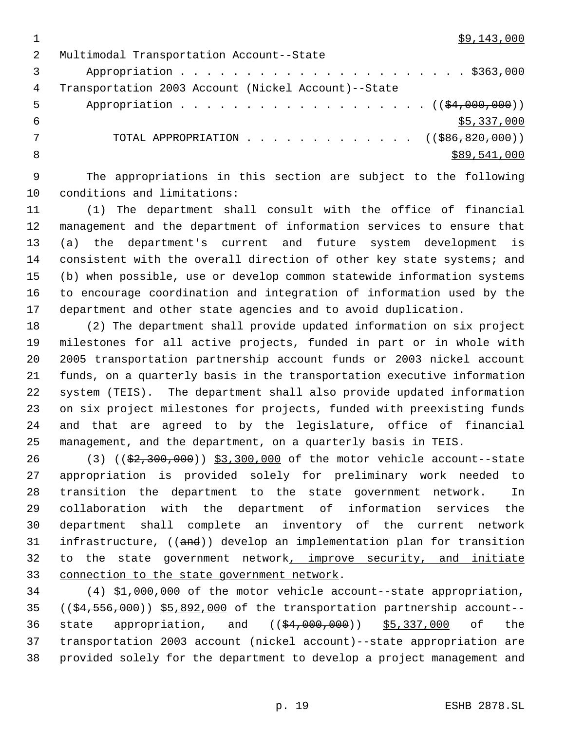$9,143,000

Multimodal Transportation Account--State
Appropriation . . . . . . . . . . . . . . . . . . . . . . $363,000

Transportation 2003 Account (Nickel Account)--State
Appropriation . . . . . . . . . . . . . . . . . . . . (($4,000,000))
$5,337,000

TOTAL APPROPRIATION . . . . . . . . . . . . . (($86,820,000))
$89,541,000

The appropriations in this section are subject to the following conditions and limitations:

(1) The department shall consult with the office of financial management and the department of information services to ensure that (a) the department's current and future system development is consistent with the overall direction of other key state systems; and (b) when possible, use or develop common statewide information systems to encourage coordination and integration of information used by the department and other state agencies and to avoid duplication.

(2) The department shall provide updated information on six project milestones for all active projects, funded in part or in whole with 2005 transportation partnership account funds or 2003 nickel account funds, on a quarterly basis in the transportation executive information system (TEIS). The department shall also provide updated information on six project milestones for projects, funded with preexisting funds and that are agreed to by the legislature, office of financial management, and the department, on a quarterly basis in TEIS.

(3) (($2,300,000)) $3,300,000 of the motor vehicle account--state appropriation is provided solely for preliminary work needed to transition the department to the state government network. In collaboration with the department of information services the department shall complete an inventory of the current network infrastructure, ((and)) develop an implementation plan for transition to the state government network, improve security, and initiate connection to the state government network.

(4) $1,000,000 of the motor vehicle account--state appropriation, (($4,556,000)) $5,892,000 of the transportation partnership account--state appropriation, and (($4,000,000)) $5,337,000 of the transportation 2003 account (nickel account)--state appropriation are provided solely for the department to develop a project management and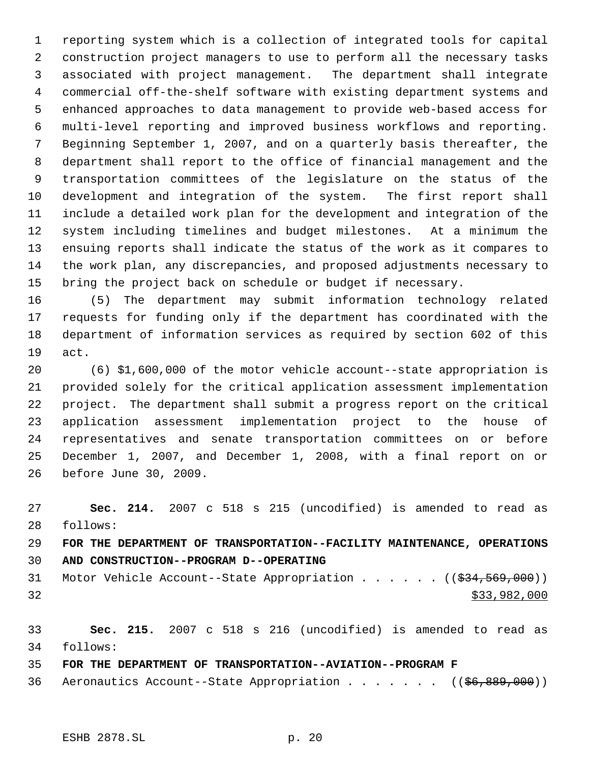reporting system which is a collection of integrated tools for capital construction project managers to use to perform all the necessary tasks associated with project management. The department shall integrate commercial off-the-shelf software with existing department systems and enhanced approaches to data management to provide web-based access for multi-level reporting and improved business workflows and reporting. Beginning September 1, 2007, and on a quarterly basis thereafter, the department shall report to the office of financial management and the transportation committees of the legislature on the status of the development and integration of the system. The first report shall include a detailed work plan for the development and integration of the system including timelines and budget milestones. At a minimum the ensuing reports shall indicate the status of the work as it compares to the work plan, any discrepancies, and proposed adjustments necessary to bring the project back on schedule or budget if necessary.

(5) The department may submit information technology related requests for funding only if the department has coordinated with the department of information services as required by section 602 of this act.

(6) $1,600,000 of the motor vehicle account--state appropriation is provided solely for the critical application assessment implementation project. The department shall submit a progress report on the critical application assessment implementation project to the house of representatives and senate transportation committees on or before December 1, 2007, and December 1, 2008, with a final report on or before June 30, 2009.

**Sec. 214.** 2007 c 518 s 215 (uncodified) is amended to read as follows:

**FOR THE DEPARTMENT OF TRANSPORTATION--FACILITY MAINTENANCE, OPERATIONS AND CONSTRUCTION--PROGRAM D--OPERATING**

Motor Vehicle Account--State Appropriation . . . . . . ((~~$34,569,000~~))
<u>$33,982,000</u>

**Sec. 215.** 2007 c 518 s 216 (uncodified) is amended to read as follows:

**FOR THE DEPARTMENT OF TRANSPORTATION--AVIATION--PROGRAM F**

Aeronautics Account--State Appropriation . . . . . . . ((~~$6,889,000~~))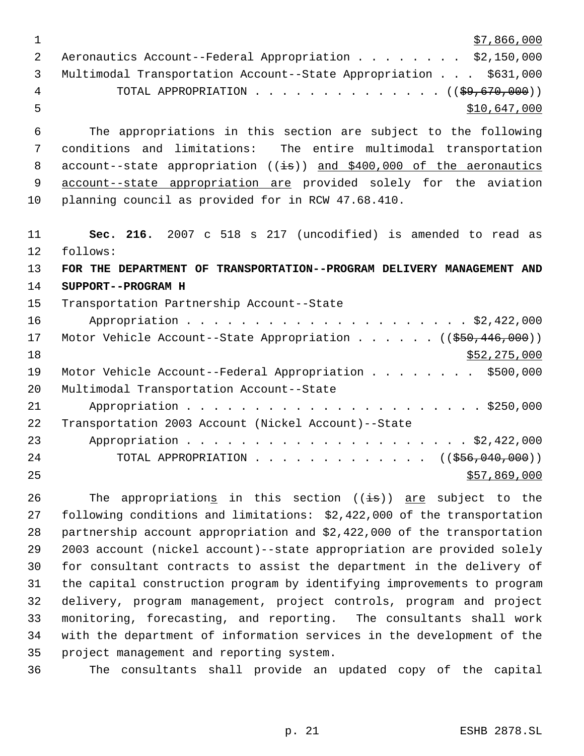$7,866,000

Aeronautics Account--Federal Appropriation . . . . . . . . $2,150,000
Multimodal Transportation Account--State Appropriation . . . $631,000
TOTAL APPROPRIATION . . . . . . . . . . . . . . ((~~$9,670,000~~))
$10,647,000

The appropriations in this section are subject to the following conditions and limitations: The entire multimodal transportation account--state appropriation ((~~is~~)) and $400,000 of the aeronautics account--state appropriation are provided solely for the aviation planning council as provided for in RCW 47.68.410.

**Sec. 216.** 2007 c 518 s 217 (uncodified) is amended to read as follows:

**FOR THE DEPARTMENT OF TRANSPORTATION--PROGRAM DELIVERY MANAGEMENT AND SUPPORT--PROGRAM H**

Transportation Partnership Account--State
Appropriation . . . . . . . . . . . . . . . . . . . . . . $2,422,000
Motor Vehicle Account--State Appropriation . . . . . . ((~~$50,446,000~~))
$52,275,000
Motor Vehicle Account--Federal Appropriation . . . . . . . . $500,000
Multimodal Transportation Account--State
Appropriation . . . . . . . . . . . . . . . . . . . . . . . $250,000
Transportation 2003 Account (Nickel Account)--State
Appropriation . . . . . . . . . . . . . . . . . . . . . . $2,422,000
TOTAL APPROPRIATION . . . . . . . . . . . . . ((~~$56,040,000~~))
$57,869,000

The appropriations in this section ((~~is~~)) are subject to the following conditions and limitations: $2,422,000 of the transportation partnership account appropriation and $2,422,000 of the transportation 2003 account (nickel account)--state appropriation are provided solely for consultant contracts to assist the department in the delivery of the capital construction program by identifying improvements to program delivery, program management, project controls, program and project monitoring, forecasting, and reporting. The consultants shall work with the department of information services in the development of the project management and reporting system.

The consultants shall provide an updated copy of the capital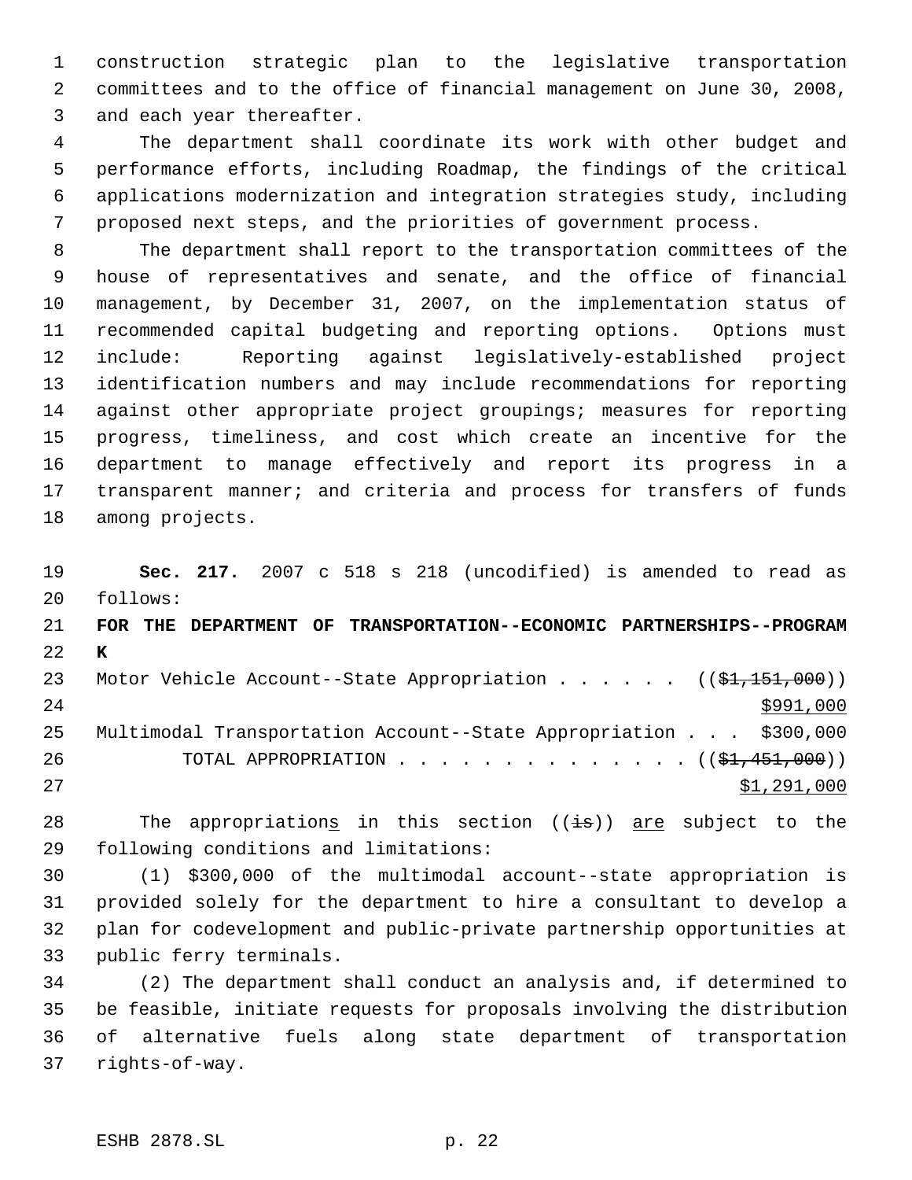construction strategic plan to the legislative transportation committees and to the office of financial management on June 30, 2008, and each year thereafter.

The department shall coordinate its work with other budget and performance efforts, including Roadmap, the findings of the critical applications modernization and integration strategies study, including proposed next steps, and the priorities of government process.

The department shall report to the transportation committees of the house of representatives and senate, and the office of financial management, by December 31, 2007, on the implementation status of recommended capital budgeting and reporting options. Options must include: Reporting against legislatively-established project identification numbers and may include recommendations for reporting against other appropriate project groupings; measures for reporting progress, timeliness, and cost which create an incentive for the department to manage effectively and report its progress in a transparent manner; and criteria and process for transfers of funds among projects.

**Sec. 217.** 2007 c 518 s 218 (uncodified) is amended to read as follows:

**FOR THE DEPARTMENT OF TRANSPORTATION--ECONOMIC PARTNERSHIPS--PROGRAM K**

Motor Vehicle Account--State Appropriation . . . . . . ((~~$1,151,000~~)) $991,000

Multimodal Transportation Account--State Appropriation . . . $300,000

TOTAL APPROPRIATION . . . . . . . . . . . . . . ((~~$1,451,000~~)) $1,291,000

The appropriations in this section ((~~is~~)) are subject to the following conditions and limitations:

(1) $300,000 of the multimodal account--state appropriation is provided solely for the department to hire a consultant to develop a plan for codevelopment and public-private partnership opportunities at public ferry terminals.

(2) The department shall conduct an analysis and, if determined to be feasible, initiate requests for proposals involving the distribution of alternative fuels along state department of transportation rights-of-way.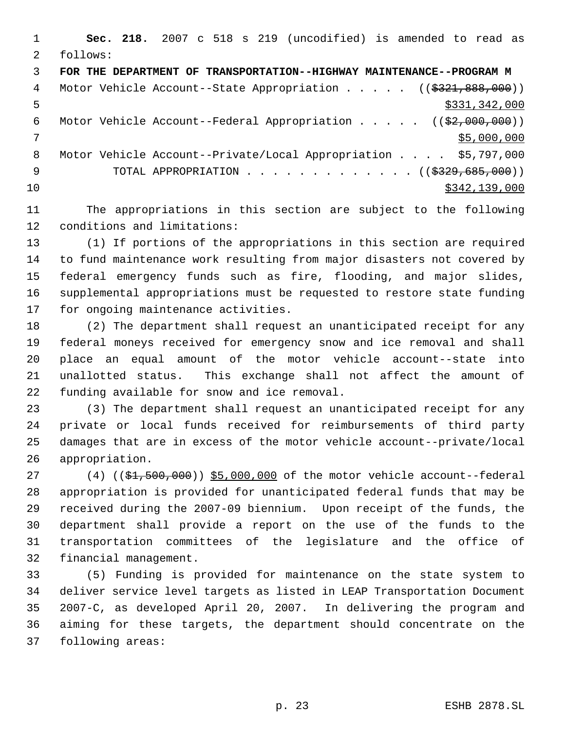**Sec. 218.** 2007 c 518 s 219 (uncodified) is amended to read as follows:

**FOR THE DEPARTMENT OF TRANSPORTATION--HIGHWAY MAINTENANCE--PROGRAM M**

Motor Vehicle Account--State Appropriation . . . . . ((~~$321,888,000~~)) <u>$331,342,000</u>

Motor Vehicle Account--Federal Appropriation . . . . . ((~~$2,000,000~~)) <u>$5,000,000</u>

Motor Vehicle Account--Private/Local Appropriation . . . . $5,797,000

TOTAL APPROPRIATION . . . . . . . . . . . . . ((~~$329,685,000~~)) <u>$342,139,000</u>

The appropriations in this section are subject to the following conditions and limitations:

(1) If portions of the appropriations in this section are required to fund maintenance work resulting from major disasters not covered by federal emergency funds such as fire, flooding, and major slides, supplemental appropriations must be requested to restore state funding for ongoing maintenance activities.

(2) The department shall request an unanticipated receipt for any federal moneys received for emergency snow and ice removal and shall place an equal amount of the motor vehicle account--state into unallotted status. This exchange shall not affect the amount of funding available for snow and ice removal.

(3) The department shall request an unanticipated receipt for any private or local funds received for reimbursements of third party damages that are in excess of the motor vehicle account--private/local appropriation.

(4) ((~~$1,500,000~~)) <u>$5,000,000</u> of the motor vehicle account--federal appropriation is provided for unanticipated federal funds that may be received during the 2007-09 biennium. Upon receipt of the funds, the department shall provide a report on the use of the funds to the transportation committees of the legislature and the office of financial management.

(5) Funding is provided for maintenance on the state system to deliver service level targets as listed in LEAP Transportation Document 2007-C, as developed April 20, 2007. In delivering the program and aiming for these targets, the department should concentrate on the following areas: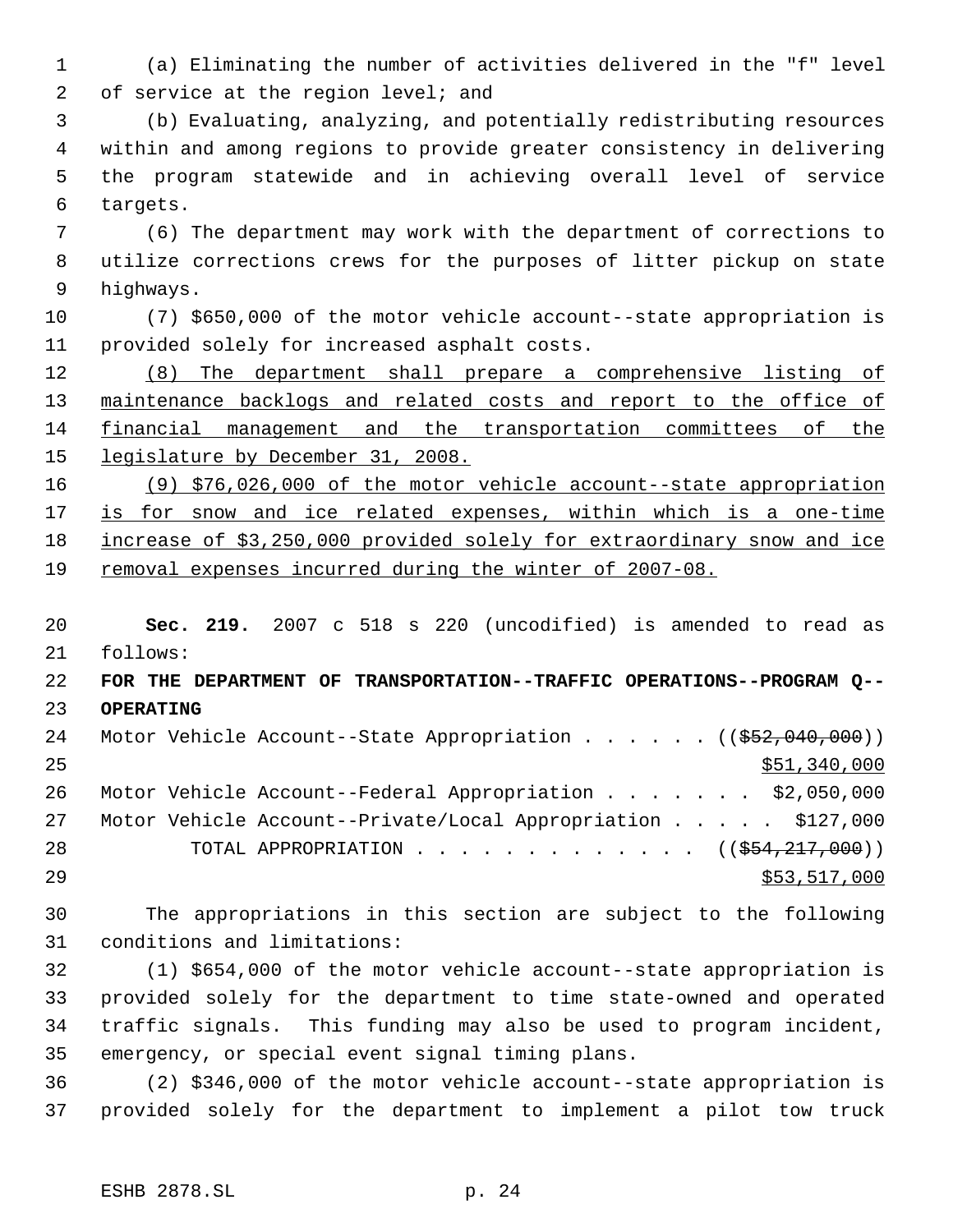(a) Eliminating the number of activities delivered in the "f" level of service at the region level; and

(b) Evaluating, analyzing, and potentially redistributing resources within and among regions to provide greater consistency in delivering the program statewide and in achieving overall level of service targets.

(6) The department may work with the department of corrections to utilize corrections crews for the purposes of litter pickup on state highways.

(7) $650,000 of the motor vehicle account--state appropriation is provided solely for increased asphalt costs.

(8) The department shall prepare a comprehensive listing of maintenance backlogs and related costs and report to the office of financial management and the transportation committees of the legislature by December 31, 2008.

(9) $76,026,000 of the motor vehicle account--state appropriation is for snow and ice related expenses, within which is a one-time increase of $3,250,000 provided solely for extraordinary snow and ice removal expenses incurred during the winter of 2007-08.

**Sec. 219.** 2007 c 518 s 220 (uncodified) is amended to read as follows:

**FOR THE DEPARTMENT OF TRANSPORTATION--TRAFFIC OPERATIONS--PROGRAM Q--OPERATING**

Motor Vehicle Account--State Appropriation . . . . . . (($52,040,000))
$51,340,000

Motor Vehicle Account--Federal Appropriation . . . . . . . $2,050,000

Motor Vehicle Account--Private/Local Appropriation . . . . . $127,000

TOTAL APPROPRIATION . . . . . . . . . . . . . (($54,217,000))
$53,517,000

The appropriations in this section are subject to the following conditions and limitations:

(1) $654,000 of the motor vehicle account--state appropriation is provided solely for the department to time state-owned and operated traffic signals. This funding may also be used to program incident, emergency, or special event signal timing plans.

(2) $346,000 of the motor vehicle account--state appropriation is provided solely for the department to implement a pilot tow truck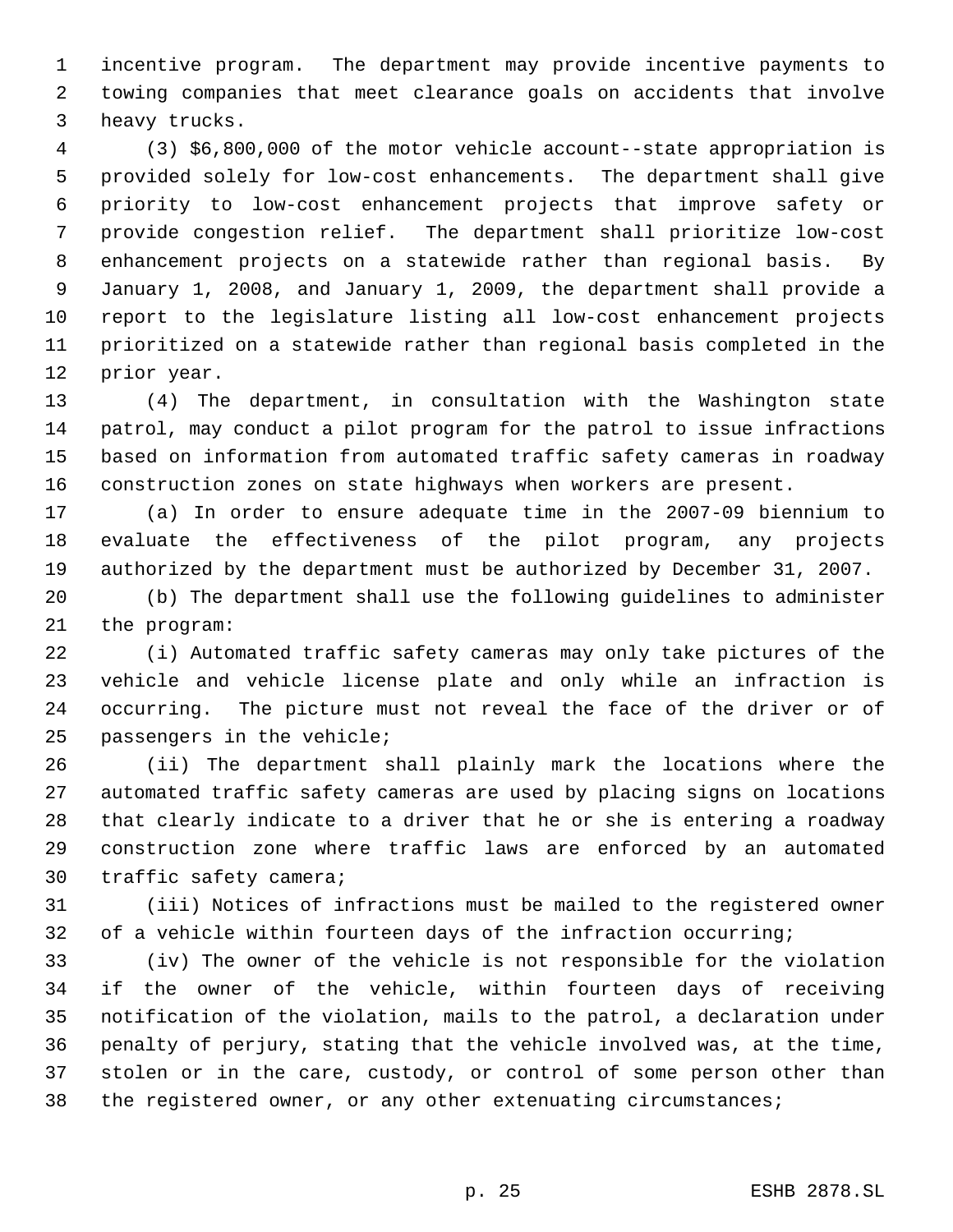incentive program. The department may provide incentive payments to towing companies that meet clearance goals on accidents that involve heavy trucks.

(3) $6,800,000 of the motor vehicle account--state appropriation is provided solely for low-cost enhancements. The department shall give priority to low-cost enhancement projects that improve safety or provide congestion relief. The department shall prioritize low-cost enhancement projects on a statewide rather than regional basis. By January 1, 2008, and January 1, 2009, the department shall provide a report to the legislature listing all low-cost enhancement projects prioritized on a statewide rather than regional basis completed in the prior year.

(4) The department, in consultation with the Washington state patrol, may conduct a pilot program for the patrol to issue infractions based on information from automated traffic safety cameras in roadway construction zones on state highways when workers are present.

(a) In order to ensure adequate time in the 2007-09 biennium to evaluate the effectiveness of the pilot program, any projects authorized by the department must be authorized by December 31, 2007.

(b) The department shall use the following guidelines to administer the program:

(i) Automated traffic safety cameras may only take pictures of the vehicle and vehicle license plate and only while an infraction is occurring. The picture must not reveal the face of the driver or of passengers in the vehicle;

(ii) The department shall plainly mark the locations where the automated traffic safety cameras are used by placing signs on locations that clearly indicate to a driver that he or she is entering a roadway construction zone where traffic laws are enforced by an automated traffic safety camera;

(iii) Notices of infractions must be mailed to the registered owner of a vehicle within fourteen days of the infraction occurring;

(iv) The owner of the vehicle is not responsible for the violation if the owner of the vehicle, within fourteen days of receiving notification of the violation, mails to the patrol, a declaration under penalty of perjury, stating that the vehicle involved was, at the time, stolen or in the care, custody, or control of some person other than the registered owner, or any other extenuating circumstances;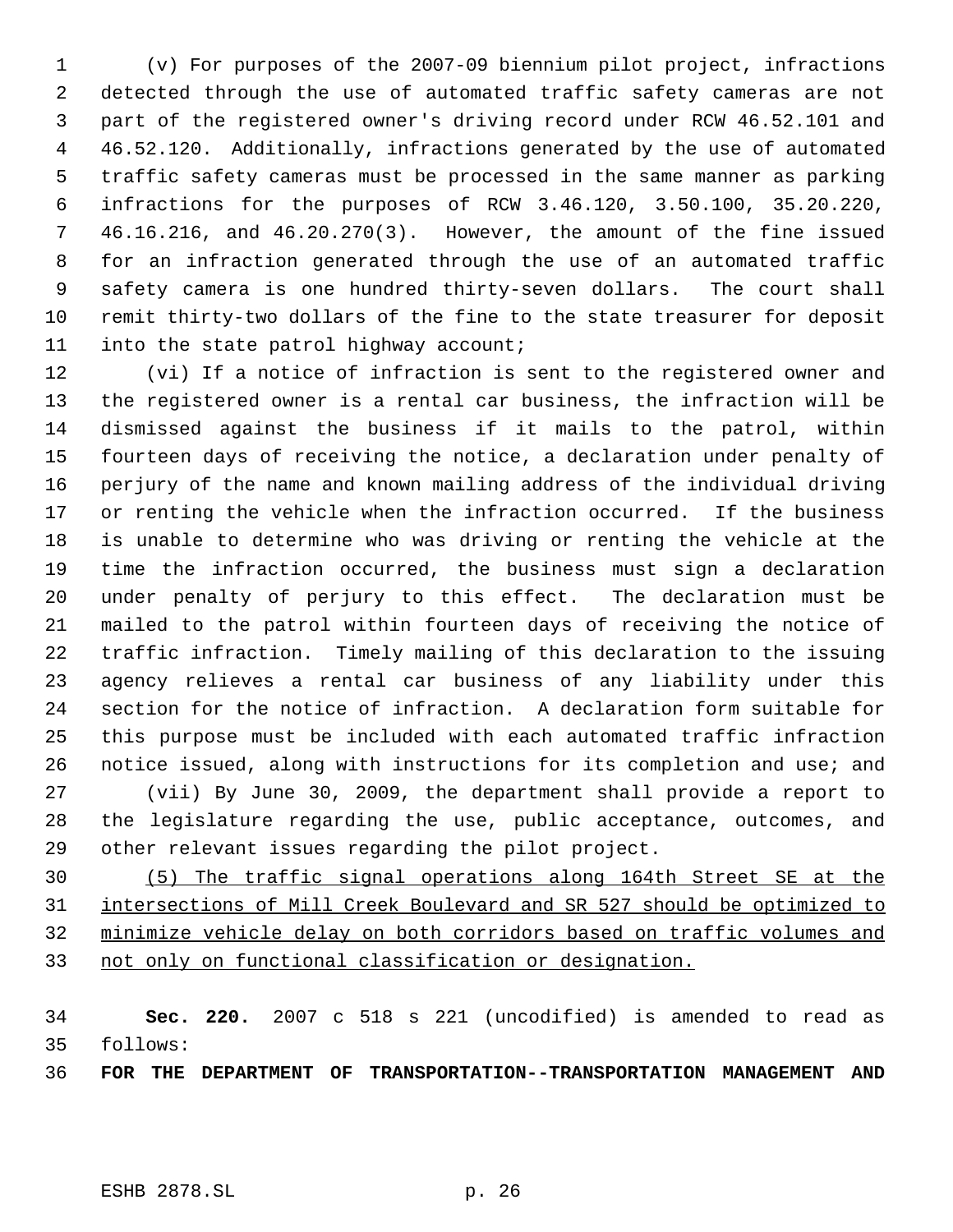(v) For purposes of the 2007-09 biennium pilot project, infractions detected through the use of automated traffic safety cameras are not part of the registered owner's driving record under RCW 46.52.101 and 46.52.120. Additionally, infractions generated by the use of automated traffic safety cameras must be processed in the same manner as parking infractions for the purposes of RCW 3.46.120, 3.50.100, 35.20.220, 46.16.216, and 46.20.270(3). However, the amount of the fine issued for an infraction generated through the use of an automated traffic safety camera is one hundred thirty-seven dollars. The court shall remit thirty-two dollars of the fine to the state treasurer for deposit into the state patrol highway account;

(vi) If a notice of infraction is sent to the registered owner and the registered owner is a rental car business, the infraction will be dismissed against the business if it mails to the patrol, within fourteen days of receiving the notice, a declaration under penalty of perjury of the name and known mailing address of the individual driving or renting the vehicle when the infraction occurred. If the business is unable to determine who was driving or renting the vehicle at the time the infraction occurred, the business must sign a declaration under penalty of perjury to this effect. The declaration must be mailed to the patrol within fourteen days of receiving the notice of traffic infraction. Timely mailing of this declaration to the issuing agency relieves a rental car business of any liability under this section for the notice of infraction. A declaration form suitable for this purpose must be included with each automated traffic infraction notice issued, along with instructions for its completion and use; and

(vii) By June 30, 2009, the department shall provide a report to the legislature regarding the use, public acceptance, outcomes, and other relevant issues regarding the pilot project.

<u>(5) The traffic signal operations along 164th Street SE at the intersections of Mill Creek Boulevard and SR 527 should be optimized to minimize vehicle delay on both corridors based on traffic volumes and not only on functional classification or designation.</u>

**Sec. 220.** 2007 c 518 s 221 (uncodified) is amended to read as follows:

**FOR THE DEPARTMENT OF TRANSPORTATION--TRANSPORTATION MANAGEMENT AND**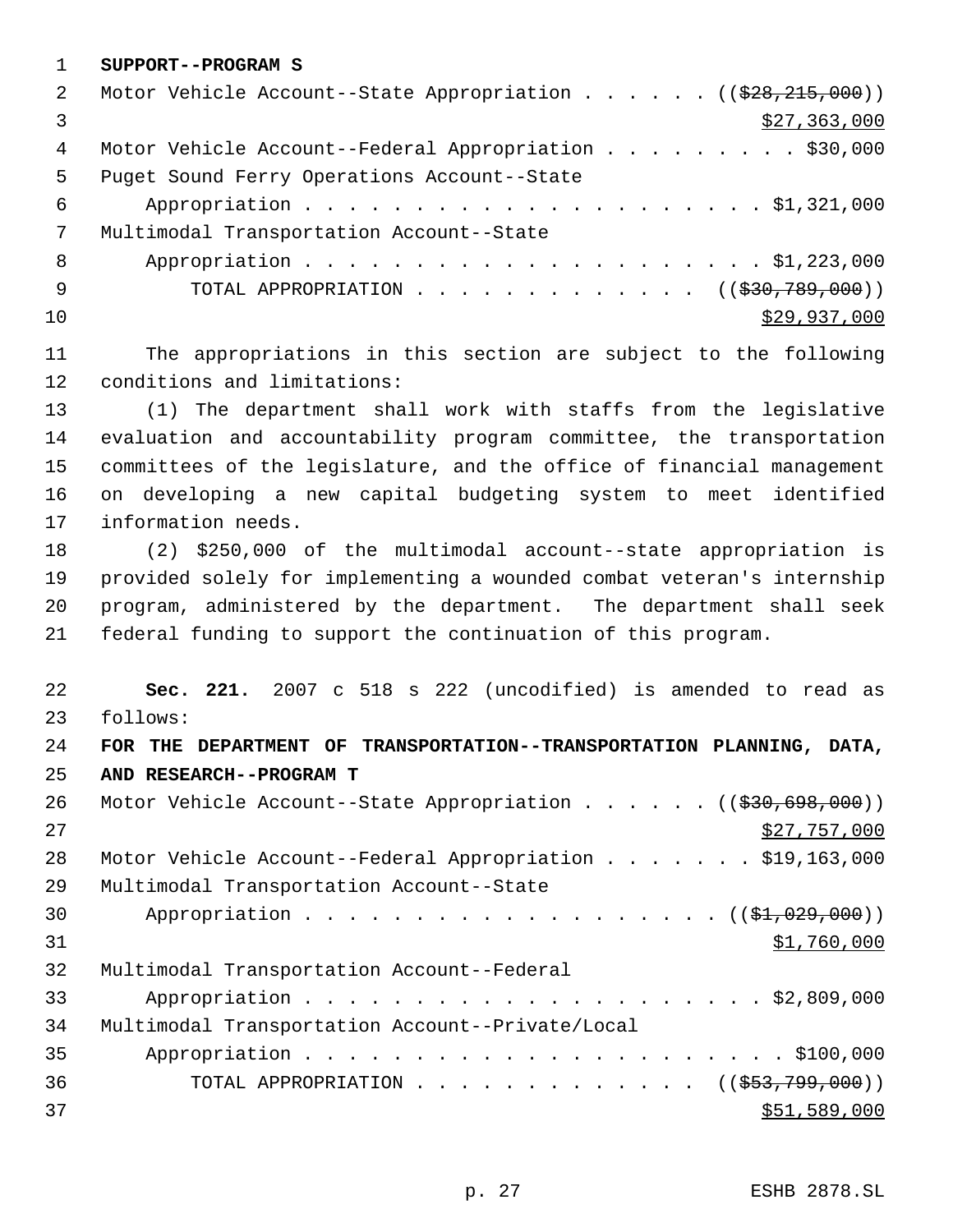**SUPPORT--PROGRAM S**

Motor Vehicle Account--State Appropriation . . . . . . ((~~$28,215,000~~))
$27,363,000

Motor Vehicle Account--Federal Appropriation . . . . . . . . . $30,000

Puget Sound Ferry Operations Account--State
Appropriation . . . . . . . . . . . . . . . . . . . . . $1,321,000

Multimodal Transportation Account--State
Appropriation . . . . . . . . . . . . . . . . . . . . . $1,223,000

TOTAL APPROPRIATION . . . . . . . . . . . . . . ((~~$30,789,000~~))
$29,937,000

The appropriations in this section are subject to the following conditions and limitations:

(1) The department shall work with staffs from the legislative evaluation and accountability program committee, the transportation committees of the legislature, and the office of financial management on developing a new capital budgeting system to meet identified information needs.

(2) $250,000 of the multimodal account--state appropriation is provided solely for implementing a wounded combat veteran's internship program, administered by the department. The department shall seek federal funding to support the continuation of this program.

**Sec. 221.** 2007 c 518 s 222 (uncodified) is amended to read as follows:

**FOR THE DEPARTMENT OF TRANSPORTATION--TRANSPORTATION PLANNING, DATA, AND RESEARCH--PROGRAM T**

Motor Vehicle Account--State Appropriation . . . . . . ((~~$30,698,000~~))
$27,757,000

Motor Vehicle Account--Federal Appropriation . . . . . . . $19,163,000

Multimodal Transportation Account--State
Appropriation . . . . . . . . . . . . . . . . . . . . ((~~$1,029,000~~))
$1,760,000

Multimodal Transportation Account--Federal
Appropriation . . . . . . . . . . . . . . . . . . . . . $2,809,000

Multimodal Transportation Account--Private/Local
Appropriation . . . . . . . . . . . . . . . . . . . . . . $100,000

TOTAL APPROPRIATION . . . . . . . . . . . . . . ((~~$53,799,000~~))
$51,589,000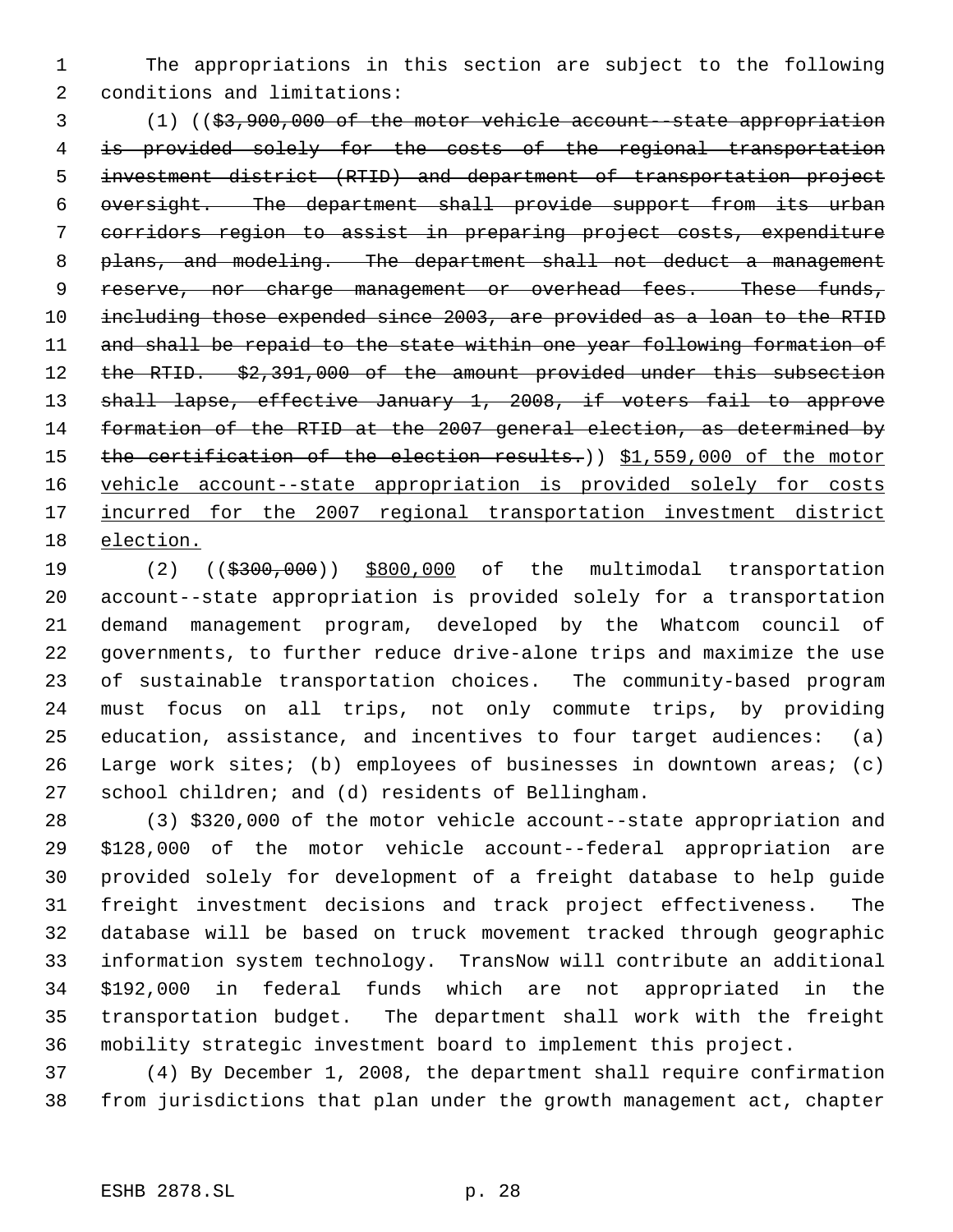The appropriations in this section are subject to the following conditions and limitations:

(1) (($3,900,000 of the motor vehicle account--state appropriation is provided solely for the costs of the regional transportation investment district (RTID) and department of transportation project oversight. The department shall provide support from its urban corridors region to assist in preparing project costs, expenditure plans, and modeling. The department shall not deduct a management reserve, nor charge management or overhead fees. These funds, including those expended since 2003, are provided as a loan to the RTID and shall be repaid to the state within one year following formation of the RTID. $2,391,000 of the amount provided under this subsection shall lapse, effective January 1, 2008, if voters fail to approve formation of the RTID at the 2007 general election, as determined by the certification of the election results.)) $1,559,000 of the motor vehicle account--state appropriation is provided solely for costs incurred for the 2007 regional transportation investment district election.

(2) (($300,000)) $800,000 of the multimodal transportation account--state appropriation is provided solely for a transportation demand management program, developed by the Whatcom council of governments, to further reduce drive-alone trips and maximize the use of sustainable transportation choices. The community-based program must focus on all trips, not only commute trips, by providing education, assistance, and incentives to four target audiences: (a) Large work sites; (b) employees of businesses in downtown areas; (c) school children; and (d) residents of Bellingham.

(3) $320,000 of the motor vehicle account--state appropriation and $128,000 of the motor vehicle account--federal appropriation are provided solely for development of a freight database to help guide freight investment decisions and track project effectiveness. The database will be based on truck movement tracked through geographic information system technology. TransNow will contribute an additional $192,000 in federal funds which are not appropriated in the transportation budget. The department shall work with the freight mobility strategic investment board to implement this project.

(4) By December 1, 2008, the department shall require confirmation from jurisdictions that plan under the growth management act, chapter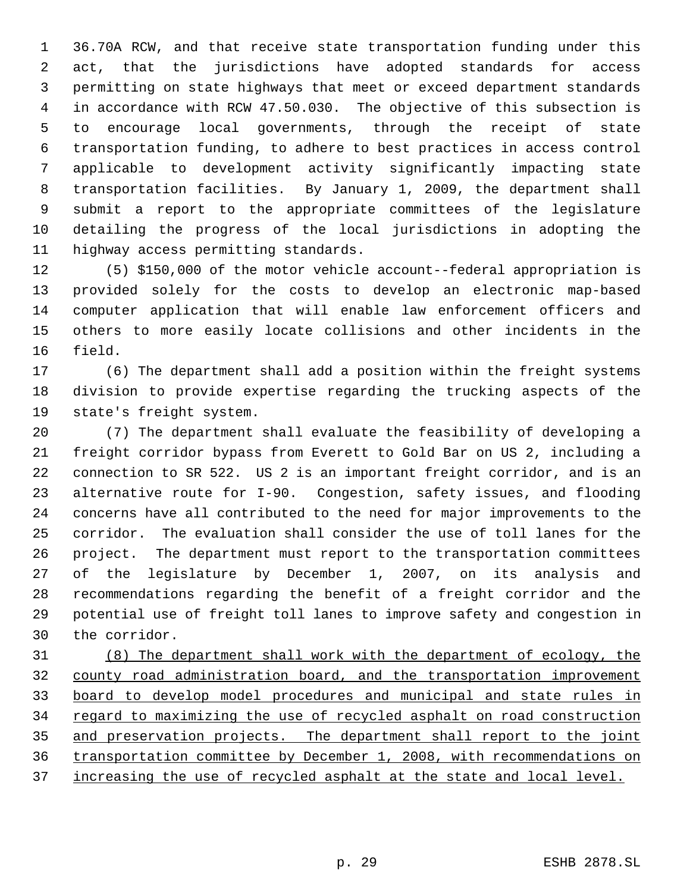36.70A RCW, and that receive state transportation funding under this act, that the jurisdictions have adopted standards for access permitting on state highways that meet or exceed department standards in accordance with RCW 47.50.030. The objective of this subsection is to encourage local governments, through the receipt of state transportation funding, to adhere to best practices in access control applicable to development activity significantly impacting state transportation facilities. By January 1, 2009, the department shall submit a report to the appropriate committees of the legislature detailing the progress of the local jurisdictions in adopting the highway access permitting standards.

(5) $150,000 of the motor vehicle account--federal appropriation is provided solely for the costs to develop an electronic map-based computer application that will enable law enforcement officers and others to more easily locate collisions and other incidents in the field.

(6) The department shall add a position within the freight systems division to provide expertise regarding the trucking aspects of the state's freight system.

(7) The department shall evaluate the feasibility of developing a freight corridor bypass from Everett to Gold Bar on US 2, including a connection to SR 522. US 2 is an important freight corridor, and is an alternative route for I-90. Congestion, safety issues, and flooding concerns have all contributed to the need for major improvements to the corridor. The evaluation shall consider the use of toll lanes for the project. The department must report to the transportation committees of the legislature by December 1, 2007, on its analysis and recommendations regarding the benefit of a freight corridor and the potential use of freight toll lanes to improve safety and congestion in the corridor.

<u>(8) The department shall work with the department of ecology, the county road administration board, and the transportation improvement board to develop model procedures and municipal and state rules in regard to maximizing the use of recycled asphalt on road construction and preservation projects. The department shall report to the joint transportation committee by December 1, 2008, with recommendations on increasing the use of recycled asphalt at the state and local level.</u>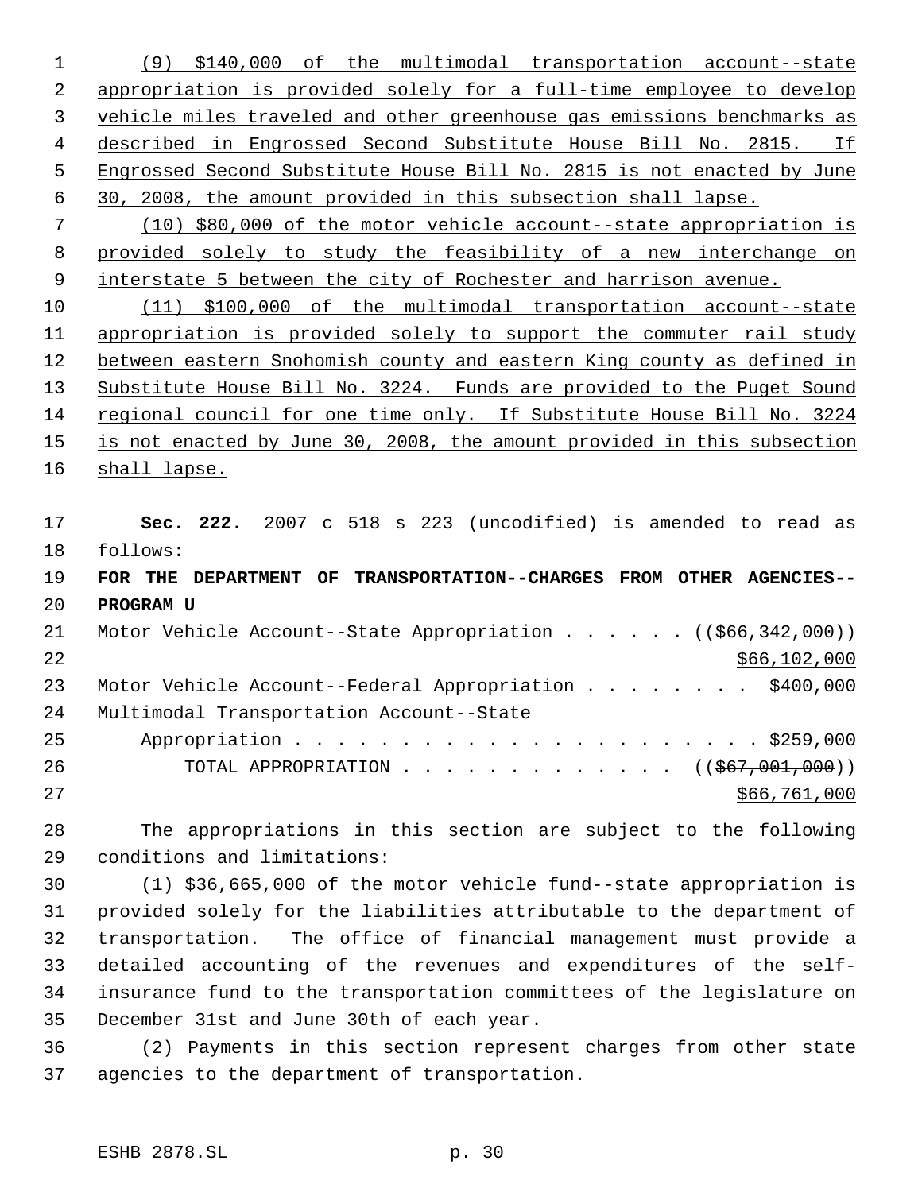(9) $140,000 of the multimodal transportation account--state appropriation is provided solely for a full-time employee to develop vehicle miles traveled and other greenhouse gas emissions benchmarks as described in Engrossed Second Substitute House Bill No. 2815. If Engrossed Second Substitute House Bill No. 2815 is not enacted by June 30, 2008, the amount provided in this subsection shall lapse.

(10) $80,000 of the motor vehicle account--state appropriation is provided solely to study the feasibility of a new interchange on interstate 5 between the city of Rochester and harrison avenue.

(11) $100,000 of the multimodal transportation account--state appropriation is provided solely to support the commuter rail study between eastern Snohomish county and eastern King county as defined in Substitute House Bill No. 3224. Funds are provided to the Puget Sound regional council for one time only. If Substitute House Bill No. 3224 is not enacted by June 30, 2008, the amount provided in this subsection shall lapse.

**Sec. 222.** 2007 c 518 s 223 (uncodified) is amended to read as follows:

**FOR THE DEPARTMENT OF TRANSPORTATION--CHARGES FROM OTHER AGENCIES--PROGRAM U**

Motor Vehicle Account--State Appropriation . . . . . . (($66,342,000)) $66,102,000

Motor Vehicle Account--Federal Appropriation . . . . . . . . $400,000

Multimodal Transportation Account--State Appropriation . . . . . . . . . . . . . . . . . . . . . . $259,000

TOTAL APPROPRIATION . . . . . . . . . . . . . (($67,001,000)) $66,761,000

The appropriations in this section are subject to the following conditions and limitations:

(1) $36,665,000 of the motor vehicle fund--state appropriation is provided solely for the liabilities attributable to the department of transportation. The office of financial management must provide a detailed accounting of the revenues and expenditures of the self-insurance fund to the transportation committees of the legislature on December 31st and June 30th of each year.

(2) Payments in this section represent charges from other state agencies to the department of transportation.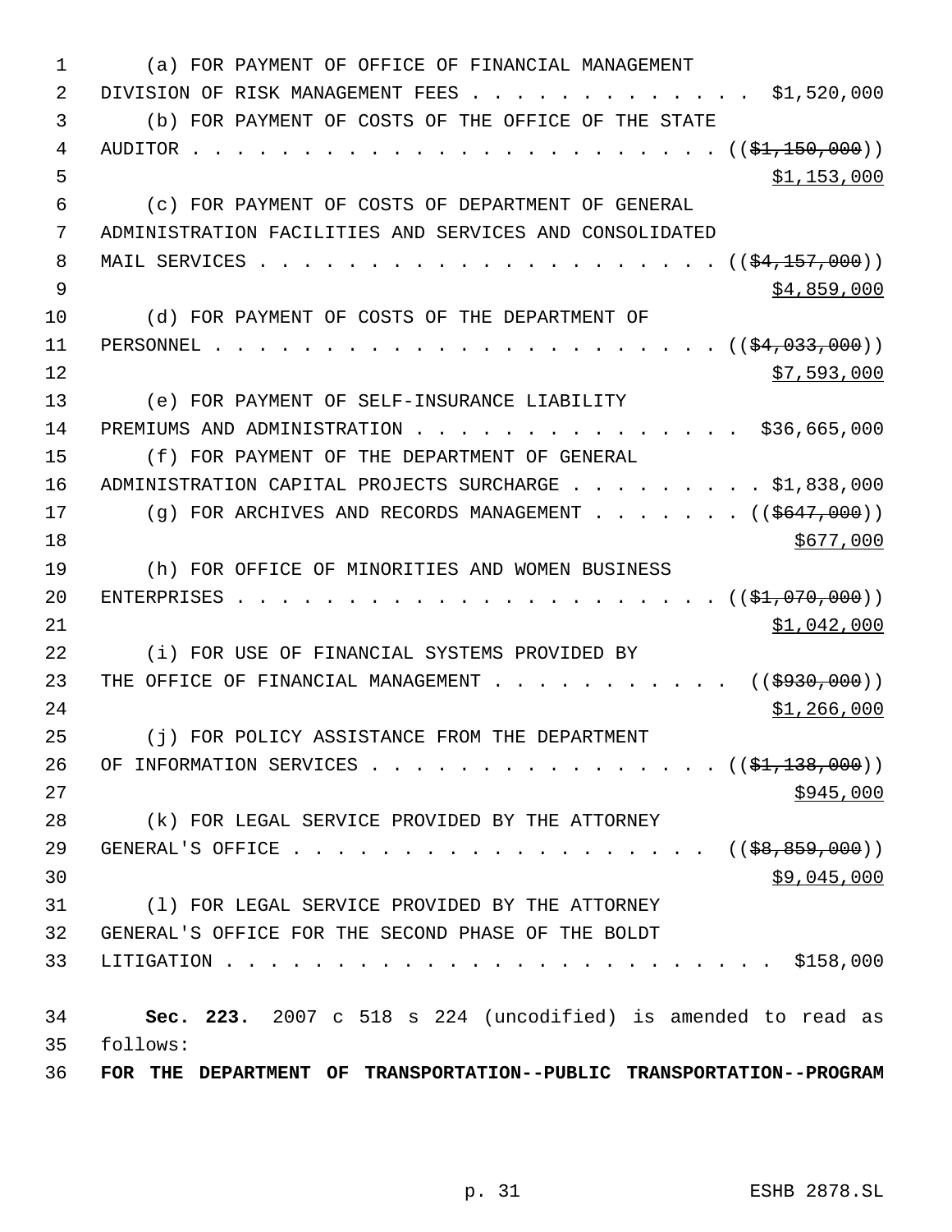(a) FOR PAYMENT OF OFFICE OF FINANCIAL MANAGEMENT DIVISION OF RISK MANAGEMENT FEES . . . . . . . . . . . . . $1,520,000

(b) FOR PAYMENT OF COSTS OF THE OFFICE OF THE STATE AUDITOR . . . . . . . . . . . . . . . . . . . . . . . . ((~~$1,150,000~~)) $1,153,000

(c) FOR PAYMENT OF COSTS OF DEPARTMENT OF GENERAL ADMINISTRATION FACILITIES AND SERVICES AND CONSOLIDATED MAIL SERVICES . . . . . . . . . . . . . . . . . . . . . ((~~$4,157,000~~)) $4,859,000

(d) FOR PAYMENT OF COSTS OF THE DEPARTMENT OF PERSONNEL . . . . . . . . . . . . . . . . . . . . . . . ((~~$4,033,000~~)) $7,593,000

(e) FOR PAYMENT OF SELF-INSURANCE LIABILITY PREMIUMS AND ADMINISTRATION . . . . . . . . . . . . . . . $36,665,000

(f) FOR PAYMENT OF THE DEPARTMENT OF GENERAL ADMINISTRATION CAPITAL PROJECTS SURCHARGE . . . . . . . . . $1,838,000

(g) FOR ARCHIVES AND RECORDS MANAGEMENT . . . . . . . ((~~$647,000~~)) $677,000

(h) FOR OFFICE OF MINORITIES AND WOMEN BUSINESS ENTERPRISES . . . . . . . . . . . . . . . . . . . . . . ((~~$1,070,000~~)) $1,042,000

(i) FOR USE OF FINANCIAL SYSTEMS PROVIDED BY THE OFFICE OF FINANCIAL MANAGEMENT . . . . . . . . . . . ((~~$930,000~~)) $1,266,000

(j) FOR POLICY ASSISTANCE FROM THE DEPARTMENT OF INFORMATION SERVICES . . . . . . . . . . . . . . . . . ((~~$1,138,000~~)) $945,000

(k) FOR LEGAL SERVICE PROVIDED BY THE ATTORNEY GENERAL'S OFFICE . . . . . . . . . . . . . . . . . . . ((~~$8,859,000~~)) $9,045,000

(l) FOR LEGAL SERVICE PROVIDED BY THE ATTORNEY GENERAL'S OFFICE FOR THE SECOND PHASE OF THE BOLDT LITIGATION . . . . . . . . . . . . . . . . . . . . . . . . . $158,000

**Sec. 223.** 2007 c 518 s 224 (uncodified) is amended to read as follows:

**FOR THE DEPARTMENT OF TRANSPORTATION--PUBLIC TRANSPORTATION--PROGRAM**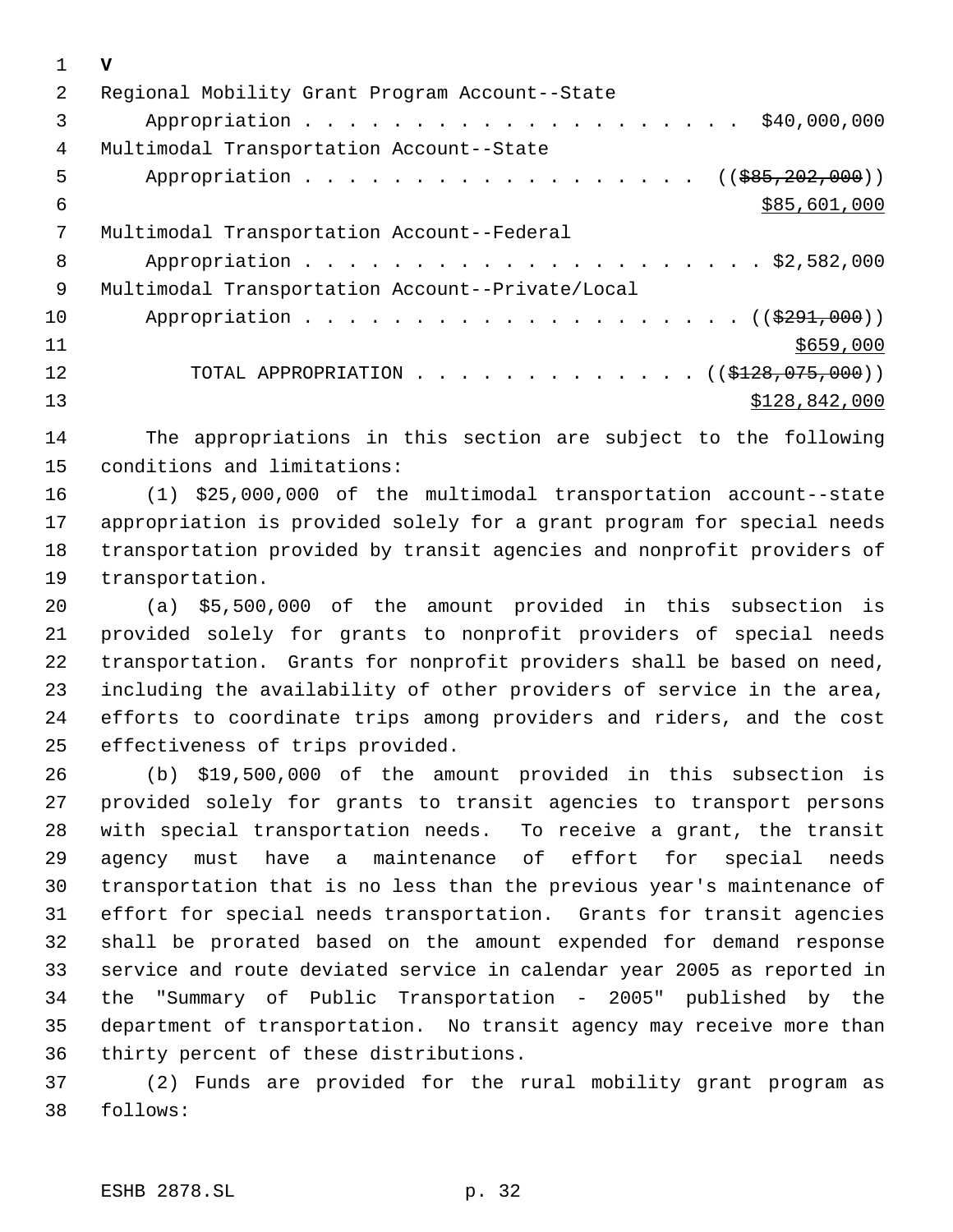**V**

Regional Mobility Grant Program Account--State
Appropriation . . . . . . . . . . . . . . . . . . . . . $40,000,000

Multimodal Transportation Account--State
Appropriation . . . . . . . . . . . . . . . . . . . . ((~~$85,202,000~~))
<u>$85,601,000</u>

Multimodal Transportation Account--Federal
Appropriation . . . . . . . . . . . . . . . . . . . . . . $2,582,000

Multimodal Transportation Account--Private/Local
Appropriation . . . . . . . . . . . . . . . . . . . . . . ((~~$291,000~~))
<u>$659,000</u>

TOTAL APPROPRIATION . . . . . . . . . . . . . . ((~~$128,075,000~~))
<u>$128,842,000</u>

The appropriations in this section are subject to the following conditions and limitations:

(1) $25,000,000 of the multimodal transportation account--state appropriation is provided solely for a grant program for special needs transportation provided by transit agencies and nonprofit providers of transportation.

(a) $5,500,000 of the amount provided in this subsection is provided solely for grants to nonprofit providers of special needs transportation. Grants for nonprofit providers shall be based on need, including the availability of other providers of service in the area, efforts to coordinate trips among providers and riders, and the cost effectiveness of trips provided.

(b) $19,500,000 of the amount provided in this subsection is provided solely for grants to transit agencies to transport persons with special transportation needs. To receive a grant, the transit agency must have a maintenance of effort for special needs transportation that is no less than the previous year's maintenance of effort for special needs transportation. Grants for transit agencies shall be prorated based on the amount expended for demand response service and route deviated service in calendar year 2005 as reported in the "Summary of Public Transportation - 2005" published by the department of transportation. No transit agency may receive more than thirty percent of these distributions.

(2) Funds are provided for the rural mobility grant program as follows: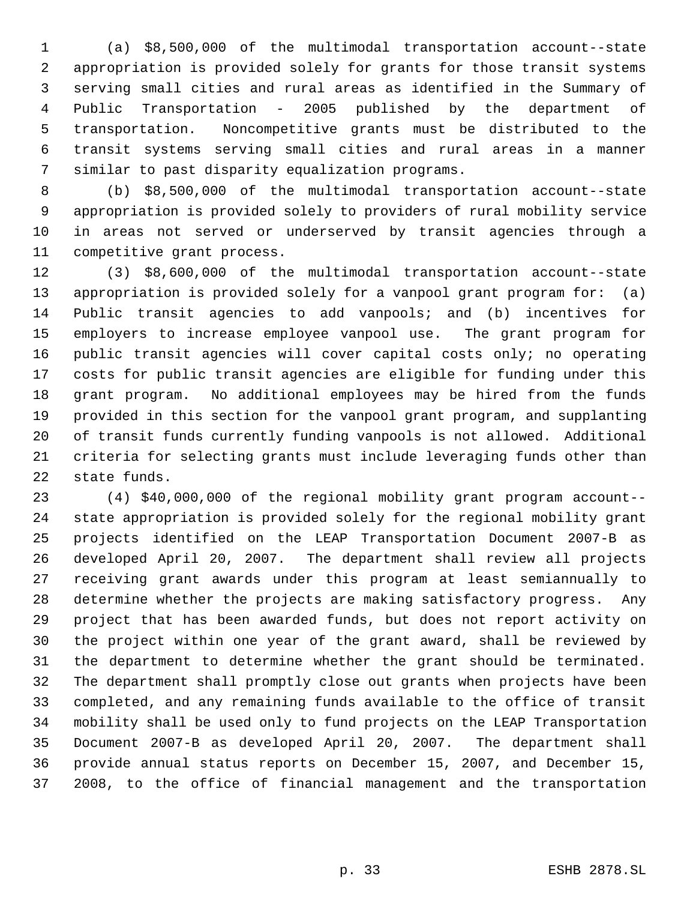(a) $8,500,000 of the multimodal transportation account--state appropriation is provided solely for grants for those transit systems serving small cities and rural areas as identified in the Summary of Public Transportation - 2005 published by the department of transportation. Noncompetitive grants must be distributed to the transit systems serving small cities and rural areas in a manner similar to past disparity equalization programs.

(b) $8,500,000 of the multimodal transportation account--state appropriation is provided solely to providers of rural mobility service in areas not served or underserved by transit agencies through a competitive grant process.

(3) $8,600,000 of the multimodal transportation account--state appropriation is provided solely for a vanpool grant program for: (a) Public transit agencies to add vanpools; and (b) incentives for employers to increase employee vanpool use. The grant program for public transit agencies will cover capital costs only; no operating costs for public transit agencies are eligible for funding under this grant program. No additional employees may be hired from the funds provided in this section for the vanpool grant program, and supplanting of transit funds currently funding vanpools is not allowed. Additional criteria for selecting grants must include leveraging funds other than state funds.

(4) $40,000,000 of the regional mobility grant program account--state appropriation is provided solely for the regional mobility grant projects identified on the LEAP Transportation Document 2007-B as developed April 20, 2007. The department shall review all projects receiving grant awards under this program at least semiannually to determine whether the projects are making satisfactory progress. Any project that has been awarded funds, but does not report activity on the project within one year of the grant award, shall be reviewed by the department to determine whether the grant should be terminated. The department shall promptly close out grants when projects have been completed, and any remaining funds available to the office of transit mobility shall be used only to fund projects on the LEAP Transportation Document 2007-B as developed April 20, 2007. The department shall provide annual status reports on December 15, 2007, and December 15, 2008, to the office of financial management and the transportation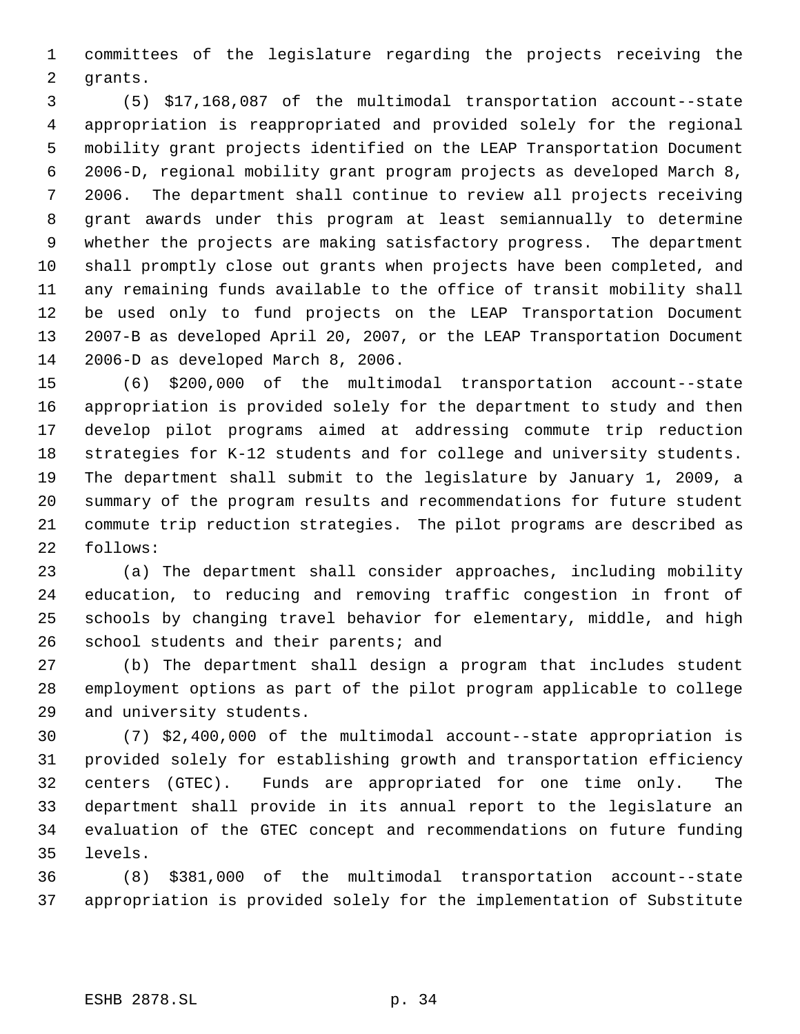committees of the legislature regarding the projects receiving the grants.

(5) $17,168,087 of the multimodal transportation account--state appropriation is reappropriated and provided solely for the regional mobility grant projects identified on the LEAP Transportation Document 2006-D, regional mobility grant program projects as developed March 8, 2006. The department shall continue to review all projects receiving grant awards under this program at least semiannually to determine whether the projects are making satisfactory progress. The department shall promptly close out grants when projects have been completed, and any remaining funds available to the office of transit mobility shall be used only to fund projects on the LEAP Transportation Document 2007-B as developed April 20, 2007, or the LEAP Transportation Document 2006-D as developed March 8, 2006.

(6) $200,000 of the multimodal transportation account--state appropriation is provided solely for the department to study and then develop pilot programs aimed at addressing commute trip reduction strategies for K-12 students and for college and university students. The department shall submit to the legislature by January 1, 2009, a summary of the program results and recommendations for future student commute trip reduction strategies. The pilot programs are described as follows:

(a) The department shall consider approaches, including mobility education, to reducing and removing traffic congestion in front of schools by changing travel behavior for elementary, middle, and high school students and their parents; and

(b) The department shall design a program that includes student employment options as part of the pilot program applicable to college and university students.

(7) $2,400,000 of the multimodal account--state appropriation is provided solely for establishing growth and transportation efficiency centers (GTEC). Funds are appropriated for one time only. The department shall provide in its annual report to the legislature an evaluation of the GTEC concept and recommendations on future funding levels.

(8) $381,000 of the multimodal transportation account--state appropriation is provided solely for the implementation of Substitute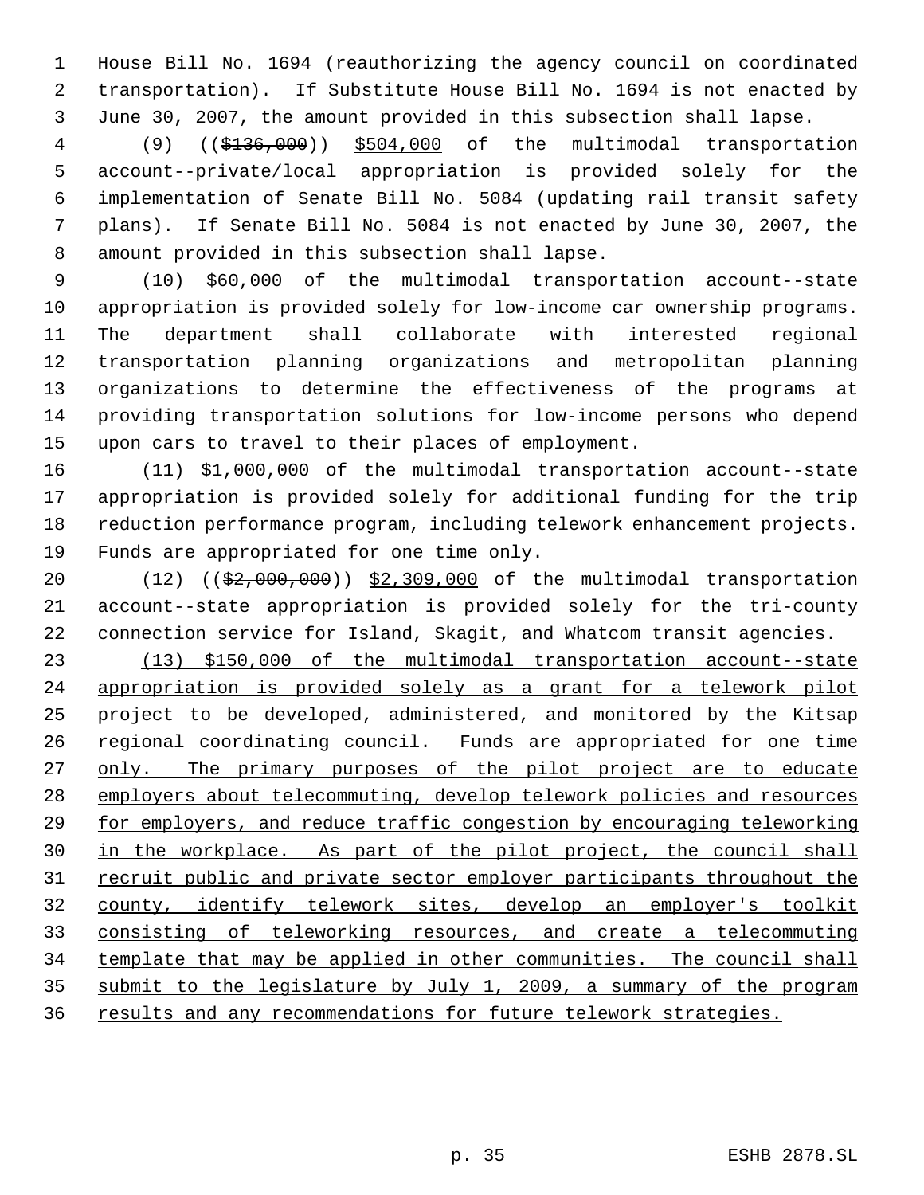House Bill No. 1694 (reauthorizing the agency council on coordinated transportation). If Substitute House Bill No. 1694 is not enacted by June 30, 2007, the amount provided in this subsection shall lapse.

(9) (($136,000)) $504,000 of the multimodal transportation account--private/local appropriation is provided solely for the implementation of Senate Bill No. 5084 (updating rail transit safety plans). If Senate Bill No. 5084 is not enacted by June 30, 2007, the amount provided in this subsection shall lapse.

(10) $60,000 of the multimodal transportation account--state appropriation is provided solely for low-income car ownership programs. The department shall collaborate with interested regional transportation planning organizations and metropolitan planning organizations to determine the effectiveness of the programs at providing transportation solutions for low-income persons who depend upon cars to travel to their places of employment.

(11) $1,000,000 of the multimodal transportation account--state appropriation is provided solely for additional funding for the trip reduction performance program, including telework enhancement projects. Funds are appropriated for one time only.

(12) (($2,000,000)) $2,309,000 of the multimodal transportation account--state appropriation is provided solely for the tri-county connection service for Island, Skagit, and Whatcom transit agencies.

(13) $150,000 of the multimodal transportation account--state appropriation is provided solely as a grant for a telework pilot project to be developed, administered, and monitored by the Kitsap regional coordinating council. Funds are appropriated for one time only. The primary purposes of the pilot project are to educate employers about telecommuting, develop telework policies and resources for employers, and reduce traffic congestion by encouraging teleworking in the workplace. As part of the pilot project, the council shall recruit public and private sector employer participants throughout the county, identify telework sites, develop an employer's toolkit consisting of teleworking resources, and create a telecommuting template that may be applied in other communities. The council shall submit to the legislature by July 1, 2009, a summary of the program results and any recommendations for future telework strategies.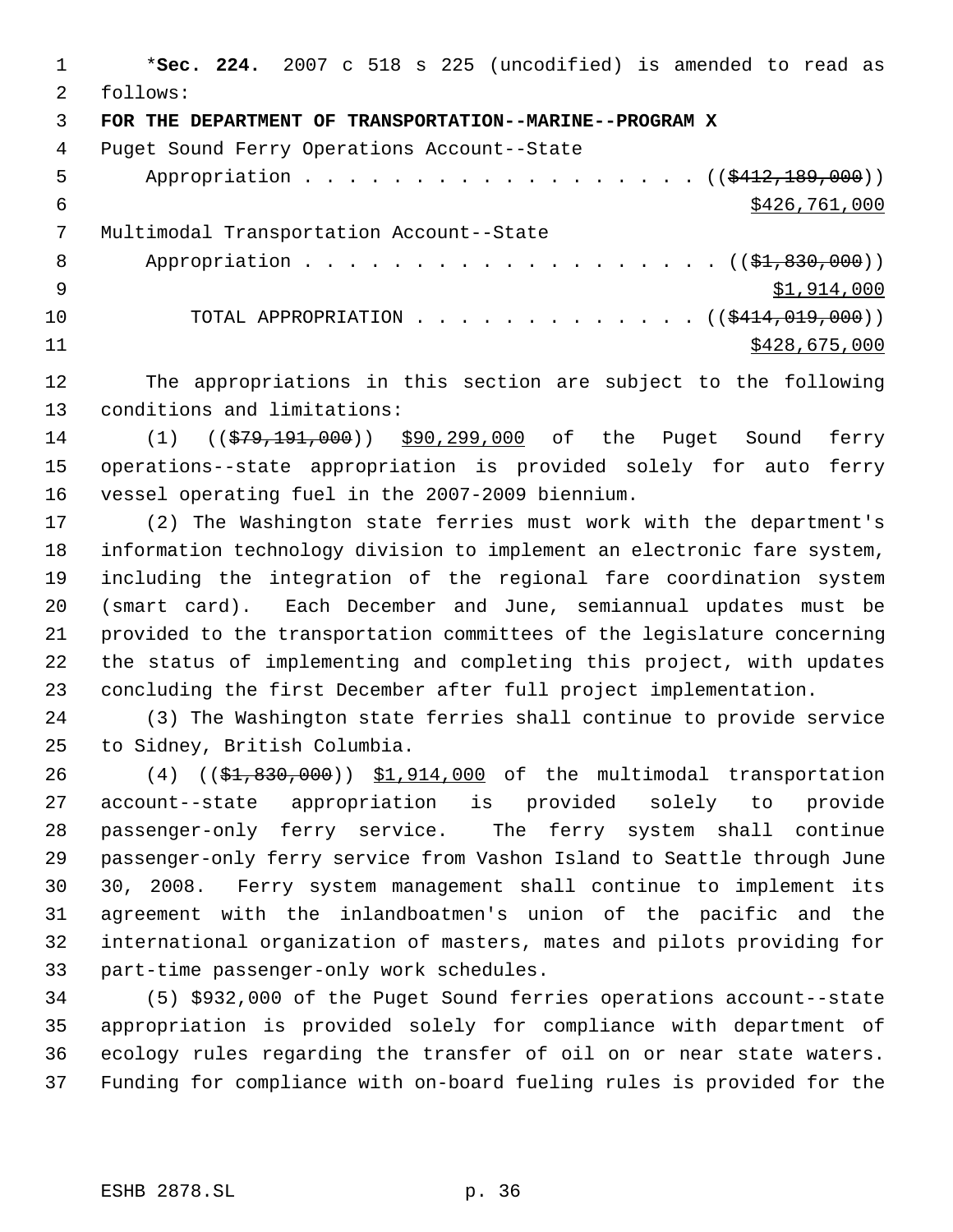*Sec. 224. 2007 c 518 s 225 (uncodified) is amended to read as follows:

**FOR THE DEPARTMENT OF TRANSPORTATION--MARINE--PROGRAM X**

Puget Sound Ferry Operations Account--State
Appropriation . . . . . . . . . . . . . . . . . . . (($412,189,000))
$426,761,000

Multimodal Transportation Account--State
Appropriation . . . . . . . . . . . . . . . . . . . (($1,830,000))
$1,914,000

TOTAL APPROPRIATION . . . . . . . . . . . . . (($414,019,000))
$428,675,000

The appropriations in this section are subject to the following conditions and limitations:

(1) (($79,191,000)) $90,299,000 of the Puget Sound ferry operations--state appropriation is provided solely for auto ferry vessel operating fuel in the 2007-2009 biennium.

(2) The Washington state ferries must work with the department's information technology division to implement an electronic fare system, including the integration of the regional fare coordination system (smart card). Each December and June, semiannual updates must be provided to the transportation committees of the legislature concerning the status of implementing and completing this project, with updates concluding the first December after full project implementation.

(3) The Washington state ferries shall continue to provide service to Sidney, British Columbia.

(4) (($1,830,000)) $1,914,000 of the multimodal transportation account--state appropriation is provided solely to provide passenger-only ferry service. The ferry system shall continue passenger-only ferry service from Vashon Island to Seattle through June 30, 2008. Ferry system management shall continue to implement its agreement with the inlandboatmen's union of the pacific and the international organization of masters, mates and pilots providing for part-time passenger-only work schedules.

(5) $932,000 of the Puget Sound ferries operations account--state appropriation is provided solely for compliance with department of ecology rules regarding the transfer of oil on or near state waters. Funding for compliance with on-board fueling rules is provided for the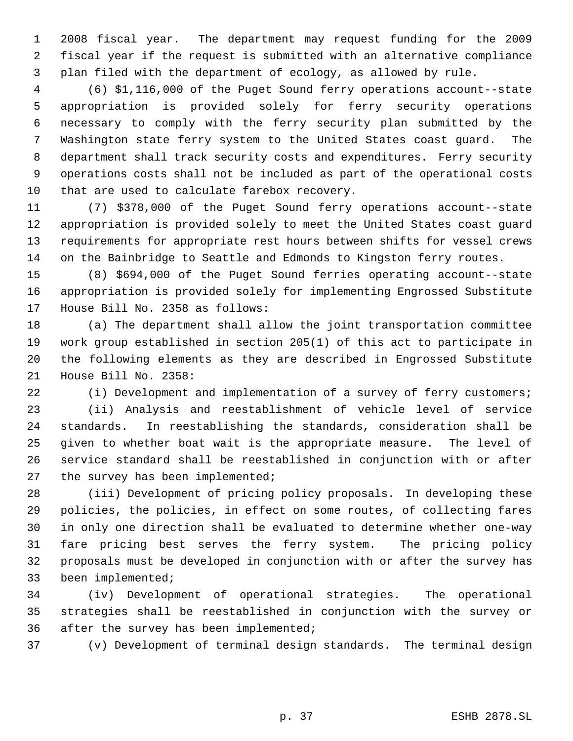2008 fiscal year. The department may request funding for the 2009 fiscal year if the request is submitted with an alternative compliance plan filed with the department of ecology, as allowed by rule.

(6) $1,116,000 of the Puget Sound ferry operations account--state appropriation is provided solely for ferry security operations necessary to comply with the ferry security plan submitted by the Washington state ferry system to the United States coast guard. The department shall track security costs and expenditures. Ferry security operations costs shall not be included as part of the operational costs that are used to calculate farebox recovery.

(7) $378,000 of the Puget Sound ferry operations account--state appropriation is provided solely to meet the United States coast guard requirements for appropriate rest hours between shifts for vessel crews on the Bainbridge to Seattle and Edmonds to Kingston ferry routes.

(8) $694,000 of the Puget Sound ferries operating account--state appropriation is provided solely for implementing Engrossed Substitute House Bill No. 2358 as follows:

(a) The department shall allow the joint transportation committee work group established in section 205(1) of this act to participate in the following elements as they are described in Engrossed Substitute House Bill No. 2358:

(i) Development and implementation of a survey of ferry customers;

(ii) Analysis and reestablishment of vehicle level of service standards. In reestablishing the standards, consideration shall be given to whether boat wait is the appropriate measure. The level of service standard shall be reestablished in conjunction with or after the survey has been implemented;

(iii) Development of pricing policy proposals. In developing these policies, the policies, in effect on some routes, of collecting fares in only one direction shall be evaluated to determine whether one-way fare pricing best serves the ferry system. The pricing policy proposals must be developed in conjunction with or after the survey has been implemented;

(iv) Development of operational strategies. The operational strategies shall be reestablished in conjunction with the survey or after the survey has been implemented;

(v) Development of terminal design standards. The terminal design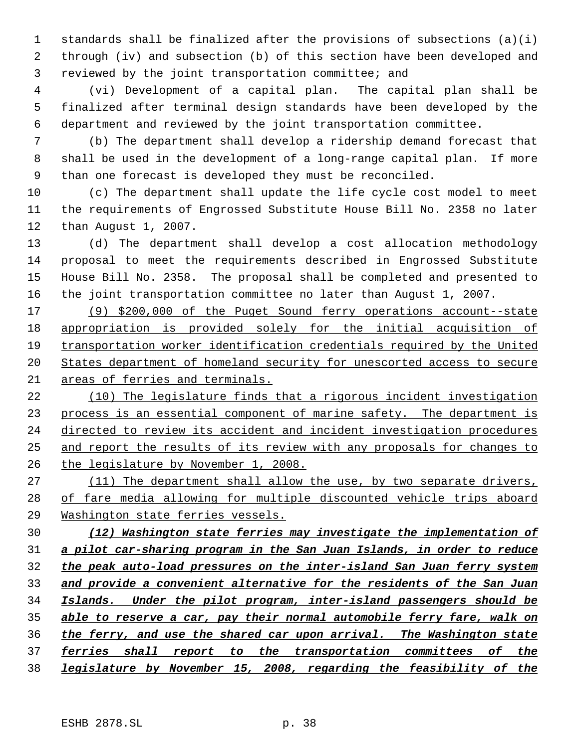standards shall be finalized after the provisions of subsections (a)(i) through (iv) and subsection (b) of this section have been developed and reviewed by the joint transportation committee; and

(vi) Development of a capital plan. The capital plan shall be finalized after terminal design standards have been developed by the department and reviewed by the joint transportation committee.

(b) The department shall develop a ridership demand forecast that shall be used in the development of a long-range capital plan. If more than one forecast is developed they must be reconciled.

(c) The department shall update the life cycle cost model to meet the requirements of Engrossed Substitute House Bill No. 2358 no later than August 1, 2007.

(d) The department shall develop a cost allocation methodology proposal to meet the requirements described in Engrossed Substitute House Bill No. 2358. The proposal shall be completed and presented to the joint transportation committee no later than August 1, 2007.

<u>(9) $200,000 of the Puget Sound ferry operations account--state appropriation is provided solely for the initial acquisition of transportation worker identification credentials required by the United States department of homeland security for unescorted access to secure areas of ferries and terminals.</u>

<u>(10) The legislature finds that a rigorous incident investigation process is an essential component of marine safety. The department is directed to review its accident and incident investigation procedures and report the results of its review with any proposals for changes to the legislature by November 1, 2008.</u>

<u>(11) The department shall allow the use, by two separate drivers, of fare media allowing for multiple discounted vehicle trips aboard Washington state ferries vessels.</u>

***<u>(12) Washington state ferries may investigate the implementation of a pilot car-sharing program in the San Juan Islands, in order to reduce the peak auto-load pressures on the inter-island San Juan ferry system and provide a convenient alternative for the residents of the San Juan Islands. Under the pilot program, inter-island passengers should be able to reserve a car, pay their normal automobile ferry fare, walk on the ferry, and use the shared car upon arrival. The Washington state ferries shall report to the transportation committees of the legislature by November 15, 2008, regarding the feasibility of the</u>***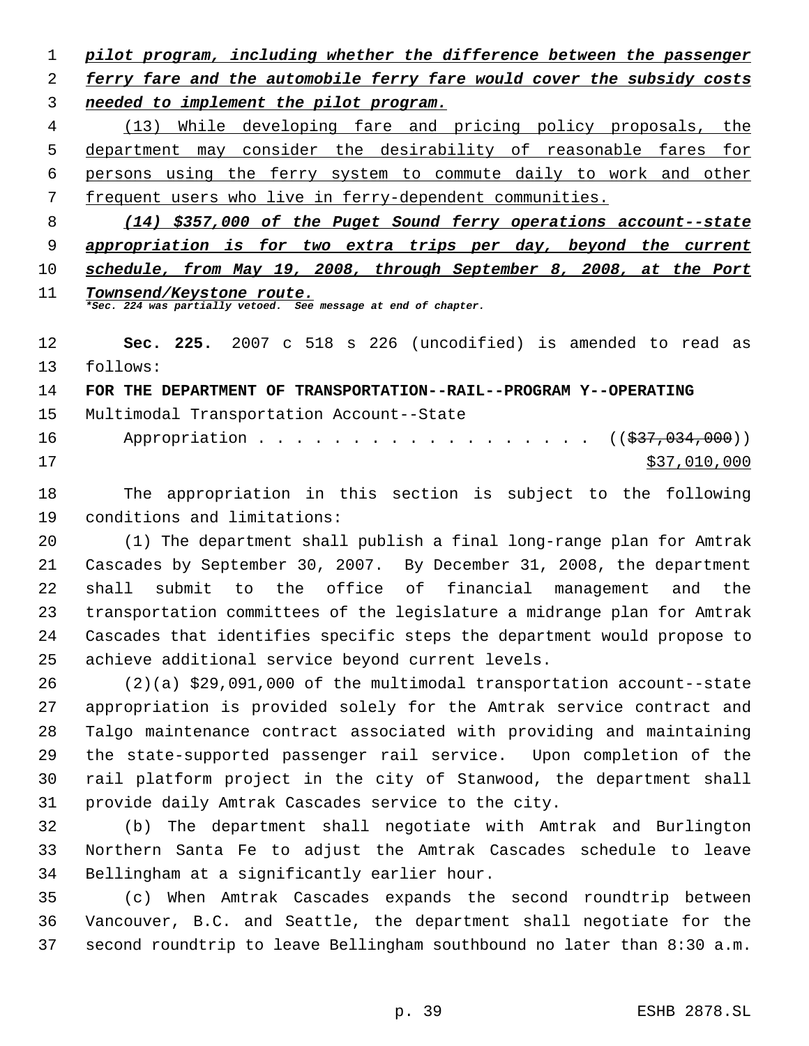***pilot program, including whether the difference between the passenger ferry fare and the automobile ferry fare would cover the subsidy costs needed to implement the pilot program.***

<u>(13) While developing fare and pricing policy proposals, the department may consider the desirability of reasonable fares for persons using the ferry system to commute daily to work and other frequent users who live in ferry-dependent communities.</u>

***<u>(14) $357,000 of the Puget Sound ferry operations account--state appropriation is for two extra trips per day, beyond the current schedule, from May 19, 2008, through September 8, 2008, at the Port Townsend/Keystone route.</u>***

****Sec. 224 was partially vetoed. See message at end of chapter.***

**Sec. 225.** 2007 c 518 s 226 (uncodified) is amended to read as follows:

**FOR THE DEPARTMENT OF TRANSPORTATION--RAIL--PROGRAM Y--OPERATING**

Multimodal Transportation Account--State

Appropriation . . . . . . . . . . . . . . . . . . (( ~~$37,034,000~~ ))

<u>$37,010,000</u>

The appropriation in this section is subject to the following conditions and limitations:

(1) The department shall publish a final long-range plan for Amtrak Cascades by September 30, 2007. By December 31, 2008, the department shall submit to the office of financial management and the transportation committees of the legislature a midrange plan for Amtrak Cascades that identifies specific steps the department would propose to achieve additional service beyond current levels.

(2)(a) $29,091,000 of the multimodal transportation account--state appropriation is provided solely for the Amtrak service contract and Talgo maintenance contract associated with providing and maintaining the state-supported passenger rail service. Upon completion of the rail platform project in the city of Stanwood, the department shall provide daily Amtrak Cascades service to the city.

(b) The department shall negotiate with Amtrak and Burlington Northern Santa Fe to adjust the Amtrak Cascades schedule to leave Bellingham at a significantly earlier hour.

(c) When Amtrak Cascades expands the second roundtrip between Vancouver, B.C. and Seattle, the department shall negotiate for the second roundtrip to leave Bellingham southbound no later than 8:30 a.m.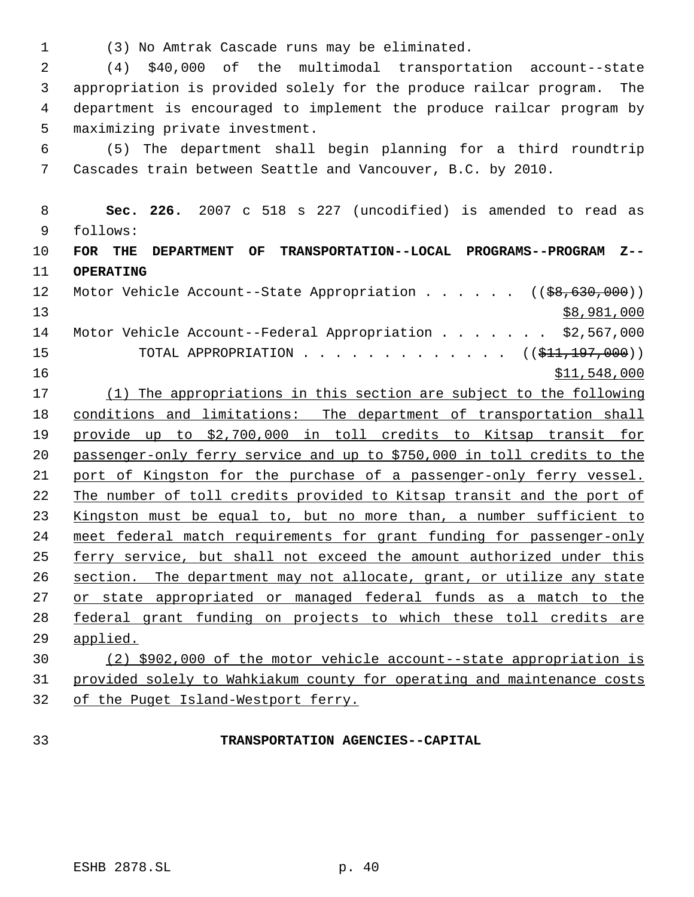(3) No Amtrak Cascade runs may be eliminated.

(4) $40,000 of the multimodal transportation account--state appropriation is provided solely for the produce railcar program. The department is encouraged to implement the produce railcar program by maximizing private investment.

(5) The department shall begin planning for a third roundtrip Cascades train between Seattle and Vancouver, B.C. by 2010.

**Sec. 226.** 2007 c 518 s 227 (uncodified) is amended to read as follows:

**FOR THE DEPARTMENT OF TRANSPORTATION--LOCAL PROGRAMS--PROGRAM Z--OPERATING**

Motor Vehicle Account--State Appropriation . . . . . . ((~~$8,630,000~~)) $8,981,000

Motor Vehicle Account--Federal Appropriation . . . . . . . $2,567,000

TOTAL APPROPRIATION . . . . . . . . . . . . . ((~~$11,197,000~~)) $11,548,000

(1) The appropriations in this section are subject to the following conditions and limitations: The department of transportation shall provide up to $2,700,000 in toll credits to Kitsap transit for passenger-only ferry service and up to $750,000 in toll credits to the port of Kingston for the purchase of a passenger-only ferry vessel. The number of toll credits provided to Kitsap transit and the port of Kingston must be equal to, but no more than, a number sufficient to meet federal match requirements for grant funding for passenger-only ferry service, but shall not exceed the amount authorized under this section. The department may not allocate, grant, or utilize any state or state appropriated or managed federal funds as a match to the federal grant funding on projects to which these toll credits are applied.

(2) $902,000 of the motor vehicle account--state appropriation is provided solely to Wahkiakum county for operating and maintenance costs of the Puget Island-Westport ferry.

**TRANSPORTATION AGENCIES--CAPITAL**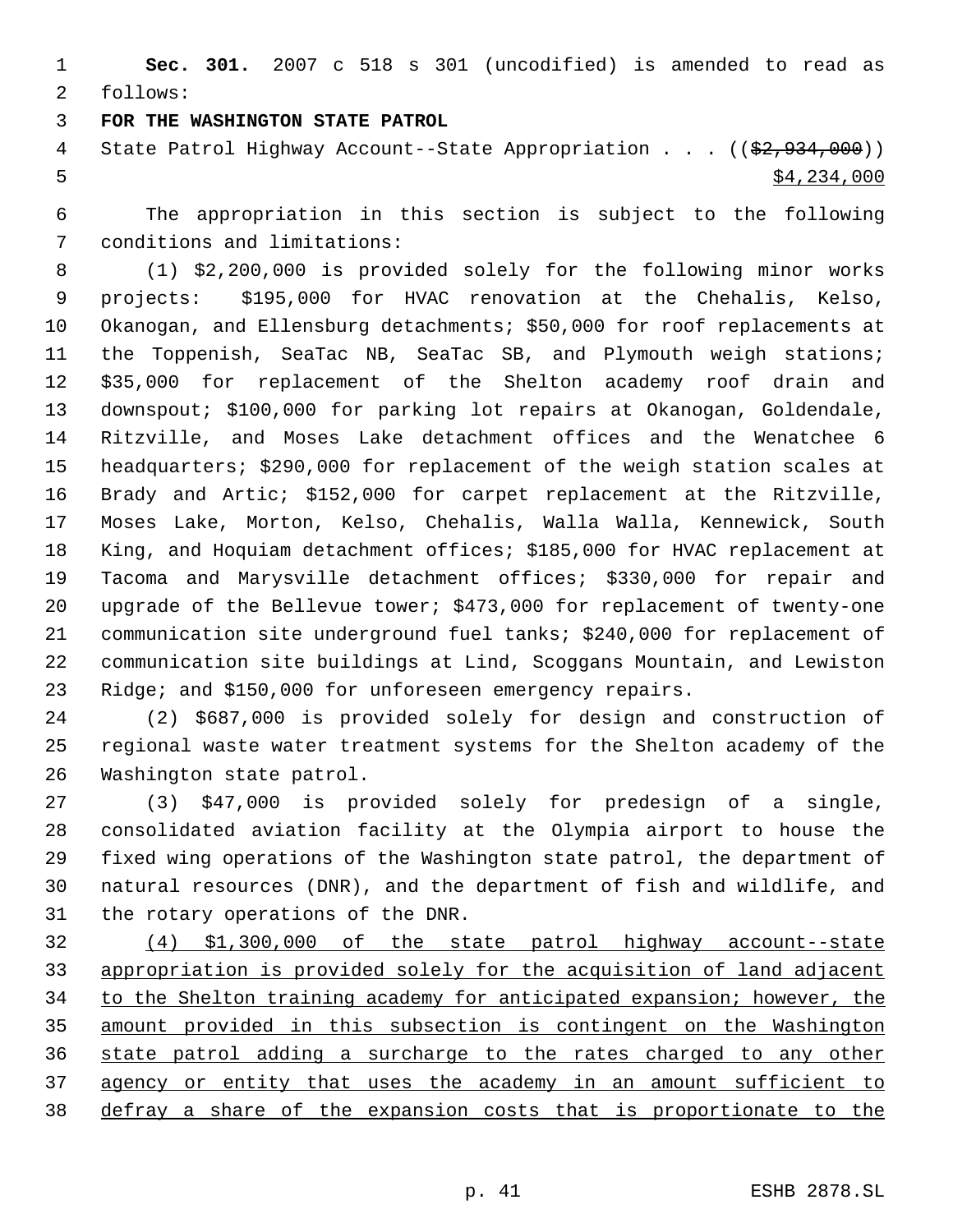**Sec. 301.** 2007 c 518 s 301 (uncodified) is amended to read as follows:

**FOR THE WASHINGTON STATE PATROL**

State Patrol Highway Account--State Appropriation . . . ((~~$2,934,000~~))
<u>$4,234,000</u>

The appropriation in this section is subject to the following conditions and limitations:

(1) $2,200,000 is provided solely for the following minor works projects: $195,000 for HVAC renovation at the Chehalis, Kelso, Okanogan, and Ellensburg detachments; $50,000 for roof replacements at the Toppenish, SeaTac NB, SeaTac SB, and Plymouth weigh stations; $35,000 for replacement of the Shelton academy roof drain and downspout; $100,000 for parking lot repairs at Okanogan, Goldendale, Ritzville, and Moses Lake detachment offices and the Wenatchee 6 headquarters; $290,000 for replacement of the weigh station scales at Brady and Artic; $152,000 for carpet replacement at the Ritzville, Moses Lake, Morton, Kelso, Chehalis, Walla Walla, Kennewick, South King, and Hoquiam detachment offices; $185,000 for HVAC replacement at Tacoma and Marysville detachment offices; $330,000 for repair and upgrade of the Bellevue tower; $473,000 for replacement of twenty-one communication site underground fuel tanks; $240,000 for replacement of communication site buildings at Lind, Scoggans Mountain, and Lewiston Ridge; and $150,000 for unforeseen emergency repairs.

(2) $687,000 is provided solely for design and construction of regional waste water treatment systems for the Shelton academy of the Washington state patrol.

(3) $47,000 is provided solely for predesign of a single, consolidated aviation facility at the Olympia airport to house the fixed wing operations of the Washington state patrol, the department of natural resources (DNR), and the department of fish and wildlife, and the rotary operations of the DNR.

<u>(4) $1,300,000 of the state patrol highway account--state appropriation is provided solely for the acquisition of land adjacent to the Shelton training academy for anticipated expansion; however, the amount provided in this subsection is contingent on the Washington state patrol adding a surcharge to the rates charged to any other agency or entity that uses the academy in an amount sufficient to defray a share of the expansion costs that is proportionate to the</u>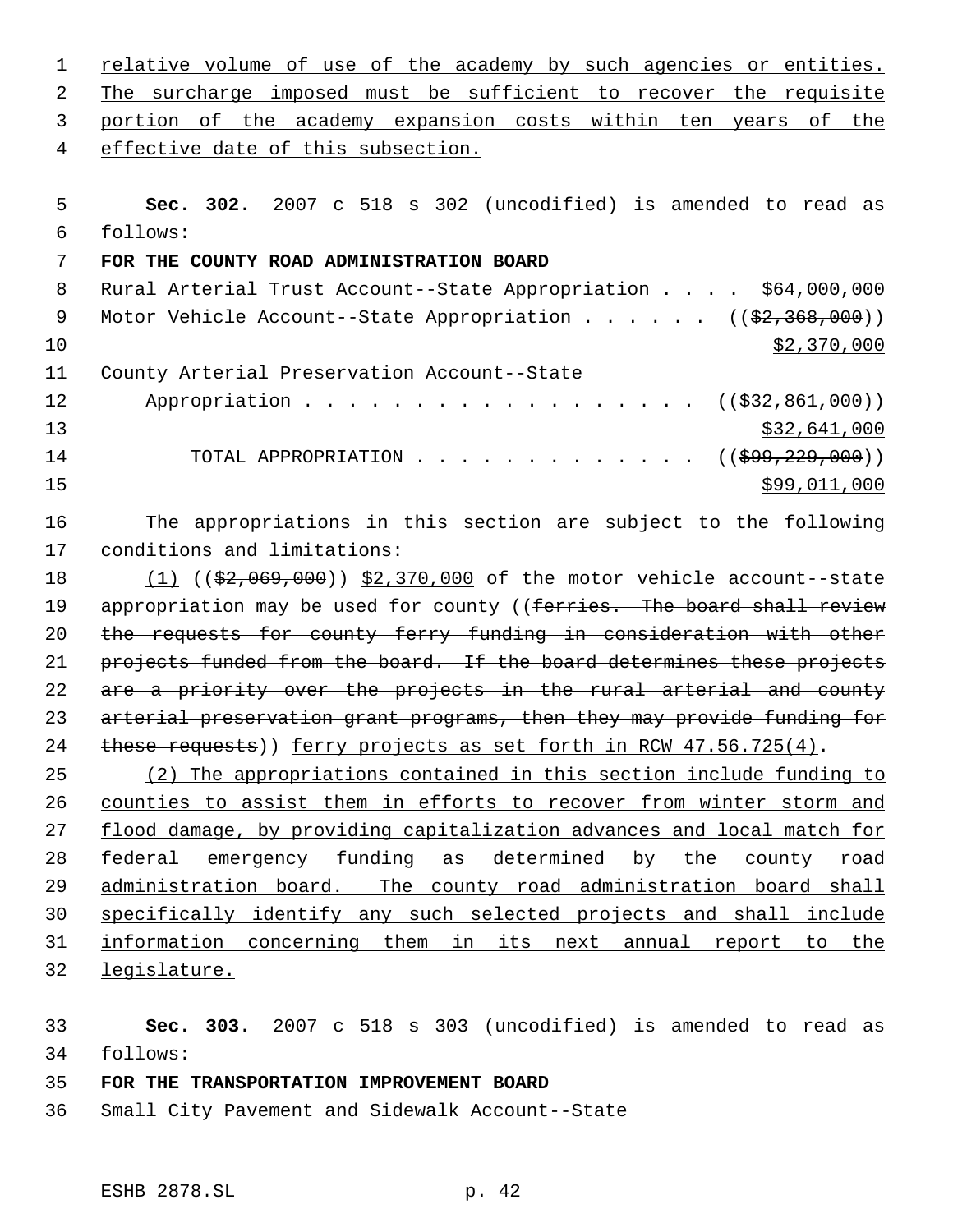relative volume of use of the academy by such agencies or entities. The surcharge imposed must be sufficient to recover the requisite portion of the academy expansion costs within ten years of the effective date of this subsection.

**Sec. 302.** 2007 c 518 s 302 (uncodified) is amended to read as follows:

**FOR THE COUNTY ROAD ADMINISTRATION BOARD**

Rural Arterial Trust Account--State Appropriation . . . . $64,000,000

Motor Vehicle Account--State Appropriation . . . . . . (($2,368,000)) $2,370,000

County Arterial Preservation Account--State Appropriation . . . . . . . . . . . . . . . . . . (($32,861,000)) $32,641,000

TOTAL APPROPRIATION . . . . . . . . . . . . . (($99,229,000)) $99,011,000

The appropriations in this section are subject to the following conditions and limitations:

(1) (($2,069,000)) $2,370,000 of the motor vehicle account--state appropriation may be used for county ((ferries. The board shall review the requests for county ferry funding in consideration with other projects funded from the board. If the board determines these projects are a priority over the projects in the rural arterial and county arterial preservation grant programs, then they may provide funding for these requests)) ferry projects as set forth in RCW 47.56.725(4).

(2) The appropriations contained in this section include funding to counties to assist them in efforts to recover from winter storm and flood damage, by providing capitalization advances and local match for federal emergency funding as determined by the county road administration board. The county road administration board shall specifically identify any such selected projects and shall include information concerning them in its next annual report to the legislature.

**Sec. 303.** 2007 c 518 s 303 (uncodified) is amended to read as follows:

**FOR THE TRANSPORTATION IMPROVEMENT BOARD**

Small City Pavement and Sidewalk Account--State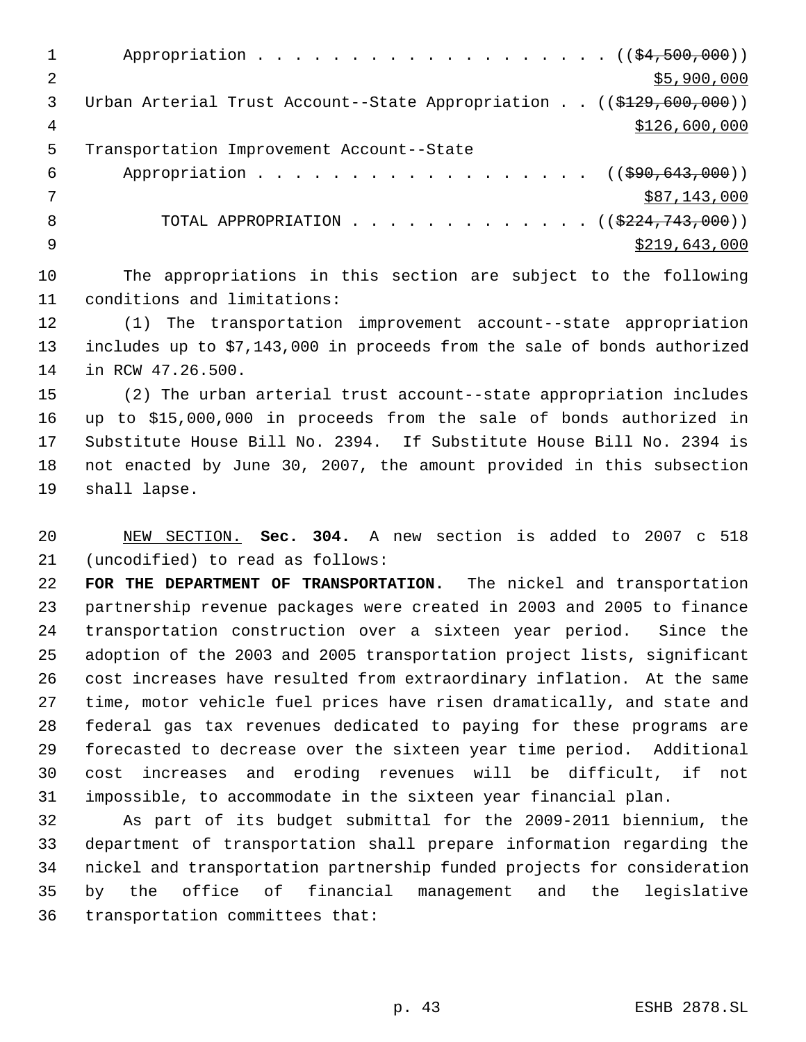Appropriation . . . . . . . . . . . . . . . . . . . ((~~$4,500,000~~))
<u>$5,900,000</u>

Urban Arterial Trust Account--State Appropriation . . ((~~$129,600,000~~))
<u>$126,600,000</u>

Transportation Improvement Account--State
Appropriation . . . . . . . . . . . . . . . . . . . ((~~$90,643,000~~))
<u>$87,143,000</u>

TOTAL APPROPRIATION . . . . . . . . . . . . . ((~~$224,743,000~~))
<u>$219,643,000</u>

The appropriations in this section are subject to the following conditions and limitations:

(1) The transportation improvement account--state appropriation includes up to $7,143,000 in proceeds from the sale of bonds authorized in RCW 47.26.500.

(2) The urban arterial trust account--state appropriation includes up to $15,000,000 in proceeds from the sale of bonds authorized in Substitute House Bill No. 2394. If Substitute House Bill No. 2394 is not enacted by June 30, 2007, the amount provided in this subsection shall lapse.

<u>NEW SECTION.</u> **Sec. 304.** A new section is added to 2007 c 518 (uncodified) to read as follows:

**FOR THE DEPARTMENT OF TRANSPORTATION.** The nickel and transportation partnership revenue packages were created in 2003 and 2005 to finance transportation construction over a sixteen year period. Since the adoption of the 2003 and 2005 transportation project lists, significant cost increases have resulted from extraordinary inflation. At the same time, motor vehicle fuel prices have risen dramatically, and state and federal gas tax revenues dedicated to paying for these programs are forecasted to decrease over the sixteen year time period. Additional cost increases and eroding revenues will be difficult, if not impossible, to accommodate in the sixteen year financial plan.

As part of its budget submittal for the 2009-2011 biennium, the department of transportation shall prepare information regarding the nickel and transportation partnership funded projects for consideration by the office of financial management and the legislative transportation committees that: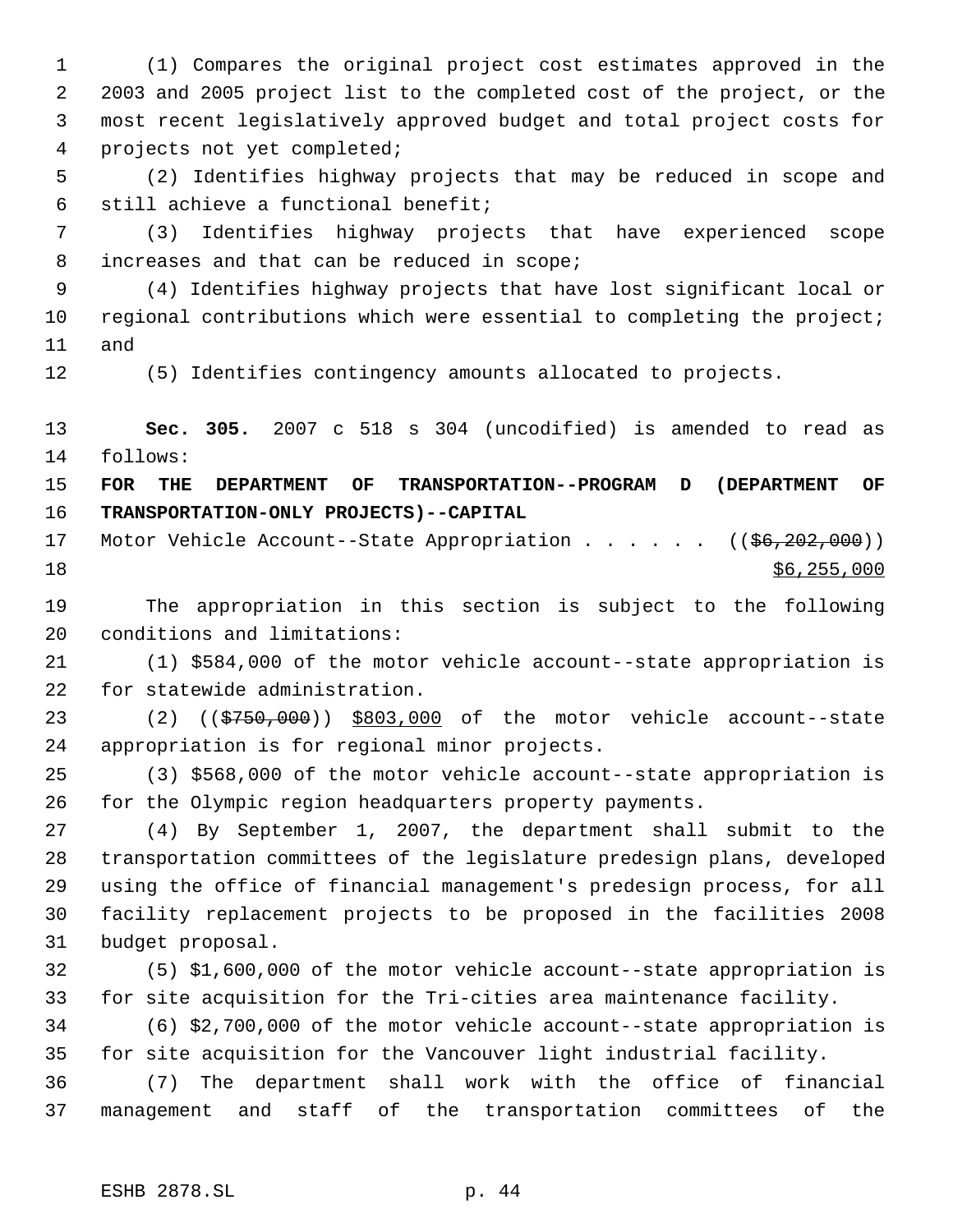(1) Compares the original project cost estimates approved in the 2003 and 2005 project list to the completed cost of the project, or the most recent legislatively approved budget and total project costs for projects not yet completed;

(2) Identifies highway projects that may be reduced in scope and still achieve a functional benefit;

(3) Identifies highway projects that have experienced scope increases and that can be reduced in scope;

(4) Identifies highway projects that have lost significant local or regional contributions which were essential to completing the project; and

(5) Identifies contingency amounts allocated to projects.

**Sec. 305.** 2007 c 518 s 304 (uncodified) is amended to read as follows:

**FOR THE DEPARTMENT OF TRANSPORTATION--PROGRAM D (DEPARTMENT OF TRANSPORTATION-ONLY PROJECTS)--CAPITAL**

Motor Vehicle Account--State Appropriation . . . . . . ((~~$6,202,000~~)) <u>$6,255,000</u>

The appropriation in this section is subject to the following conditions and limitations:

(1) $584,000 of the motor vehicle account--state appropriation is for statewide administration.

(2) ((~~$750,000~~)) <u>$803,000</u> of the motor vehicle account--state appropriation is for regional minor projects.

(3) $568,000 of the motor vehicle account--state appropriation is for the Olympic region headquarters property payments.

(4) By September 1, 2007, the department shall submit to the transportation committees of the legislature predesign plans, developed using the office of financial management's predesign process, for all facility replacement projects to be proposed in the facilities 2008 budget proposal.

(5) $1,600,000 of the motor vehicle account--state appropriation is for site acquisition for the Tri-cities area maintenance facility.

(6) $2,700,000 of the motor vehicle account--state appropriation is for site acquisition for the Vancouver light industrial facility.

(7) The department shall work with the office of financial management and staff of the transportation committees of the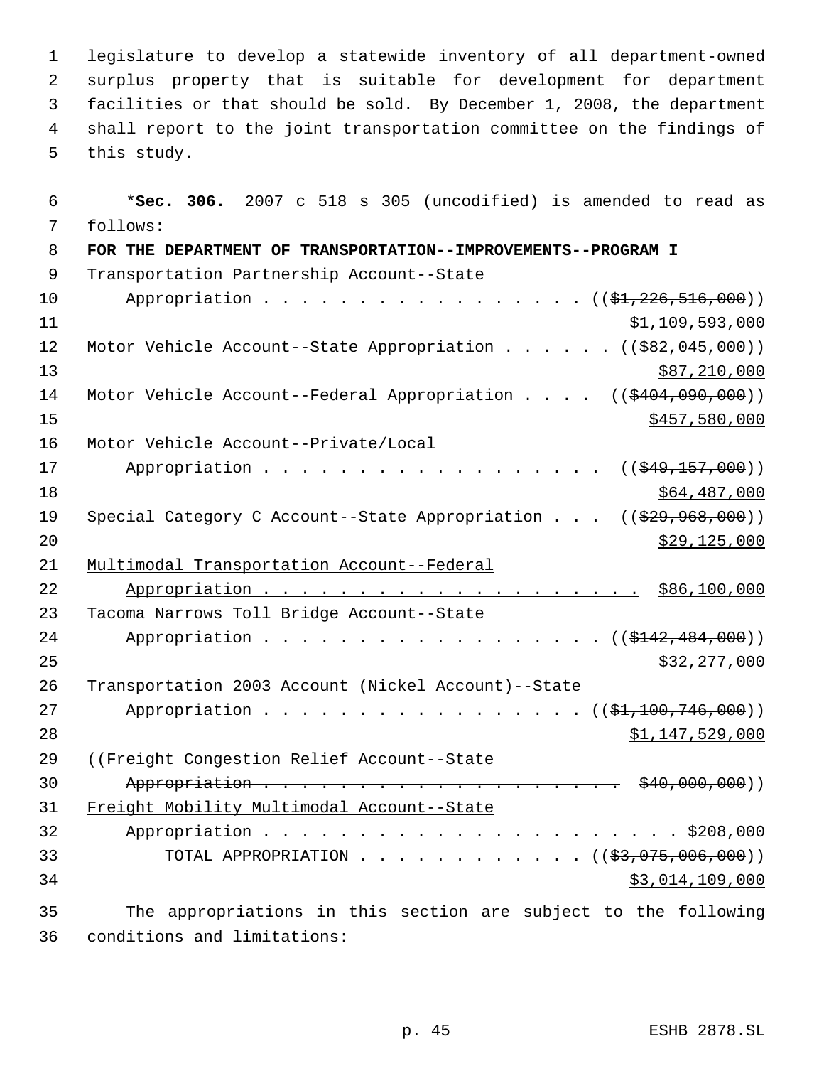legislature to develop a statewide inventory of all department-owned surplus property that is suitable for development for department facilities or that should be sold. By December 1, 2008, the department shall report to the joint transportation committee on the findings of this study.

*__Sec. 306.__ 2007 c 518 s 305 (uncodified) is amended to read as follows:

**FOR THE DEPARTMENT OF TRANSPORTATION--IMPROVEMENTS--PROGRAM I**

Transportation Partnership Account--State
Appropriation . . . . . . . . . . . . . . . . . . (($1,226,516,000))
$1,109,593,000

Motor Vehicle Account--State Appropriation . . . . . . (($82,045,000))
$87,210,000

Motor Vehicle Account--Federal Appropriation . . . . (($404,090,000))
$457,580,000

Motor Vehicle Account--Private/Local
Appropriation . . . . . . . . . . . . . . . . . . (($49,157,000))
$64,487,000

Special Category C Account--State Appropriation . . . (($29,968,000))
$29,125,000

Multimodal Transportation Account--Federal
Appropriation . . . . . . . . . . . . . . . . . . . . $86,100,000

Tacoma Narrows Toll Bridge Account--State
Appropriation . . . . . . . . . . . . . . . . . . (($142,484,000))
$32,277,000

Transportation 2003 Account (Nickel Account)--State
Appropriation . . . . . . . . . . . . . . . . . . (($1,100,746,000))
$1,147,529,000

((~~Freight Congestion Relief Account--State~~
~~Appropriation . . . . . . . . . . . . . . . . . . . . $40,000,000~~))

Freight Mobility Multimodal Account--State
Appropriation . . . . . . . . . . . . . . . . . . . . . . $208,000

TOTAL APPROPRIATION . . . . . . . . . . . . (($3,075,006,000))
$3,014,109,000

The appropriations in this section are subject to the following conditions and limitations: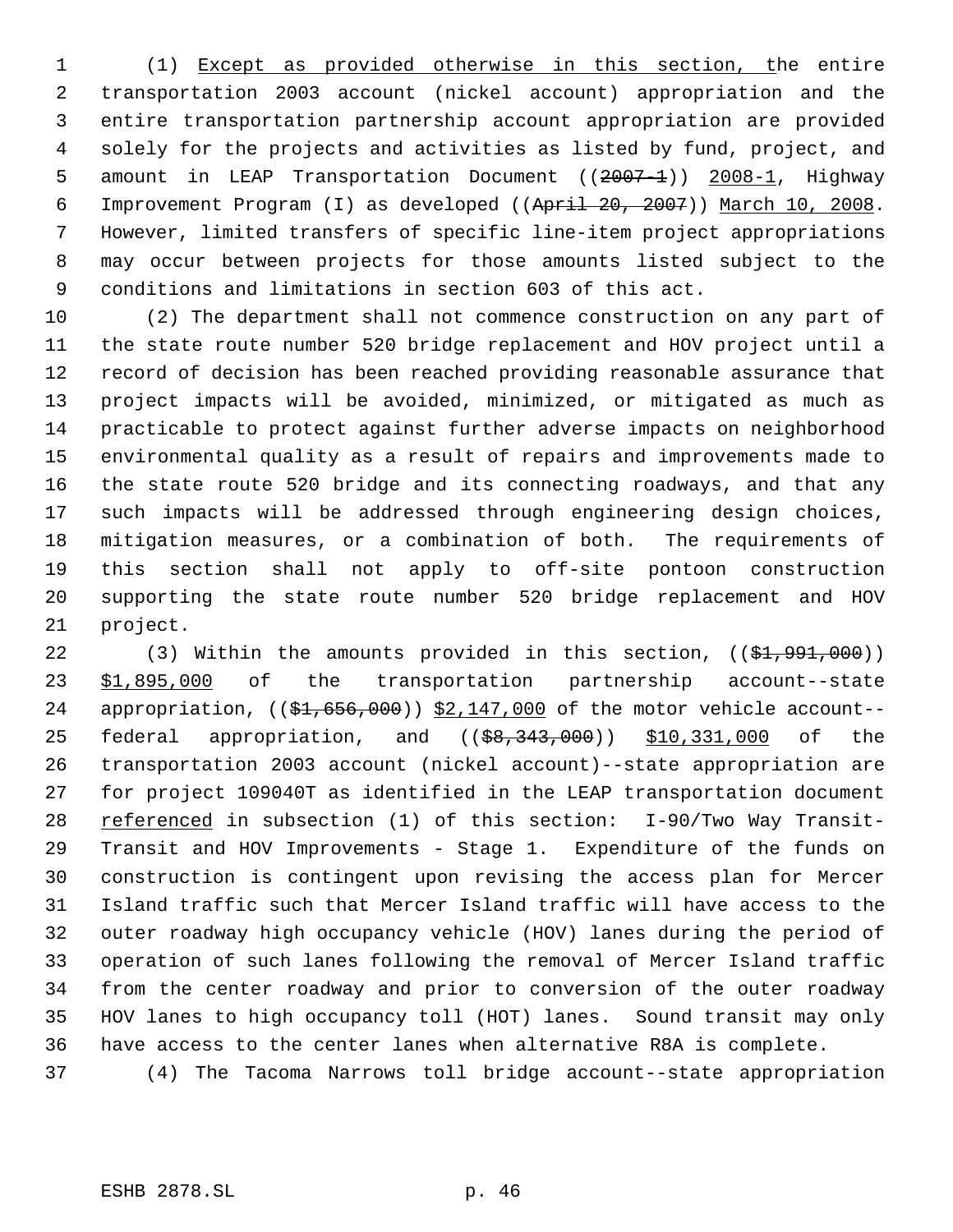(1) Except as provided otherwise in this section, the entire transportation 2003 account (nickel account) appropriation and the entire transportation partnership account appropriation are provided solely for the projects and activities as listed by fund, project, and amount in LEAP Transportation Document ((~~2007-1~~)) 2008-1, Highway Improvement Program (I) as developed ((~~April 20, 2007~~)) March 10, 2008. However, limited transfers of specific line-item project appropriations may occur between projects for those amounts listed subject to the conditions and limitations in section 603 of this act.

(2) The department shall not commence construction on any part of the state route number 520 bridge replacement and HOV project until a record of decision has been reached providing reasonable assurance that project impacts will be avoided, minimized, or mitigated as much as practicable to protect against further adverse impacts on neighborhood environmental quality as a result of repairs and improvements made to the state route 520 bridge and its connecting roadways, and that any such impacts will be addressed through engineering design choices, mitigation measures, or a combination of both. The requirements of this section shall not apply to off-site pontoon construction supporting the state route number 520 bridge replacement and HOV project.

(3) Within the amounts provided in this section, ((~~$1,991,000~~)) $1,895,000 of the transportation partnership account--state appropriation, ((~~$1,656,000~~)) $2,147,000 of the motor vehicle account--federal appropriation, and ((~~$8,343,000~~)) $10,331,000 of the transportation 2003 account (nickel account)--state appropriation are for project 109040T as identified in the LEAP transportation document referenced in subsection (1) of this section: I-90/Two Way Transit-Transit and HOV Improvements - Stage 1. Expenditure of the funds on construction is contingent upon revising the access plan for Mercer Island traffic such that Mercer Island traffic will have access to the outer roadway high occupancy vehicle (HOV) lanes during the period of operation of such lanes following the removal of Mercer Island traffic from the center roadway and prior to conversion of the outer roadway HOV lanes to high occupancy toll (HOT) lanes. Sound transit may only have access to the center lanes when alternative R8A is complete.

(4) The Tacoma Narrows toll bridge account--state appropriation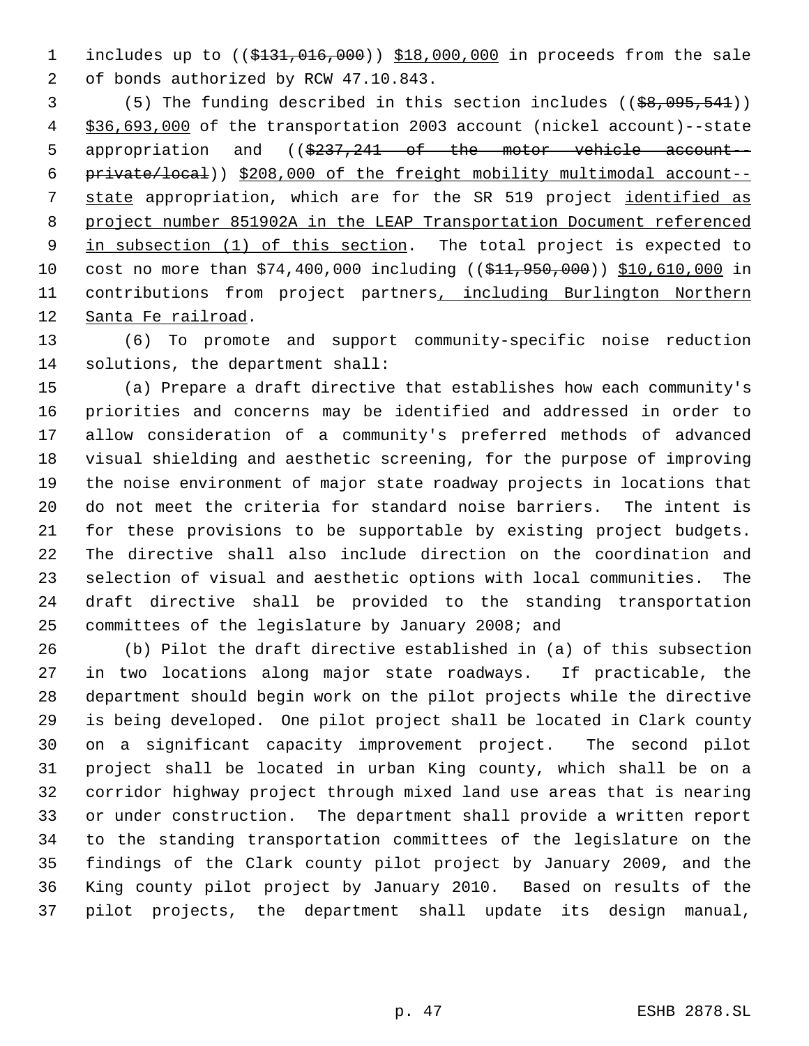includes up to (($131,016,000)) $18,000,000 in proceeds from the sale of bonds authorized by RCW 47.10.843.

(5) The funding described in this section includes (($8,095,541)) $36,693,000 of the transportation 2003 account (nickel account)--state appropriation and (($237,241 of the motor vehicle account--private/local)) $208,000 of the freight mobility multimodal account--state appropriation, which are for the SR 519 project identified as project number 851902A in the LEAP Transportation Document referenced in subsection (1) of this section. The total project is expected to cost no more than $74,400,000 including (($11,950,000)) $10,610,000 in contributions from project partners, including Burlington Northern Santa Fe railroad.

(6) To promote and support community-specific noise reduction solutions, the department shall:

(a) Prepare a draft directive that establishes how each community's priorities and concerns may be identified and addressed in order to allow consideration of a community's preferred methods of advanced visual shielding and aesthetic screening, for the purpose of improving the noise environment of major state roadway projects in locations that do not meet the criteria for standard noise barriers. The intent is for these provisions to be supportable by existing project budgets. The directive shall also include direction on the coordination and selection of visual and aesthetic options with local communities. The draft directive shall be provided to the standing transportation committees of the legislature by January 2008; and

(b) Pilot the draft directive established in (a) of this subsection in two locations along major state roadways. If practicable, the department should begin work on the pilot projects while the directive is being developed. One pilot project shall be located in Clark county on a significant capacity improvement project. The second pilot project shall be located in urban King county, which shall be on a corridor highway project through mixed land use areas that is nearing or under construction. The department shall provide a written report to the standing transportation committees of the legislature on the findings of the Clark county pilot project by January 2009, and the King county pilot project by January 2010. Based on results of the pilot projects, the department shall update its design manual,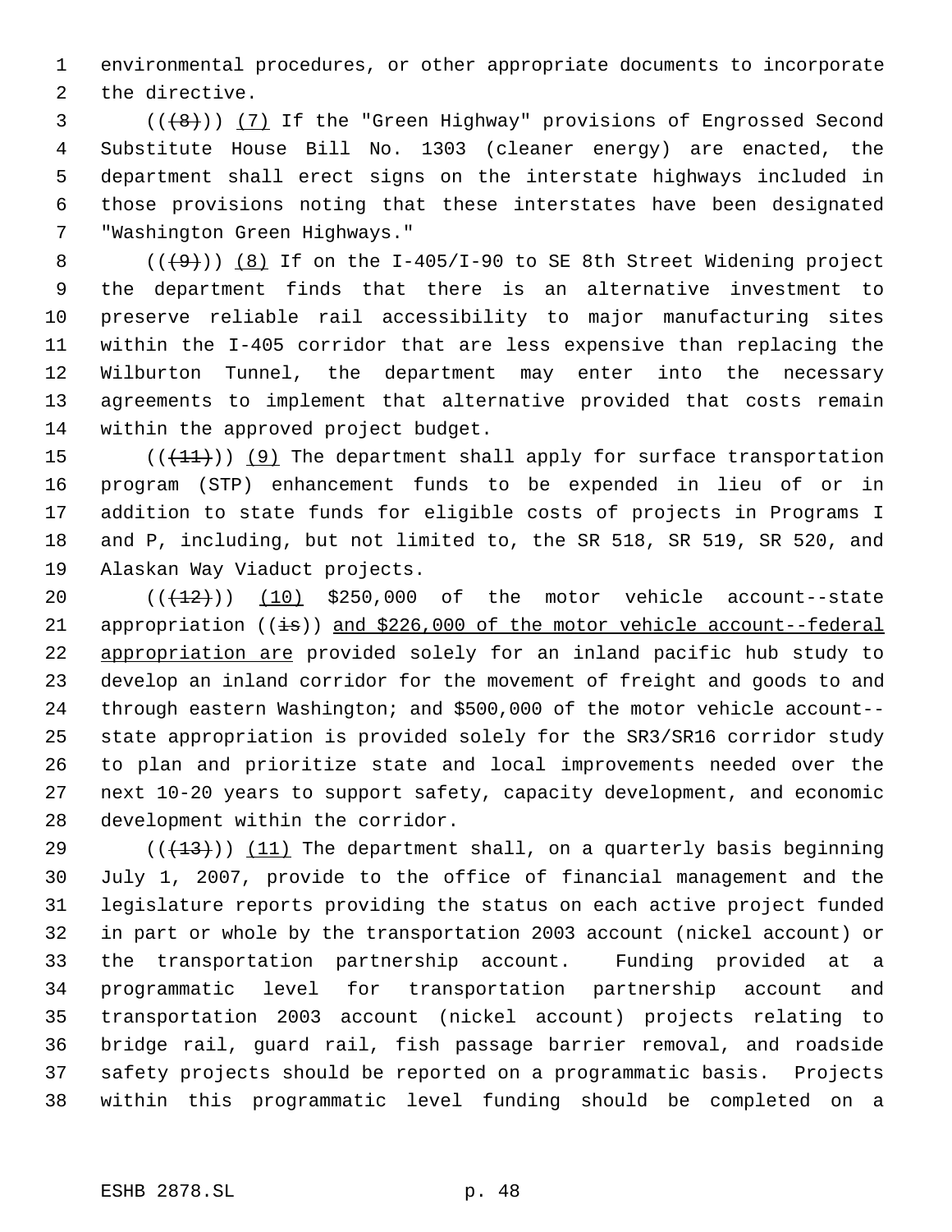environmental procedures, or other appropriate documents to incorporate the directive.

(((8))) (7) If the "Green Highway" provisions of Engrossed Second Substitute House Bill No. 1303 (cleaner energy) are enacted, the department shall erect signs on the interstate highways included in those provisions noting that these interstates have been designated "Washington Green Highways."

(((9))) (8) If on the I-405/I-90 to SE 8th Street Widening project the department finds that there is an alternative investment to preserve reliable rail accessibility to major manufacturing sites within the I-405 corridor that are less expensive than replacing the Wilburton Tunnel, the department may enter into the necessary agreements to implement that alternative provided that costs remain within the approved project budget.

(((11))) (9) The department shall apply for surface transportation program (STP) enhancement funds to be expended in lieu of or in addition to state funds for eligible costs of projects in Programs I and P, including, but not limited to, the SR 518, SR 519, SR 520, and Alaskan Way Viaduct projects.

(((12))) (10) $250,000 of the motor vehicle account--state appropriation ((is)) and $226,000 of the motor vehicle account--federal appropriation are provided solely for an inland pacific hub study to develop an inland corridor for the movement of freight and goods to and through eastern Washington; and $500,000 of the motor vehicle account--state appropriation is provided solely for the SR3/SR16 corridor study to plan and prioritize state and local improvements needed over the next 10-20 years to support safety, capacity development, and economic development within the corridor.

(((13))) (11) The department shall, on a quarterly basis beginning July 1, 2007, provide to the office of financial management and the legislature reports providing the status on each active project funded in part or whole by the transportation 2003 account (nickel account) or the transportation partnership account. Funding provided at a programmatic level for transportation partnership account and transportation 2003 account (nickel account) projects relating to bridge rail, guard rail, fish passage barrier removal, and roadside safety projects should be reported on a programmatic basis. Projects within this programmatic level funding should be completed on a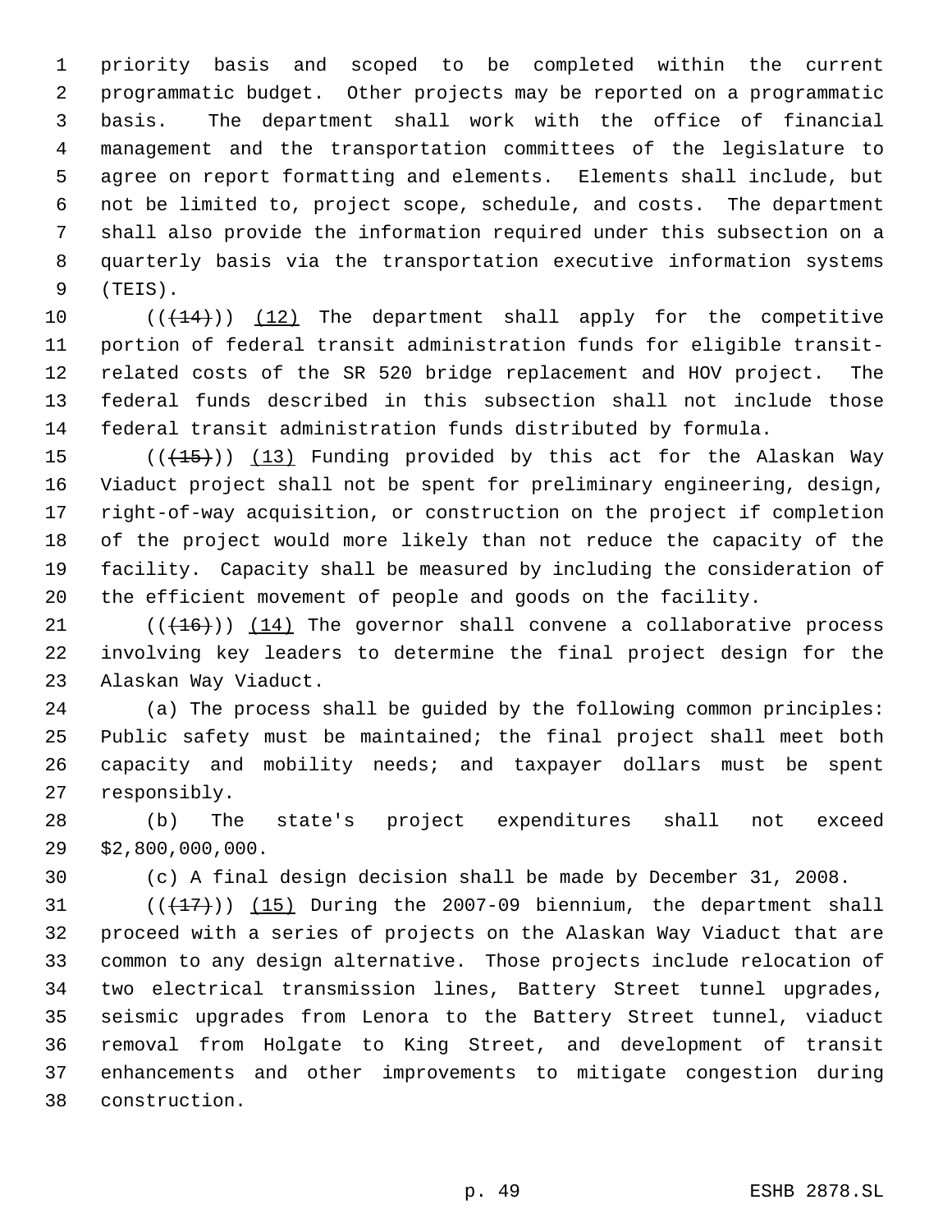priority basis and scoped to be completed within the current programmatic budget. Other projects may be reported on a programmatic basis. The department shall work with the office of financial management and the transportation committees of the legislature to agree on report formatting and elements. Elements shall include, but not be limited to, project scope, schedule, and costs. The department shall also provide the information required under this subsection on a quarterly basis via the transportation executive information systems (TEIS).

~~((14))~~ (12) The department shall apply for the competitive portion of federal transit administration funds for eligible transit-related costs of the SR 520 bridge replacement and HOV project. The federal funds described in this subsection shall not include those federal transit administration funds distributed by formula.

~~((15))~~ (13) Funding provided by this act for the Alaskan Way Viaduct project shall not be spent for preliminary engineering, design, right-of-way acquisition, or construction on the project if completion of the project would more likely than not reduce the capacity of the facility. Capacity shall be measured by including the consideration of the efficient movement of people and goods on the facility.

~~((16))~~ (14) The governor shall convene a collaborative process involving key leaders to determine the final project design for the Alaskan Way Viaduct.

(a) The process shall be guided by the following common principles: Public safety must be maintained; the final project shall meet both capacity and mobility needs; and taxpayer dollars must be spent responsibly.

(b) The state's project expenditures shall not exceed $2,800,000,000.

(c) A final design decision shall be made by December 31, 2008.

~~((17))~~ (15) During the 2007-09 biennium, the department shall proceed with a series of projects on the Alaskan Way Viaduct that are common to any design alternative. Those projects include relocation of two electrical transmission lines, Battery Street tunnel upgrades, seismic upgrades from Lenora to the Battery Street tunnel, viaduct removal from Holgate to King Street, and development of transit enhancements and other improvements to mitigate congestion during construction.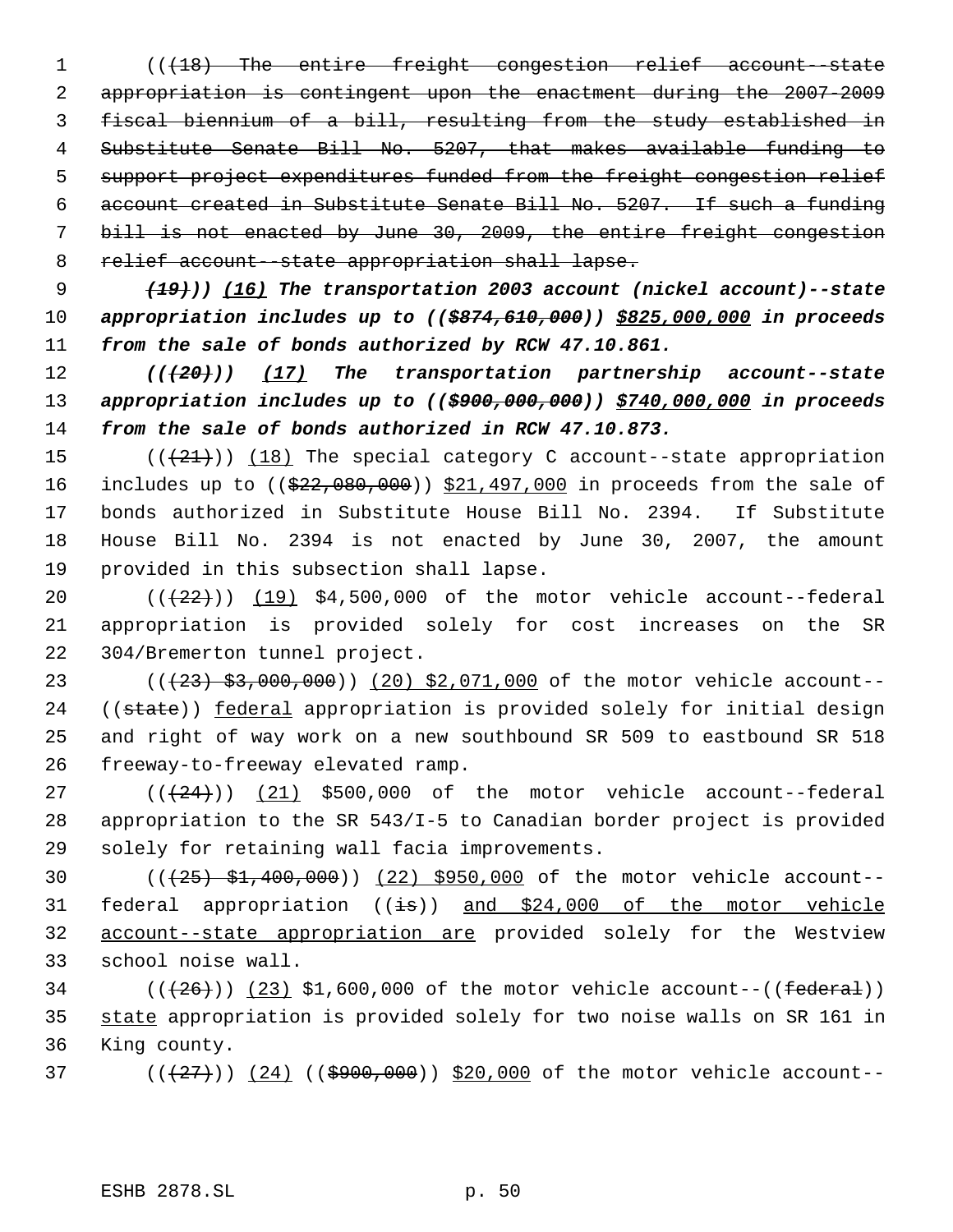((~~(18) The entire freight congestion relief account--state appropriation is contingent upon the enactment during the 2007-2009 fiscal biennium of a bill, resulting from the study established in Substitute Senate Bill No. 5207, that makes available funding to support project expenditures funded from the freight congestion relief account created in Substitute Senate Bill No. 5207. If such a funding bill is not enacted by June 30, 2009, the entire freight congestion relief account--state appropriation shall lapse.~~

***(~~(19)~~)) <u>(16)</u> The transportation 2003 account (nickel account)--state appropriation includes up to ((~~$874,610,000~~)) <u>$825,000,000</u> in proceeds from the sale of bonds authorized by RCW 47.10.861.***

***((~~(20)~~)) <u>(17)</u> The transportation partnership account--state appropriation includes up to ((~~$900,000,000~~)) <u>$740,000,000</u> in proceeds from the sale of bonds authorized in RCW 47.10.873.***

((~~(21)~~)) <u>(18)</u> The special category C account--state appropriation includes up to ((~~$22,080,000~~)) <u>$21,497,000</u> in proceeds from the sale of bonds authorized in Substitute House Bill No. 2394. If Substitute House Bill No. 2394 is not enacted by June 30, 2007, the amount provided in this subsection shall lapse.

((~~(22)~~)) <u>(19)</u> $4,500,000 of the motor vehicle account--federal appropriation is provided solely for cost increases on the SR 304/Bremerton tunnel project.

((~~(23) $3,000,000~~)) <u>(20) $2,071,000</u> of the motor vehicle account--((~~state~~)) <u>federal</u> appropriation is provided solely for initial design and right of way work on a new southbound SR 509 to eastbound SR 518 freeway-to-freeway elevated ramp.

((~~(24)~~)) <u>(21)</u> $500,000 of the motor vehicle account--federal appropriation to the SR 543/I-5 to Canadian border project is provided solely for retaining wall facia improvements.

((~~(25) $1,400,000~~)) <u>(22) $950,000</u> of the motor vehicle account--federal appropriation ((~~is~~)) <u>and $24,000 of the motor vehicle account--state appropriation are</u> provided solely for the Westview school noise wall.

((~~(26)~~)) <u>(23)</u> $1,600,000 of the motor vehicle account--((~~federal~~)) <u>state</u> appropriation is provided solely for two noise walls on SR 161 in King county.

((~~(27)~~)) <u>(24)</u> ((~~$900,000~~)) <u>$20,000</u> of the motor vehicle account--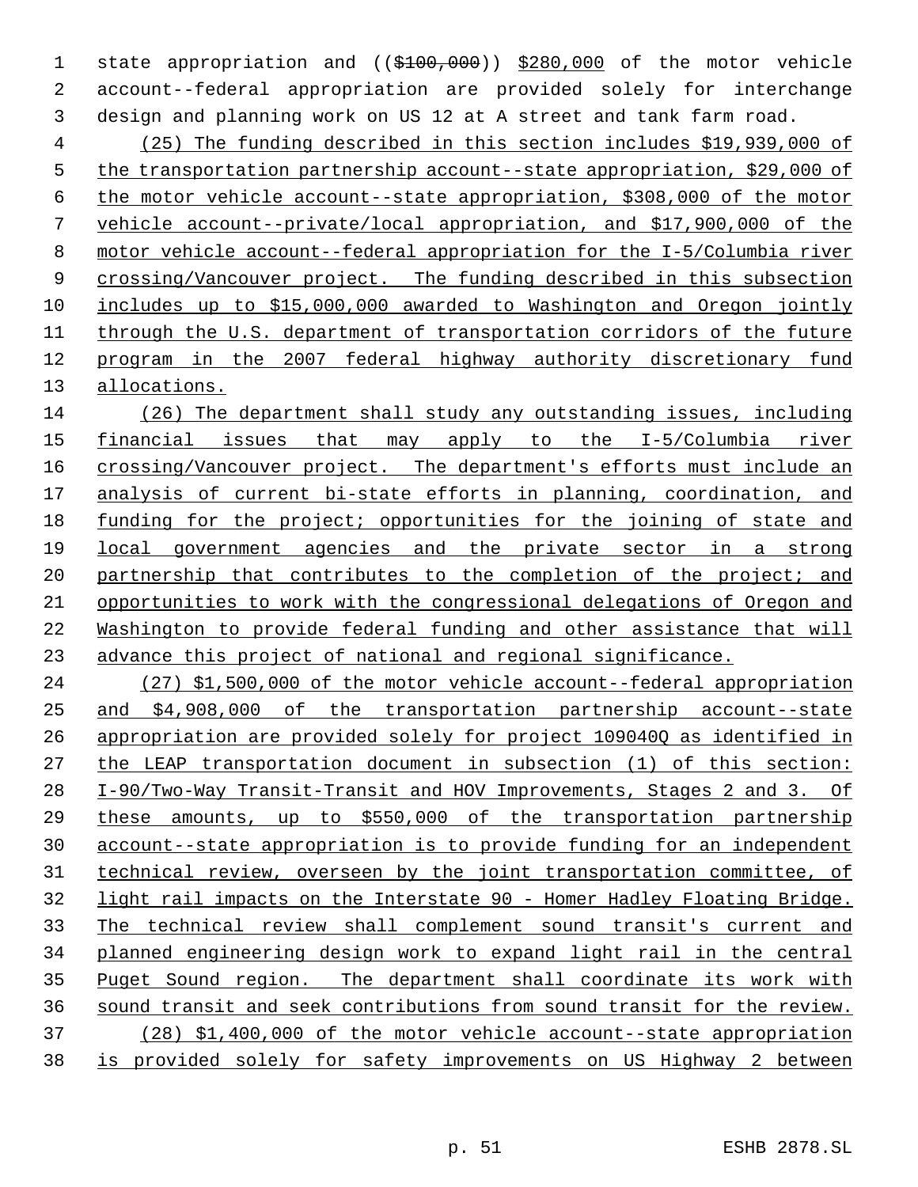state appropriation and (($100,000)) $280,000 of the motor vehicle account--federal appropriation are provided solely for interchange design and planning work on US 12 at A street and tank farm road.

(25) The funding described in this section includes $19,939,000 of the transportation partnership account--state appropriation, $29,000 of the motor vehicle account--state appropriation, $308,000 of the motor vehicle account--private/local appropriation, and $17,900,000 of the motor vehicle account--federal appropriation for the I-5/Columbia river crossing/Vancouver project. The funding described in this subsection includes up to $15,000,000 awarded to Washington and Oregon jointly through the U.S. department of transportation corridors of the future program in the 2007 federal highway authority discretionary fund allocations.

(26) The department shall study any outstanding issues, including financial issues that may apply to the I-5/Columbia river crossing/Vancouver project. The department's efforts must include an analysis of current bi-state efforts in planning, coordination, and funding for the project; opportunities for the joining of state and local government agencies and the private sector in a strong partnership that contributes to the completion of the project; and opportunities to work with the congressional delegations of Oregon and Washington to provide federal funding and other assistance that will advance this project of national and regional significance.

(27) $1,500,000 of the motor vehicle account--federal appropriation and $4,908,000 of the transportation partnership account--state appropriation are provided solely for project 109040Q as identified in the LEAP transportation document in subsection (1) of this section: I-90/Two-Way Transit-Transit and HOV Improvements, Stages 2 and 3. Of these amounts, up to $550,000 of the transportation partnership account--state appropriation is to provide funding for an independent technical review, overseen by the joint transportation committee, of light rail impacts on the Interstate 90 - Homer Hadley Floating Bridge. The technical review shall complement sound transit's current and planned engineering design work to expand light rail in the central Puget Sound region. The department shall coordinate its work with sound transit and seek contributions from sound transit for the review.

(28) $1,400,000 of the motor vehicle account--state appropriation is provided solely for safety improvements on US Highway 2 between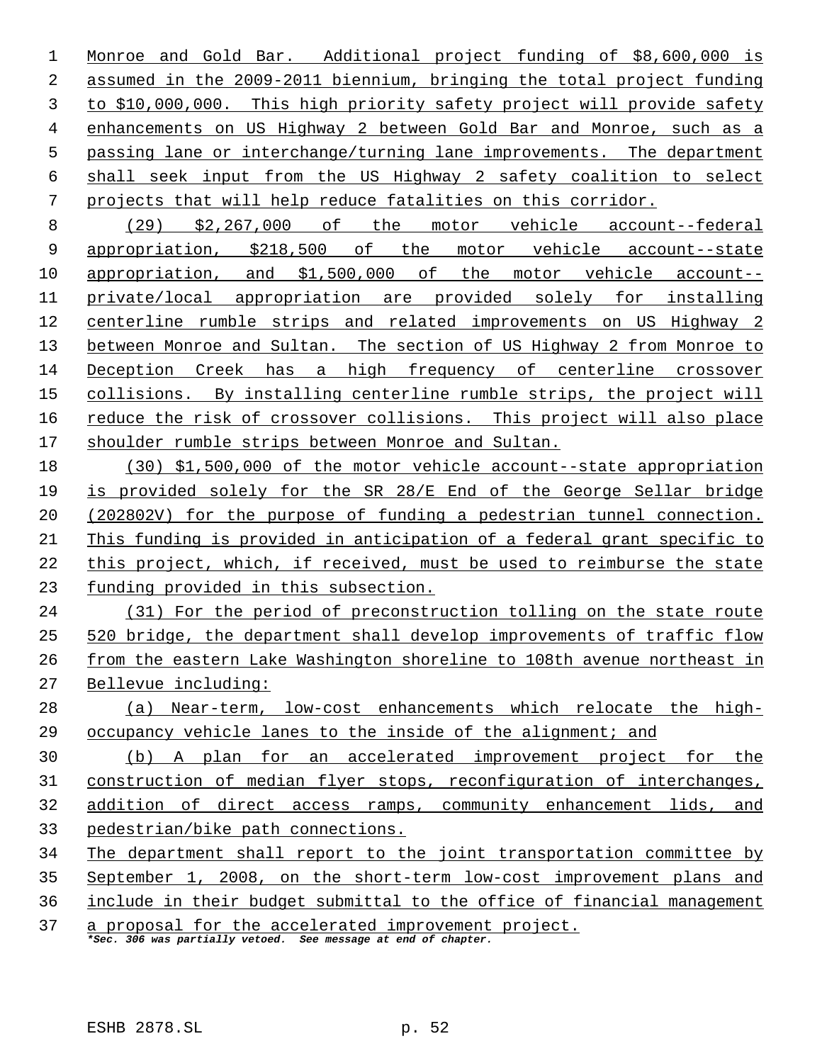Monroe and Gold Bar. Additional project funding of $8,600,000 is assumed in the 2009-2011 biennium, bringing the total project funding to $10,000,000. This high priority safety project will provide safety enhancements on US Highway 2 between Gold Bar and Monroe, such as a passing lane or interchange/turning lane improvements. The department shall seek input from the US Highway 2 safety coalition to select projects that will help reduce fatalities on this corridor.

(29) $2,267,000 of the motor vehicle account--federal appropriation, $218,500 of the motor vehicle account--state appropriation, and $1,500,000 of the motor vehicle account--private/local appropriation are provided solely for installing centerline rumble strips and related improvements on US Highway 2 between Monroe and Sultan. The section of US Highway 2 from Monroe to Deception Creek has a high frequency of centerline crossover collisions. By installing centerline rumble strips, the project will reduce the risk of crossover collisions. This project will also place shoulder rumble strips between Monroe and Sultan.

(30) $1,500,000 of the motor vehicle account--state appropriation is provided solely for the SR 28/E End of the George Sellar bridge (202802V) for the purpose of funding a pedestrian tunnel connection. This funding is provided in anticipation of a federal grant specific to this project, which, if received, must be used to reimburse the state funding provided in this subsection.

(31) For the period of preconstruction tolling on the state route 520 bridge, the department shall develop improvements of traffic flow from the eastern Lake Washington shoreline to 108th avenue northeast in Bellevue including:

(a) Near-term, low-cost enhancements which relocate the high-occupancy vehicle lanes to the inside of the alignment; and

(b) A plan for an accelerated improvement project for the construction of median flyer stops, reconfiguration of interchanges, addition of direct access ramps, community enhancement lids, and pedestrian/bike path connections.

The department shall report to the joint transportation committee by September 1, 2008, on the short-term low-cost improvement plans and include in their budget submittal to the office of financial management a proposal for the accelerated improvement project.

***Sec. 306 was partially vetoed. See message at end of chapter.***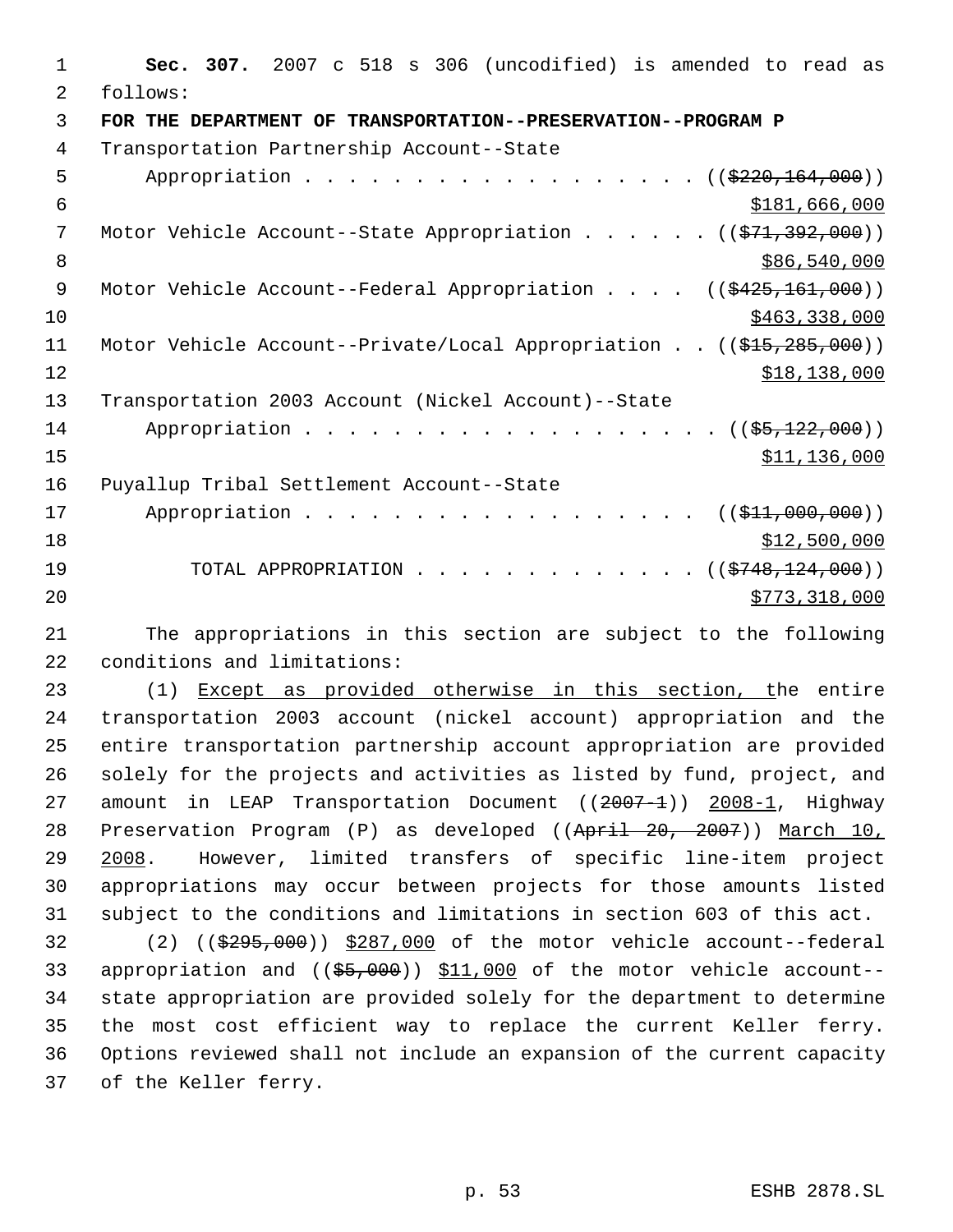**Sec. 307.** 2007 c 518 s 306 (uncodified) is amended to read as follows:

**FOR THE DEPARTMENT OF TRANSPORTATION--PRESERVATION--PROGRAM P**

Transportation Partnership Account--State Appropriation . . . . . . . . . . . . . . . . . . . (( ~~$220,164,000~~ )) $181,666,000

Motor Vehicle Account--State Appropriation . . . . . . (( ~~$71,392,000~~ )) $86,540,000

Motor Vehicle Account--Federal Appropriation . . . . (( ~~$425,161,000~~ )) $463,338,000

Motor Vehicle Account--Private/Local Appropriation . . (( ~~$15,285,000~~ )) $18,138,000

Transportation 2003 Account (Nickel Account)--State Appropriation . . . . . . . . . . . . . . . . . . . (( ~~$5,122,000~~ )) $11,136,000

Puyallup Tribal Settlement Account--State Appropriation . . . . . . . . . . . . . . . . . . . (( ~~$11,000,000~~ )) $12,500,000

TOTAL APPROPRIATION . . . . . . . . . . . . . (( ~~$748,124,000~~ )) $773,318,000

The appropriations in this section are subject to the following conditions and limitations:

(1) Except as provided otherwise in this section, the entire transportation 2003 account (nickel account) appropriation and the entire transportation partnership account appropriation are provided solely for the projects and activities as listed by fund, project, and amount in LEAP Transportation Document (( ~~2007-1~~ )) 2008-1, Highway Preservation Program (P) as developed (( ~~April 20, 2007~~ )) March 10, 2008. However, limited transfers of specific line-item project appropriations may occur between projects for those amounts listed subject to the conditions and limitations in section 603 of this act.

(2) (( ~~$295,000~~ )) $287,000 of the motor vehicle account--federal appropriation and (( ~~$5,000~~ )) $11,000 of the motor vehicle account--state appropriation are provided solely for the department to determine the most cost efficient way to replace the current Keller ferry. Options reviewed shall not include an expansion of the current capacity of the Keller ferry.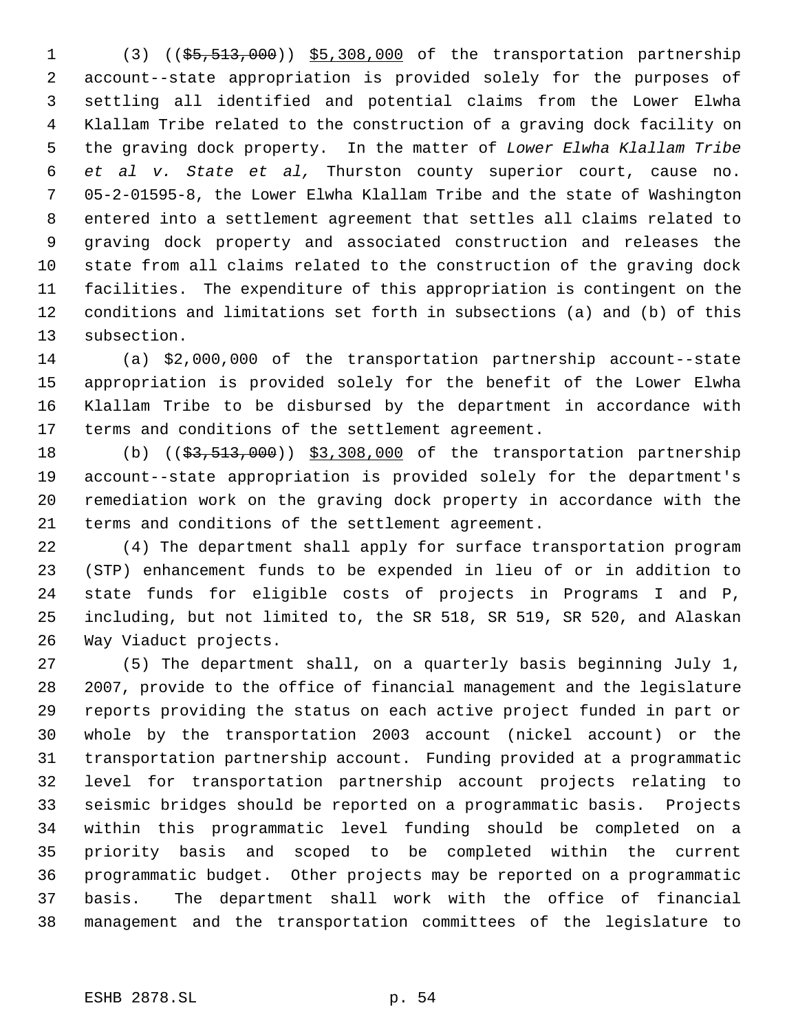(3) ((~~$5,513,000~~)) <u>$5,308,000</u> of the transportation partnership account--state appropriation is provided solely for the purposes of settling all identified and potential claims from the Lower Elwha Klallam Tribe related to the construction of a graving dock facility on the graving dock property. In the matter of *Lower Elwha Klallam Tribe et al v. State et al,* Thurston county superior court, cause no. 05-2-01595-8, the Lower Elwha Klallam Tribe and the state of Washington entered into a settlement agreement that settles all claims related to graving dock property and associated construction and releases the state from all claims related to the construction of the graving dock facilities. The expenditure of this appropriation is contingent on the conditions and limitations set forth in subsections (a) and (b) of this subsection.

(a) $2,000,000 of the transportation partnership account--state appropriation is provided solely for the benefit of the Lower Elwha Klallam Tribe to be disbursed by the department in accordance with terms and conditions of the settlement agreement.

(b) ((~~$3,513,000~~)) <u>$3,308,000</u> of the transportation partnership account--state appropriation is provided solely for the department's remediation work on the graving dock property in accordance with the terms and conditions of the settlement agreement.

(4) The department shall apply for surface transportation program (STP) enhancement funds to be expended in lieu of or in addition to state funds for eligible costs of projects in Programs I and P, including, but not limited to, the SR 518, SR 519, SR 520, and Alaskan Way Viaduct projects.

(5) The department shall, on a quarterly basis beginning July 1, 2007, provide to the office of financial management and the legislature reports providing the status on each active project funded in part or whole by the transportation 2003 account (nickel account) or the transportation partnership account. Funding provided at a programmatic level for transportation partnership account projects relating to seismic bridges should be reported on a programmatic basis. Projects within this programmatic level funding should be completed on a priority basis and scoped to be completed within the current programmatic budget. Other projects may be reported on a programmatic basis. The department shall work with the office of financial management and the transportation committees of the legislature to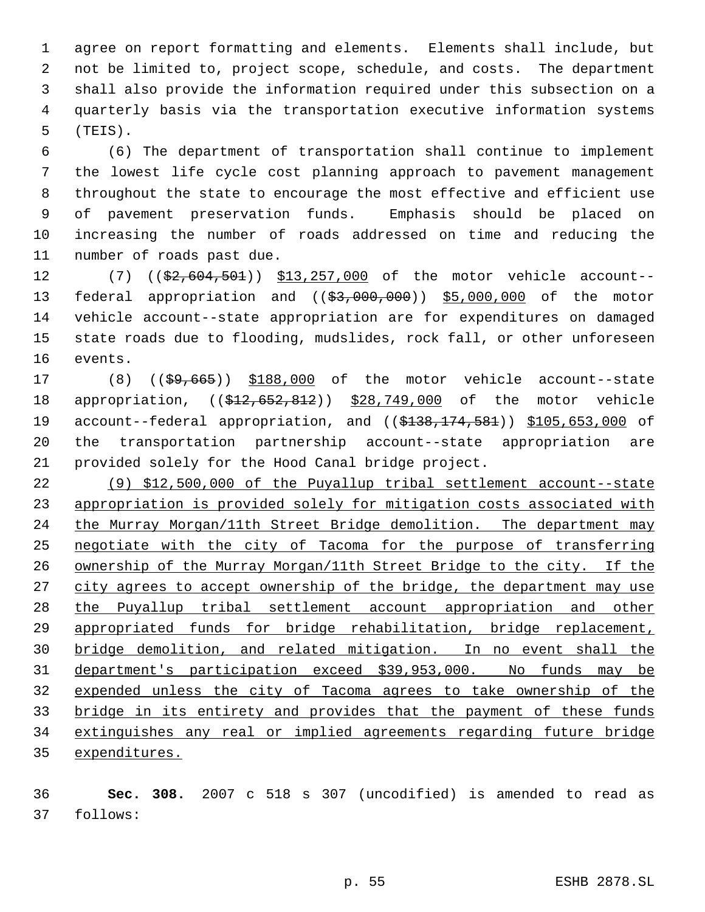agree on report formatting and elements. Elements shall include, but not be limited to, project scope, schedule, and costs. The department shall also provide the information required under this subsection on a quarterly basis via the transportation executive information systems (TEIS).

(6) The department of transportation shall continue to implement the lowest life cycle cost planning approach to pavement management throughout the state to encourage the most effective and efficient use of pavement preservation funds. Emphasis should be placed on increasing the number of roads addressed on time and reducing the number of roads past due.

(7) ((~~$2,604,501~~)) <u>$13,257,000</u> of the motor vehicle account--federal appropriation and ((~~$3,000,000~~)) <u>$5,000,000</u> of the motor vehicle account--state appropriation are for expenditures on damaged state roads due to flooding, mudslides, rock fall, or other unforeseen events.

(8) ((~~$9,665~~)) <u>$188,000</u> of the motor vehicle account--state appropriation, ((~~$12,652,812~~)) <u>$28,749,000</u> of the motor vehicle account--federal appropriation, and ((~~$138,174,581~~)) <u>$105,653,000</u> of the transportation partnership account--state appropriation are provided solely for the Hood Canal bridge project.

<u>(9) $12,500,000 of the Puyallup tribal settlement account--state appropriation is provided solely for mitigation costs associated with the Murray Morgan/11th Street Bridge demolition. The department may negotiate with the city of Tacoma for the purpose of transferring ownership of the Murray Morgan/11th Street Bridge to the city. If the city agrees to accept ownership of the bridge, the department may use the Puyallup tribal settlement account appropriation and other appropriated funds for bridge rehabilitation, bridge replacement, bridge demolition, and related mitigation. In no event shall the department's participation exceed $39,953,000. No funds may be expended unless the city of Tacoma agrees to take ownership of the bridge in its entirety and provides that the payment of these funds extinguishes any real or implied agreements regarding future bridge expenditures.</u>

**Sec. 308.** 2007 c 518 s 307 (uncodified) is amended to read as follows: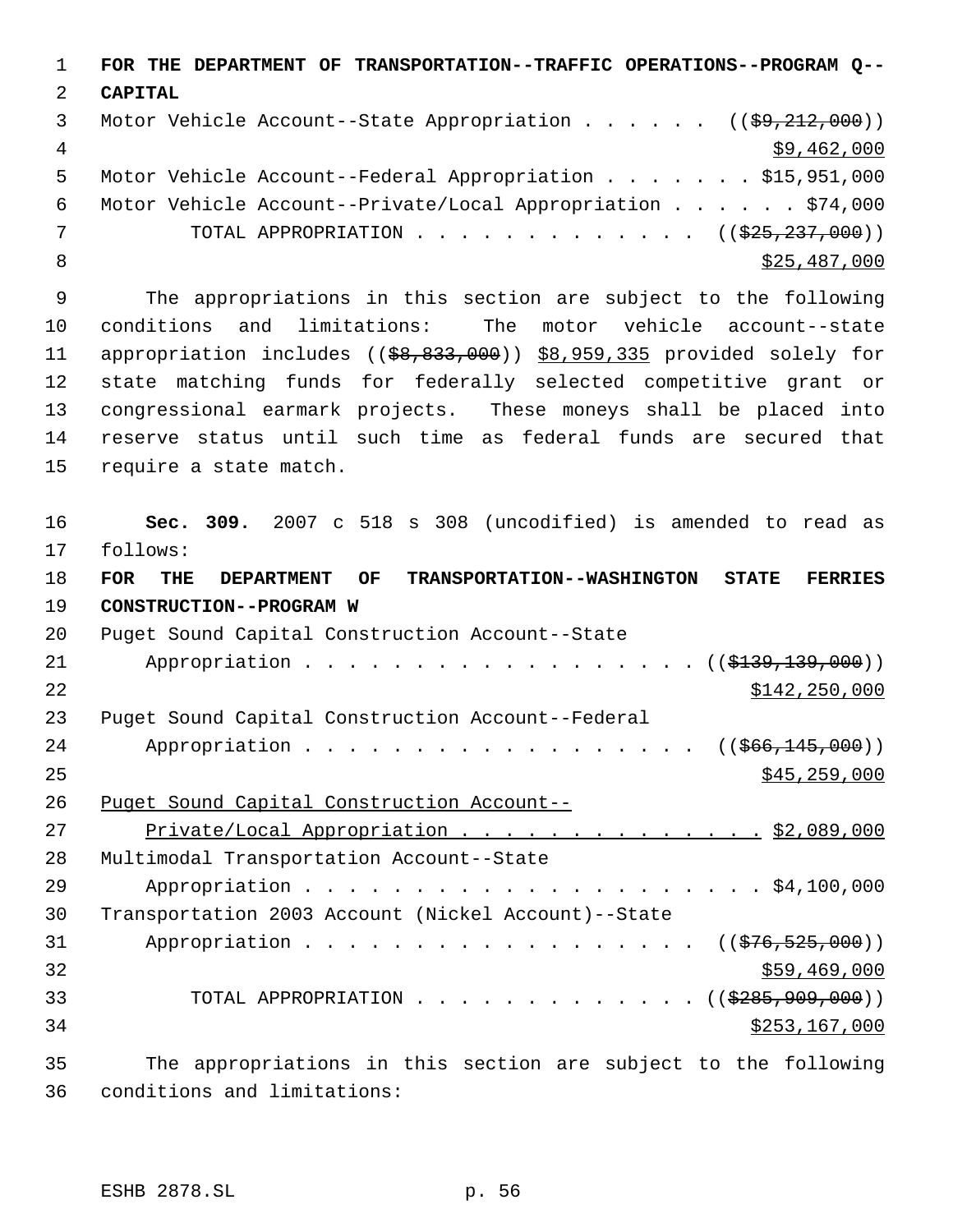**FOR THE DEPARTMENT OF TRANSPORTATION--TRAFFIC OPERATIONS--PROGRAM Q--CAPITAL**

Motor Vehicle Account--State Appropriation . . . . . . ((~~$9,212,000~~))
<u>$9,462,000</u>

Motor Vehicle Account--Federal Appropriation . . . . . . . $15,951,000

Motor Vehicle Account--Private/Local Appropriation . . . . . . $74,000

TOTAL APPROPRIATION . . . . . . . . . . . . . ((~~$25,237,000~~))
<u>$25,487,000</u>

The appropriations in this section are subject to the following conditions and limitations: The motor vehicle account--state appropriation includes ((~~$8,833,000~~)) <u>$8,959,335</u> provided solely for state matching funds for federally selected competitive grant or congressional earmark projects. These moneys shall be placed into reserve status until such time as federal funds are secured that require a state match.

**Sec. 309.** 2007 c 518 s 308 (uncodified) is amended to read as follows:

**FOR THE DEPARTMENT OF TRANSPORTATION--WASHINGTON STATE FERRIES CONSTRUCTION--PROGRAM W**

Puget Sound Capital Construction Account--State Appropriation . . . . . . . . . . . . . . . . . . ((~~$139,139,000~~))
<u>$142,250,000</u>

Puget Sound Capital Construction Account--Federal Appropriation . . . . . . . . . . . . . . . . . . ((~~$66,145,000~~))
<u>$45,259,000</u>

<u>Puget Sound Capital Construction Account--Private/Local Appropriation . . . . . . . . . . . . . . $2,089,000</u>

Multimodal Transportation Account--State Appropriation . . . . . . . . . . . . . . . . . . . . . $4,100,000

Transportation 2003 Account (Nickel Account)--State Appropriation . . . . . . . . . . . . . . . . . . ((~~$76,525,000~~))
<u>$59,469,000</u>

TOTAL APPROPRIATION . . . . . . . . . . . . . ((~~$285,909,000~~))
<u>$253,167,000</u>

The appropriations in this section are subject to the following conditions and limitations: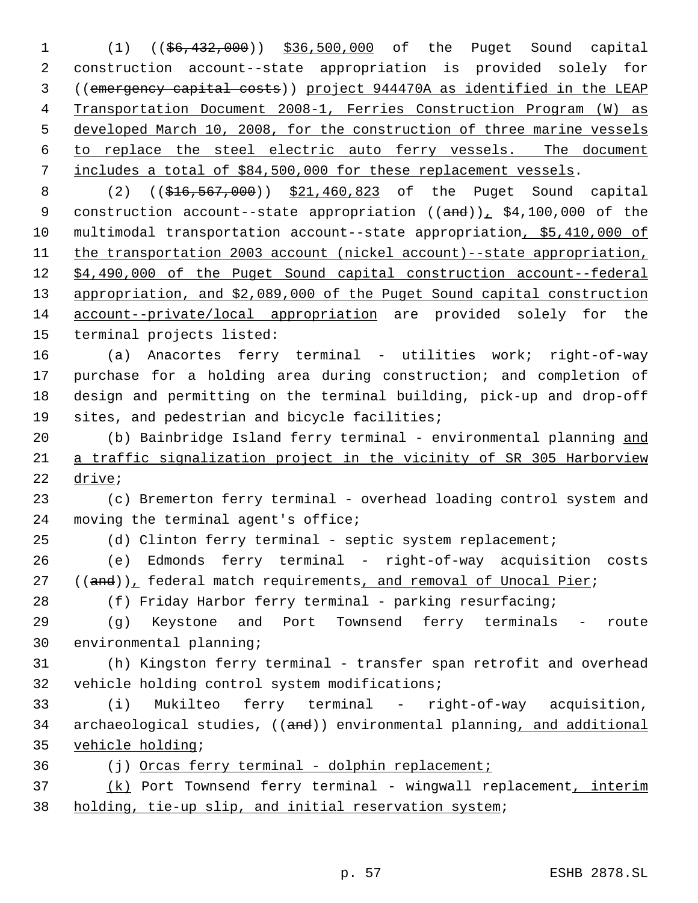(1) (($6,432,000)) $36,500,000 of the Puget Sound capital construction account--state appropriation is provided solely for ((emergency capital costs)) project 944470A as identified in the LEAP Transportation Document 2008-1, Ferries Construction Program (W) as developed March 10, 2008, for the construction of three marine vessels to replace the steel electric auto ferry vessels. The document includes a total of $84,500,000 for these replacement vessels.

(2) (($16,567,000)) $21,460,823 of the Puget Sound capital construction account--state appropriation ((and)), $4,100,000 of the multimodal transportation account--state appropriation, $5,410,000 of the transportation 2003 account (nickel account)--state appropriation, $4,490,000 of the Puget Sound capital construction account--federal appropriation, and $2,089,000 of the Puget Sound capital construction account--private/local appropriation are provided solely for the terminal projects listed:

(a) Anacortes ferry terminal - utilities work; right-of-way purchase for a holding area during construction; and completion of design and permitting on the terminal building, pick-up and drop-off sites, and pedestrian and bicycle facilities;

(b) Bainbridge Island ferry terminal - environmental planning and a traffic signalization project in the vicinity of SR 305 Harborview drive;

(c) Bremerton ferry terminal - overhead loading control system and moving the terminal agent's office;

(d) Clinton ferry terminal - septic system replacement;

(e) Edmonds ferry terminal - right-of-way acquisition costs ((and)), federal match requirements, and removal of Unocal Pier;

(f) Friday Harbor ferry terminal - parking resurfacing;

(g) Keystone and Port Townsend ferry terminals - route environmental planning;

(h) Kingston ferry terminal - transfer span retrofit and overhead vehicle holding control system modifications;

(i) Mukilteo ferry terminal - right-of-way acquisition, archaeological studies, ((and)) environmental planning, and additional vehicle holding;

(j) Orcas ferry terminal - dolphin replacement;

(k) Port Townsend ferry terminal - wingwall replacement, interim holding, tie-up slip, and initial reservation system;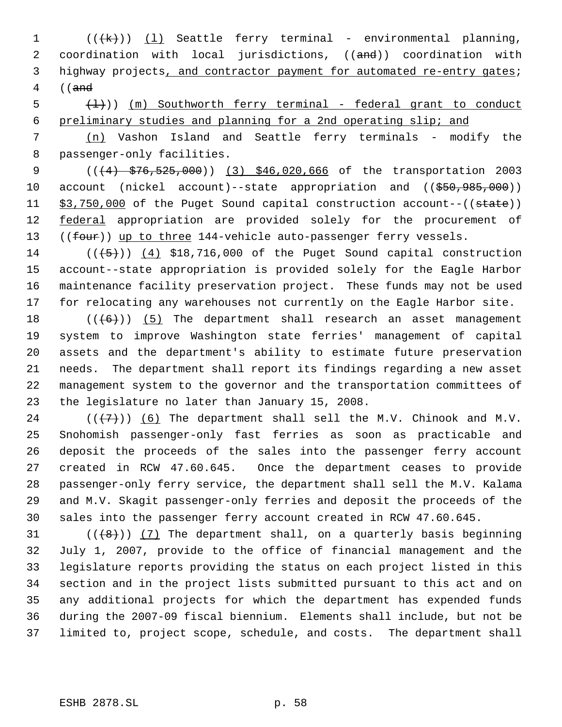((~~(k)~~)) (l) Seattle ferry terminal - environmental planning, coordination with local jurisdictions, ((~~and~~)) coordination with highway projects, and contractor payment for automated re-entry gates; ((~~and~~

~~(l)~~)) (m) Southworth ferry terminal - federal grant to conduct preliminary studies and planning for a 2nd operating slip; and

(n) Vashon Island and Seattle ferry terminals - modify the passenger-only facilities.

((~~(4) $76,525,000~~)) (3) $46,020,666 of the transportation 2003 account (nickel account)--state appropriation and ((~~$50,985,000~~)) $3,750,000 of the Puget Sound capital construction account--((~~state~~)) federal appropriation are provided solely for the procurement of ((~~four~~)) up to three 144-vehicle auto-passenger ferry vessels.

((~~(5)~~)) (4) $18,716,000 of the Puget Sound capital construction account--state appropriation is provided solely for the Eagle Harbor maintenance facility preservation project. These funds may not be used for relocating any warehouses not currently on the Eagle Harbor site.

((~~(6)~~)) (5) The department shall research an asset management system to improve Washington state ferries' management of capital assets and the department's ability to estimate future preservation needs. The department shall report its findings regarding a new asset management system to the governor and the transportation committees of the legislature no later than January 15, 2008.

((~~(7)~~)) (6) The department shall sell the M.V. Chinook and M.V. Snohomish passenger-only fast ferries as soon as practicable and deposit the proceeds of the sales into the passenger ferry account created in RCW 47.60.645. Once the department ceases to provide passenger-only ferry service, the department shall sell the M.V. Kalama and M.V. Skagit passenger-only ferries and deposit the proceeds of the sales into the passenger ferry account created in RCW 47.60.645.

((~~(8)~~)) (7) The department shall, on a quarterly basis beginning July 1, 2007, provide to the office of financial management and the legislature reports providing the status on each project listed in this section and in the project lists submitted pursuant to this act and on any additional projects for which the department has expended funds during the 2007-09 fiscal biennium. Elements shall include, but not be limited to, project scope, schedule, and costs. The department shall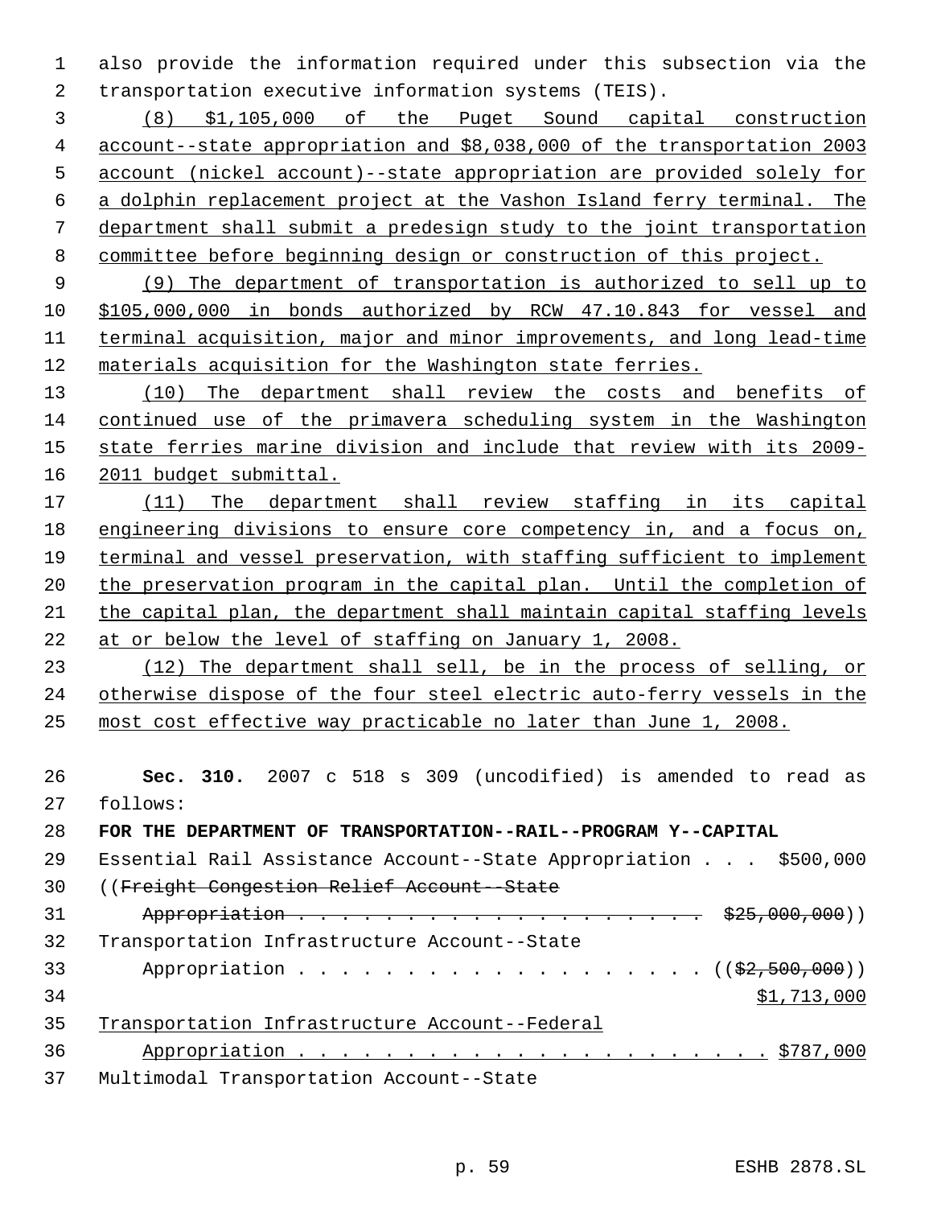also provide the information required under this subsection via the transportation executive information systems (TEIS).

(8) $1,105,000 of the Puget Sound capital construction account--state appropriation and $8,038,000 of the transportation 2003 account (nickel account)--state appropriation are provided solely for a dolphin replacement project at the Vashon Island ferry terminal. The department shall submit a predesign study to the joint transportation committee before beginning design or construction of this project.

(9) The department of transportation is authorized to sell up to $105,000,000 in bonds authorized by RCW 47.10.843 for vessel and terminal acquisition, major and minor improvements, and long lead-time materials acquisition for the Washington state ferries.

(10) The department shall review the costs and benefits of continued use of the primavera scheduling system in the Washington state ferries marine division and include that review with its 2009-2011 budget submittal.

(11) The department shall review staffing in its capital engineering divisions to ensure core competency in, and a focus on, terminal and vessel preservation, with staffing sufficient to implement the preservation program in the capital plan. Until the completion of the capital plan, the department shall maintain capital staffing levels at or below the level of staffing on January 1, 2008.

(12) The department shall sell, be in the process of selling, or otherwise dispose of the four steel electric auto-ferry vessels in the most cost effective way practicable no later than June 1, 2008.

**Sec. 310.** 2007 c 518 s 309 (uncodified) is amended to read as follows:

**FOR THE DEPARTMENT OF TRANSPORTATION--RAIL--PROGRAM Y--CAPITAL**

Essential Rail Assistance Account--State Appropriation . . . $500,000

((~~Freight Congestion Relief Account--State Appropriation . . . . . . . . . . . . . . . . . . . . . $25,000,000~~))

Transportation Infrastructure Account--State Appropriation . . . . . . . . . . . . . . . . . . . ((~~$2,500,000~~)) $1,713,000

Transportation Infrastructure Account--Federal Appropriation . . . . . . . . . . . . . . . . . . . . . . . $787,000

Multimodal Transportation Account--State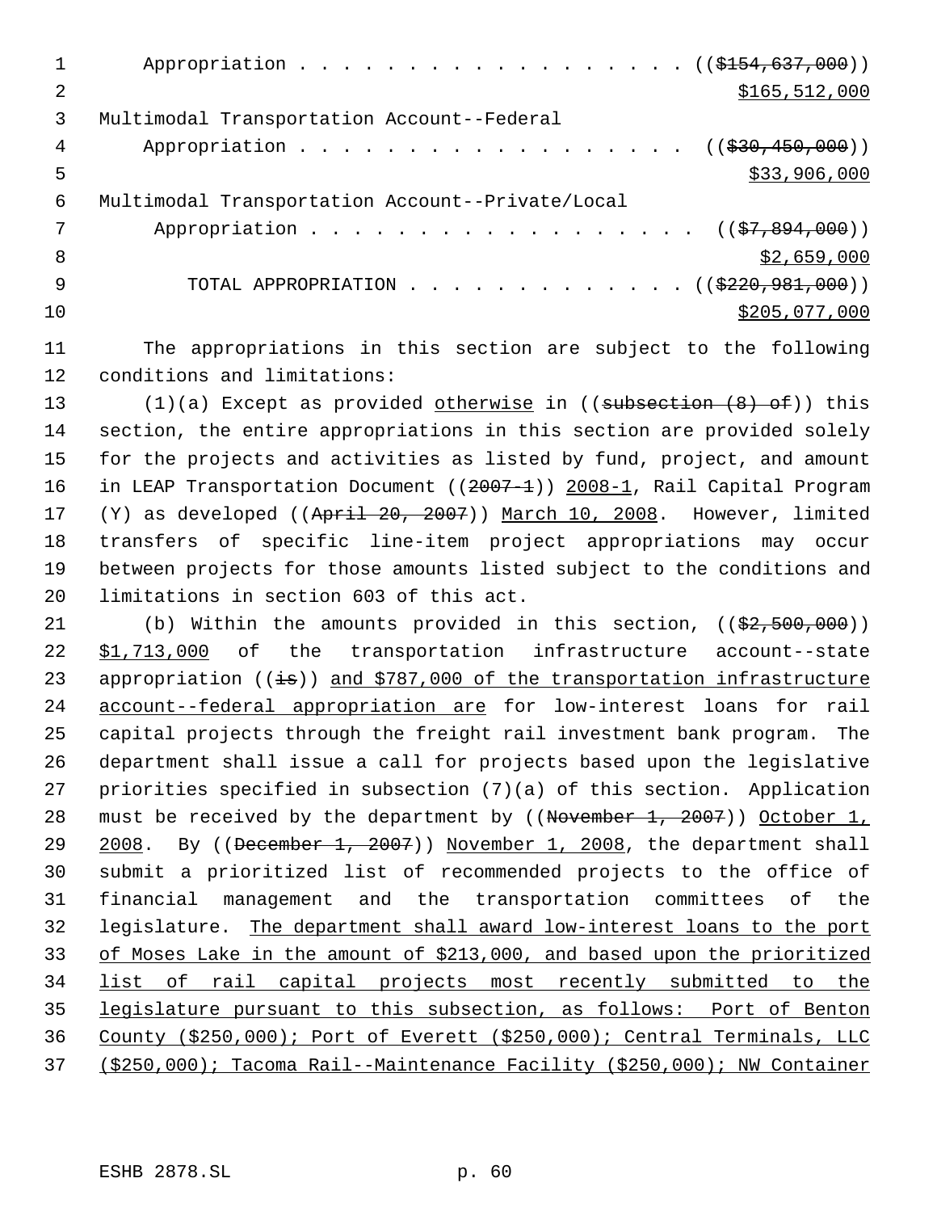Appropriation . . . . . . . . . . . . . . . . . . . ((~~$154,637,000~~))
$165,512,000

Multimodal Transportation Account--Federal
Appropriation . . . . . . . . . . . . . . . . . . . ((~~$30,450,000~~))
$33,906,000

Multimodal Transportation Account--Private/Local
Appropriation . . . . . . . . . . . . . . . . . . . ((~~$7,894,000~~))
$2,659,000

TOTAL APPROPRIATION . . . . . . . . . . . . . . ((~~$220,981,000~~))
$205,077,000

The appropriations in this section are subject to the following conditions and limitations:

(1)(a) Except as provided otherwise in ((~~subsection (8) of~~)) this section, the entire appropriations in this section are provided solely for the projects and activities as listed by fund, project, and amount in LEAP Transportation Document ((~~2007-1~~)) 2008-1, Rail Capital Program (Y) as developed ((~~April 20, 2007~~)) March 10, 2008. However, limited transfers of specific line-item project appropriations may occur between projects for those amounts listed subject to the conditions and limitations in section 603 of this act.

(b) Within the amounts provided in this section, ((~~$2,500,000~~)) $1,713,000 of the transportation infrastructure account--state appropriation ((~~is~~)) and $787,000 of the transportation infrastructure account--federal appropriation are for low-interest loans for rail capital projects through the freight rail investment bank program. The department shall issue a call for projects based upon the legislative priorities specified in subsection (7)(a) of this section. Application must be received by the department by ((~~November 1, 2007~~)) October 1, 2008. By ((~~December 1, 2007~~)) November 1, 2008, the department shall submit a prioritized list of recommended projects to the office of financial management and the transportation committees of the legislature. The department shall award low-interest loans to the port of Moses Lake in the amount of $213,000, and based upon the prioritized list of rail capital projects most recently submitted to the legislature pursuant to this subsection, as follows: Port of Benton County ($250,000); Port of Everett ($250,000); Central Terminals, LLC ($250,000); Tacoma Rail--Maintenance Facility ($250,000); NW Container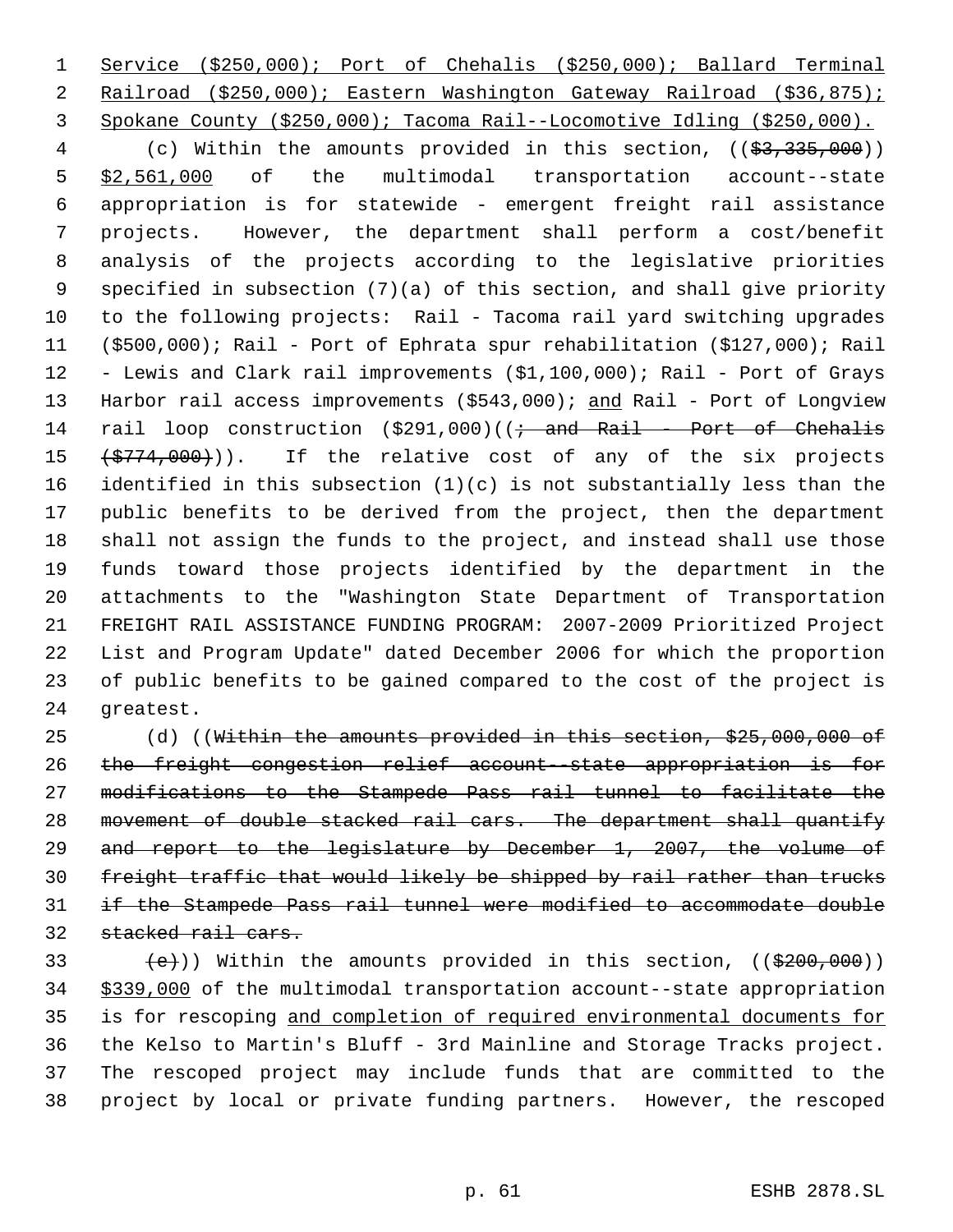Service ($250,000); Port of Chehalis ($250,000); Ballard Terminal Railroad ($250,000); Eastern Washington Gateway Railroad ($36,875); Spokane County ($250,000); Tacoma Rail--Locomotive Idling ($250,000).

(c) Within the amounts provided in this section, ((~~$3,335,000~~)) $2,561,000 of the multimodal transportation account--state appropriation is for statewide - emergent freight rail assistance projects. However, the department shall perform a cost/benefit analysis of the projects according to the legislative priorities specified in subsection (7)(a) of this section, and shall give priority to the following projects: Rail - Tacoma rail yard switching upgrades ($500,000); Rail - Port of Ephrata spur rehabilitation ($127,000); Rail - Lewis and Clark rail improvements ($1,100,000); Rail - Port of Grays Harbor rail access improvements ($543,000); and Rail - Port of Longview rail loop construction ($291,000)((~~; and Rail - Port of Chehalis ($774,000)~~)). If the relative cost of any of the six projects identified in this subsection (1)(c) is not substantially less than the public benefits to be derived from the project, then the department shall not assign the funds to the project, and instead shall use those funds toward those projects identified by the department in the attachments to the "Washington State Department of Transportation FREIGHT RAIL ASSISTANCE FUNDING PROGRAM: 2007-2009 Prioritized Project List and Program Update" dated December 2006 for which the proportion of public benefits to be gained compared to the cost of the project is greatest.

(d) ((~~Within the amounts provided in this section, $25,000,000 of the freight congestion relief account--state appropriation is for modifications to the Stampede Pass rail tunnel to facilitate the movement of double stacked rail cars. The department shall quantify and report to the legislature by December 1, 2007, the volume of freight traffic that would likely be shipped by rail rather than trucks if the Stampede Pass rail tunnel were modified to accommodate double stacked rail cars.~~

~~(e)~~)) Within the amounts provided in this section, ((~~$200,000~~)) $339,000 of the multimodal transportation account--state appropriation is for rescoping and completion of required environmental documents for the Kelso to Martin's Bluff - 3rd Mainline and Storage Tracks project. The rescoped project may include funds that are committed to the project by local or private funding partners. However, the rescoped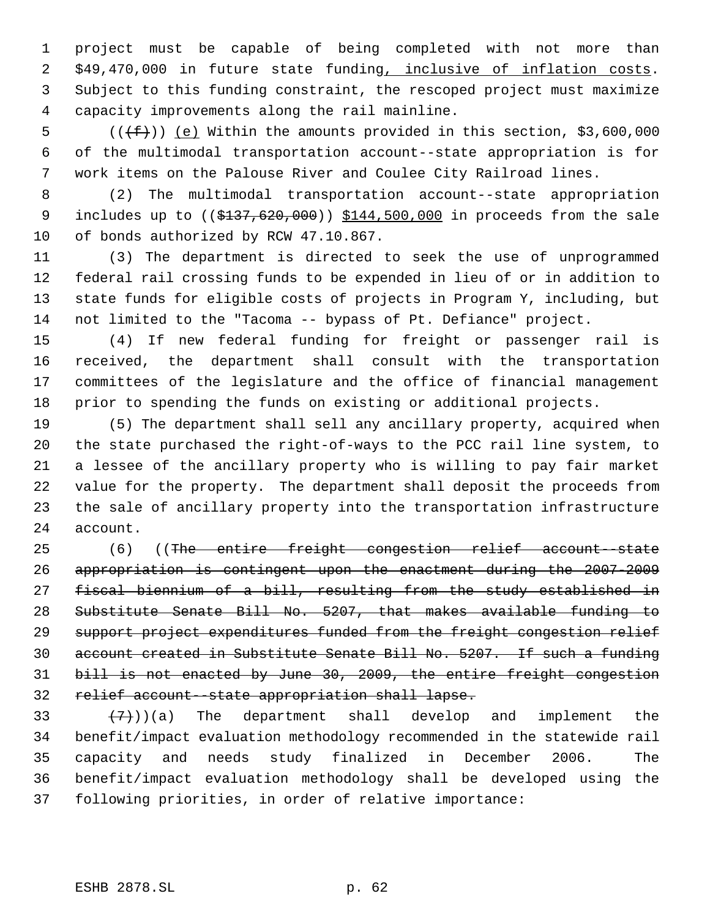project must be capable of being completed with not more than $49,470,000 in future state funding, inclusive of inflation costs. Subject to this funding constraint, the rescoped project must maximize capacity improvements along the rail mainline.

(((f))) (e) Within the amounts provided in this section, $3,600,000 of the multimodal transportation account--state appropriation is for work items on the Palouse River and Coulee City Railroad lines.

(2) The multimodal transportation account--state appropriation includes up to (($137,620,000)) $144,500,000 in proceeds from the sale of bonds authorized by RCW 47.10.867.

(3) The department is directed to seek the use of unprogrammed federal rail crossing funds to be expended in lieu of or in addition to state funds for eligible costs of projects in Program Y, including, but not limited to the "Tacoma -- bypass of Pt. Defiance" project.

(4) If new federal funding for freight or passenger rail is received, the department shall consult with the transportation committees of the legislature and the office of financial management prior to spending the funds on existing or additional projects.

(5) The department shall sell any ancillary property, acquired when the state purchased the right-of-ways to the PCC rail line system, to a lessee of the ancillary property who is willing to pay fair market value for the property. The department shall deposit the proceeds from the sale of ancillary property into the transportation infrastructure account.

(6) ((The entire freight congestion relief account--state appropriation is contingent upon the enactment during the 2007-2009 fiscal biennium of a bill, resulting from the study established in Substitute Senate Bill No. 5207, that makes available funding to support project expenditures funded from the freight congestion relief account created in Substitute Senate Bill No. 5207. If such a funding bill is not enacted by June 30, 2009, the entire freight congestion relief account--state appropriation shall lapse.

(7)))(a) The department shall develop and implement the benefit/impact evaluation methodology recommended in the statewide rail capacity and needs study finalized in December 2006. The benefit/impact evaluation methodology shall be developed using the following priorities, in order of relative importance: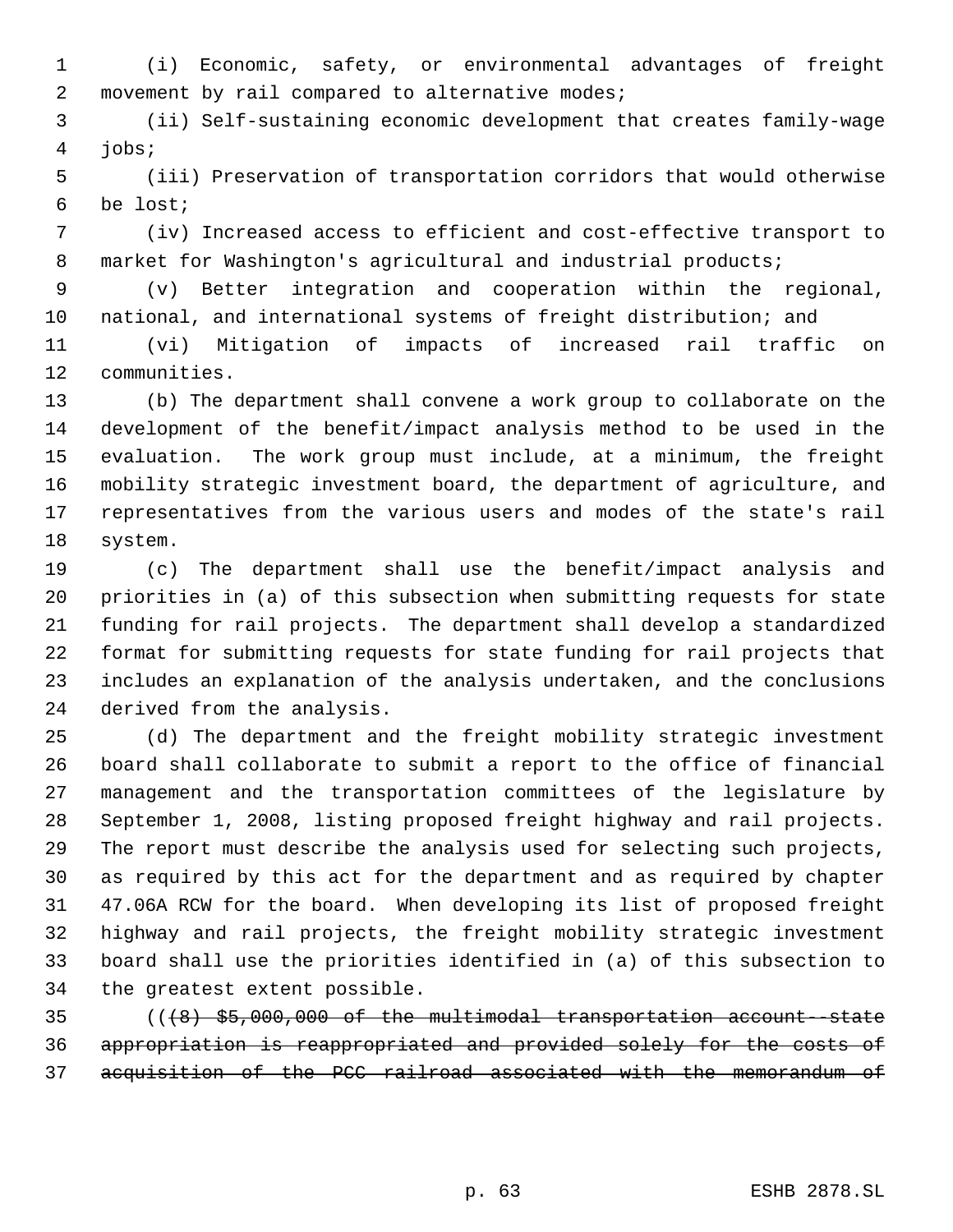(i) Economic, safety, or environmental advantages of freight movement by rail compared to alternative modes;

(ii) Self-sustaining economic development that creates family-wage jobs;

(iii) Preservation of transportation corridors that would otherwise be lost;

(iv) Increased access to efficient and cost-effective transport to market for Washington's agricultural and industrial products;

(v) Better integration and cooperation within the regional, national, and international systems of freight distribution; and

(vi) Mitigation of impacts of increased rail traffic on communities.

(b) The department shall convene a work group to collaborate on the development of the benefit/impact analysis method to be used in the evaluation. The work group must include, at a minimum, the freight mobility strategic investment board, the department of agriculture, and representatives from the various users and modes of the state's rail system.

(c) The department shall use the benefit/impact analysis and priorities in (a) of this subsection when submitting requests for state funding for rail projects. The department shall develop a standardized format for submitting requests for state funding for rail projects that includes an explanation of the analysis undertaken, and the conclusions derived from the analysis.

(d) The department and the freight mobility strategic investment board shall collaborate to submit a report to the office of financial management and the transportation committees of the legislature by September 1, 2008, listing proposed freight highway and rail projects. The report must describe the analysis used for selecting such projects, as required by this act for the department and as required by chapter 47.06A RCW for the board. When developing its list of proposed freight highway and rail projects, the freight mobility strategic investment board shall use the priorities identified in (a) of this subsection to the greatest extent possible.

((~~(8) $5,000,000 of the multimodal transportation account--state appropriation is reappropriated and provided solely for the costs of acquisition of the PCC railroad associated with the memorandum of~~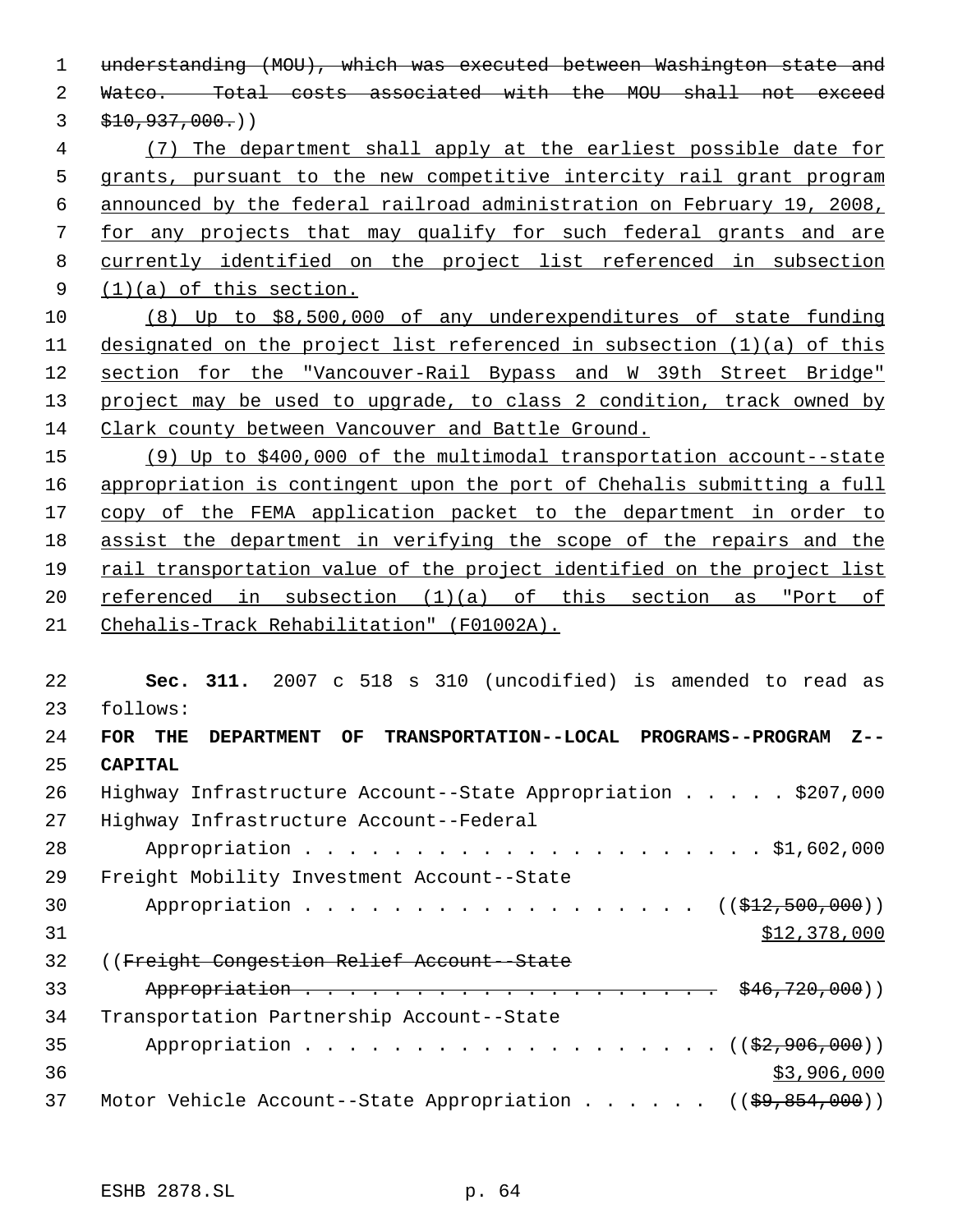~~understanding (MOU), which was executed between Washington state and Watco. Total costs associated with the MOU shall not exceed $10,937,000.~~))

<u>(7) The department shall apply at the earliest possible date for grants, pursuant to the new competitive intercity rail grant program announced by the federal railroad administration on February 19, 2008, for any projects that may qualify for such federal grants and are currently identified on the project list referenced in subsection (1)(a) of this section.</u>

<u>(8) Up to $8,500,000 of any underexpenditures of state funding designated on the project list referenced in subsection (1)(a) of this section for the "Vancouver-Rail Bypass and W 39th Street Bridge" project may be used to upgrade, to class 2 condition, track owned by Clark county between Vancouver and Battle Ground.</u>

<u>(9) Up to $400,000 of the multimodal transportation account--state appropriation is contingent upon the port of Chehalis submitting a full copy of the FEMA application packet to the department in order to assist the department in verifying the scope of the repairs and the rail transportation value of the project identified on the project list referenced in subsection (1)(a) of this section as "Port of Chehalis-Track Rehabilitation" (F01002A).</u>

**Sec. 311.** 2007 c 518 s 310 (uncodified) is amended to read as follows:

**FOR THE DEPARTMENT OF TRANSPORTATION--LOCAL PROGRAMS--PROGRAM Z--CAPITAL**

Highway Infrastructure Account--State Appropriation . . . . . $207,000

Highway Infrastructure Account--Federal Appropriation . . . . . . . . . . . . . . . . . . . . . $1,602,000

Freight Mobility Investment Account--State Appropriation . . . . . . . . . . . . . . . . . . . ((~~$12,500,000~~)) <u>$12,378,000</u>

((~~Freight Congestion Relief Account--State Appropriation . . . . . . . . . . . . . . . . . . . . . $46,720,000~~))

Transportation Partnership Account--State Appropriation . . . . . . . . . . . . . . . . . . . ((~~$2,906,000~~)) <u>$3,906,000</u>

Motor Vehicle Account--State Appropriation . . . . . . ((~~$9,854,000~~))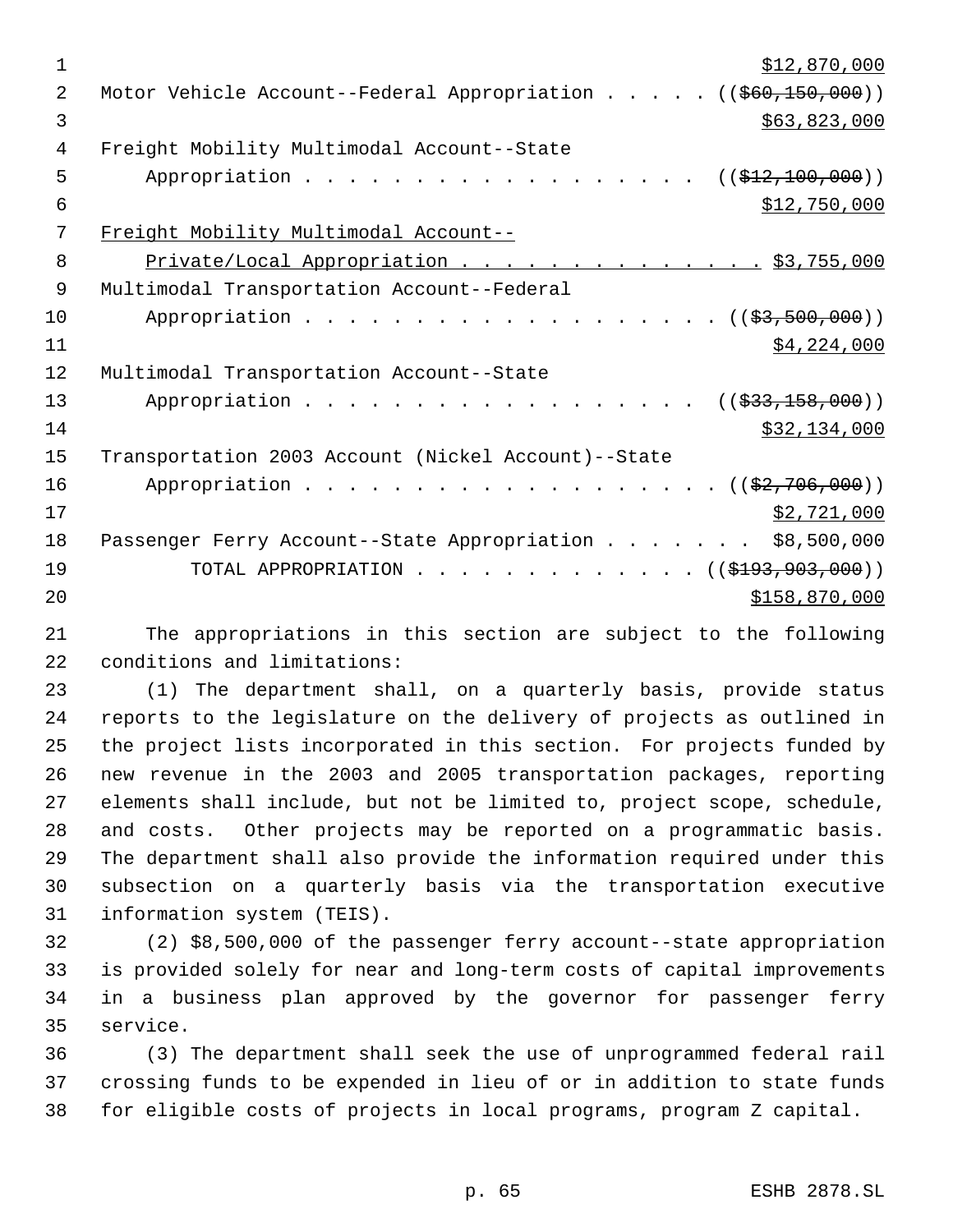$12,870,000

Motor Vehicle Account--Federal Appropriation . . . . . ((~~$60,150,000~~))
$63,823,000

Freight Mobility Multimodal Account--State
Appropriation . . . . . . . . . . . . . . . . . . ((~~$12,100,000~~))
$12,750,000

<u>Freight Mobility Multimodal Account--</u>
<u>Private/Local Appropriation . . . . . . . . . . . . . . $3,755,000</u>

Multimodal Transportation Account--Federal
Appropriation . . . . . . . . . . . . . . . . . . . ((~~$3,500,000~~))
$4,224,000

Multimodal Transportation Account--State
Appropriation . . . . . . . . . . . . . . . . . . ((~~$33,158,000~~))
$32,134,000

Transportation 2003 Account (Nickel Account)--State
Appropriation . . . . . . . . . . . . . . . . . . . ((~~$2,706,000~~))
$2,721,000

Passenger Ferry Account--State Appropriation . . . . . . . $8,500,000

TOTAL APPROPRIATION . . . . . . . . . . . . . ((~~$193,903,000~~))
$158,870,000

The appropriations in this section are subject to the following conditions and limitations:

(1) The department shall, on a quarterly basis, provide status reports to the legislature on the delivery of projects as outlined in the project lists incorporated in this section. For projects funded by new revenue in the 2003 and 2005 transportation packages, reporting elements shall include, but not be limited to, project scope, schedule, and costs. Other projects may be reported on a programmatic basis. The department shall also provide the information required under this subsection on a quarterly basis via the transportation executive information system (TEIS).

(2) $8,500,000 of the passenger ferry account--state appropriation is provided solely for near and long-term costs of capital improvements in a business plan approved by the governor for passenger ferry service.

(3) The department shall seek the use of unprogrammed federal rail crossing funds to be expended in lieu of or in addition to state funds for eligible costs of projects in local programs, program Z capital.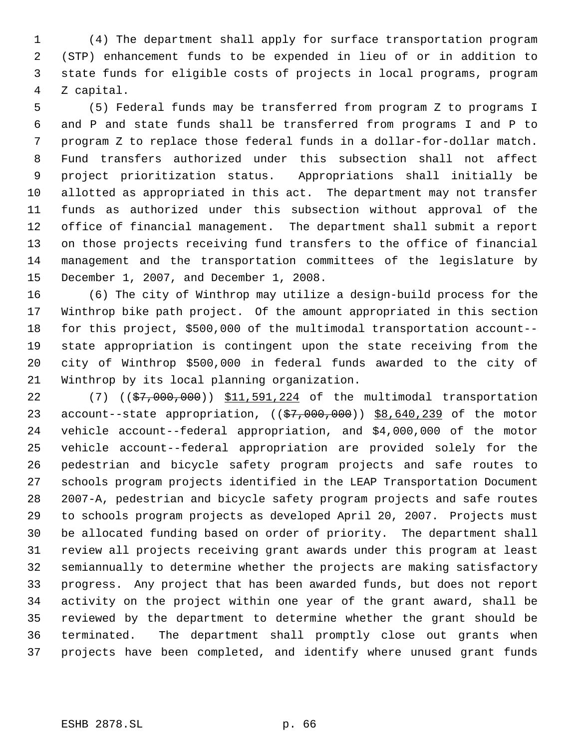(4) The department shall apply for surface transportation program (STP) enhancement funds to be expended in lieu of or in addition to state funds for eligible costs of projects in local programs, program Z capital.

(5) Federal funds may be transferred from program Z to programs I and P and state funds shall be transferred from programs I and P to program Z to replace those federal funds in a dollar-for-dollar match. Fund transfers authorized under this subsection shall not affect project prioritization status. Appropriations shall initially be allotted as appropriated in this act. The department may not transfer funds as authorized under this subsection without approval of the office of financial management. The department shall submit a report on those projects receiving fund transfers to the office of financial management and the transportation committees of the legislature by December 1, 2007, and December 1, 2008.

(6) The city of Winthrop may utilize a design-build process for the Winthrop bike path project. Of the amount appropriated in this section for this project, $500,000 of the multimodal transportation account--state appropriation is contingent upon the state receiving from the city of Winthrop $500,000 in federal funds awarded to the city of Winthrop by its local planning organization.

(7) ((~~$7,000,000~~)) <u>$11,591,224</u> of the multimodal transportation account--state appropriation, ((~~$7,000,000~~)) <u>$8,640,239</u> of the motor vehicle account--federal appropriation, and $4,000,000 of the motor vehicle account--federal appropriation are provided solely for the pedestrian and bicycle safety program projects and safe routes to schools program projects identified in the LEAP Transportation Document 2007-A, pedestrian and bicycle safety program projects and safe routes to schools program projects as developed April 20, 2007. Projects must be allocated funding based on order of priority. The department shall review all projects receiving grant awards under this program at least semiannually to determine whether the projects are making satisfactory progress. Any project that has been awarded funds, but does not report activity on the project within one year of the grant award, shall be reviewed by the department to determine whether the grant should be terminated. The department shall promptly close out grants when projects have been completed, and identify where unused grant funds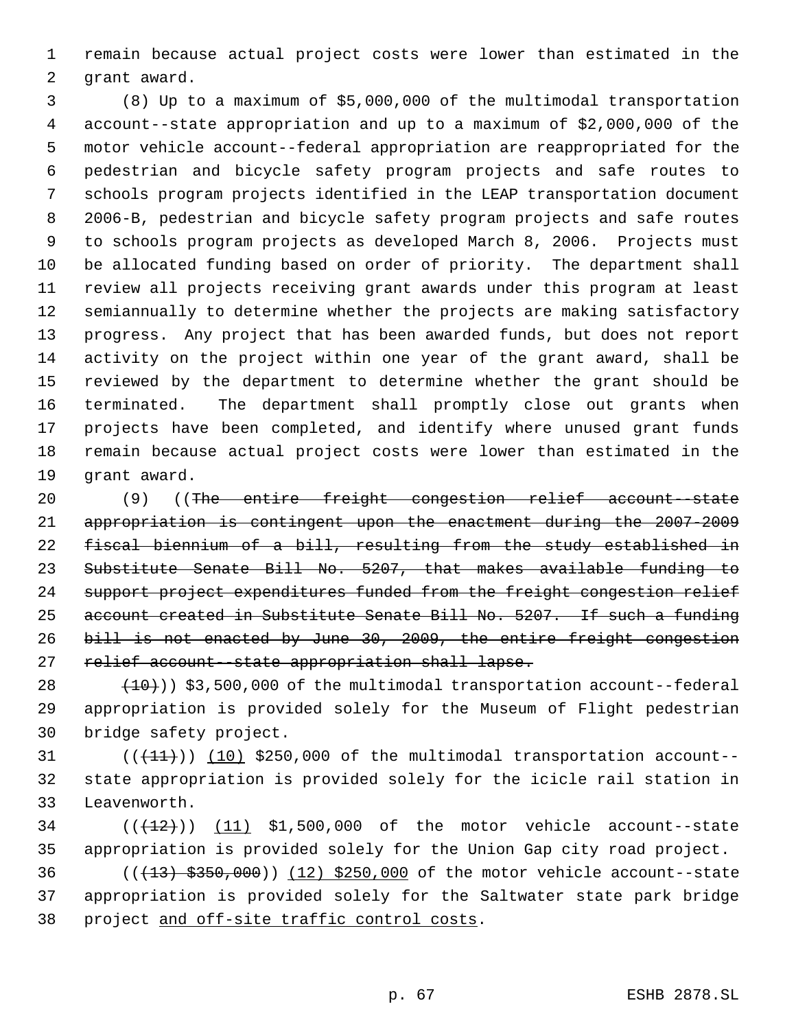remain because actual project costs were lower than estimated in the grant award.

(8) Up to a maximum of $5,000,000 of the multimodal transportation account--state appropriation and up to a maximum of $2,000,000 of the motor vehicle account--federal appropriation are reappropriated for the pedestrian and bicycle safety program projects and safe routes to schools program projects identified in the LEAP transportation document 2006-B, pedestrian and bicycle safety program projects and safe routes to schools program projects as developed March 8, 2006. Projects must be allocated funding based on order of priority. The department shall review all projects receiving grant awards under this program at least semiannually to determine whether the projects are making satisfactory progress. Any project that has been awarded funds, but does not report activity on the project within one year of the grant award, shall be reviewed by the department to determine whether the grant should be terminated. The department shall promptly close out grants when projects have been completed, and identify where unused grant funds remain because actual project costs were lower than estimated in the grant award.

(9) ((~~The entire freight congestion relief account--state appropriation is contingent upon the enactment during the 2007-2009 fiscal biennium of a bill, resulting from the study established in Substitute Senate Bill No. 5207, that makes available funding to support project expenditures funded from the freight congestion relief account created in Substitute Senate Bill No. 5207. If such a funding bill is not enacted by June 30, 2009, the entire freight congestion relief account--state appropriation shall lapse.~~

~~(10)~~)) $3,500,000 of the multimodal transportation account--federal appropriation is provided solely for the Museum of Flight pedestrian bridge safety project.

((~~(11)~~)) <u>(10)</u> $250,000 of the multimodal transportation account--state appropriation is provided solely for the icicle rail station in Leavenworth.

((~~(12)~~)) <u>(11)</u> $1,500,000 of the motor vehicle account--state appropriation is provided solely for the Union Gap city road project.

((~~(13) $350,000~~)) <u>(12) $250,000</u> of the motor vehicle account--state appropriation is provided solely for the Saltwater state park bridge project <u>and off-site traffic control costs</u>.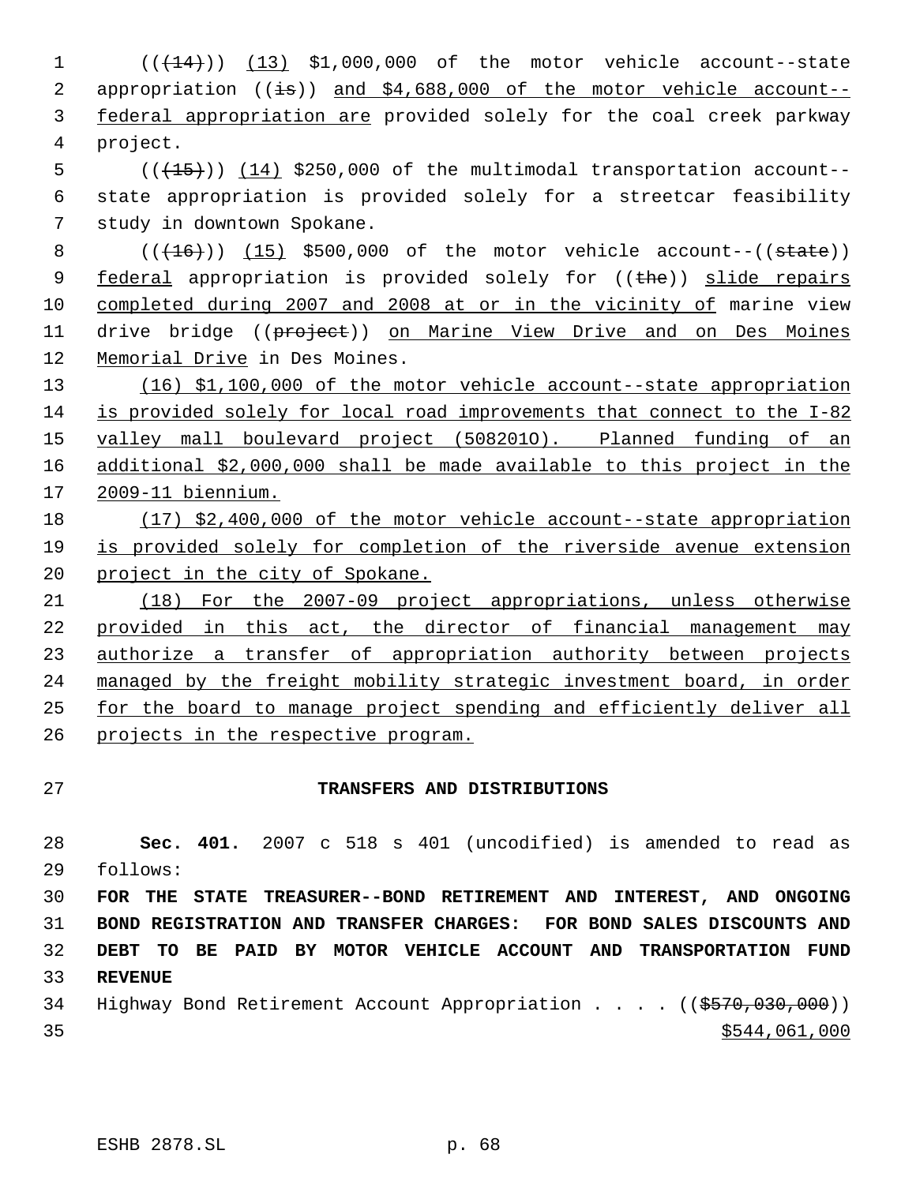((~~(14)~~)) <u>(13)</u> $1,000,000 of the motor vehicle account--state appropriation ((~~is~~)) <u>and $4,688,000 of the motor vehicle account--federal appropriation are</u> provided solely for the coal creek parkway project.

((~~(15)~~)) <u>(14)</u> $250,000 of the multimodal transportation account--state appropriation is provided solely for a streetcar feasibility study in downtown Spokane.

((~~(16)~~)) <u>(15)</u> $500,000 of the motor vehicle account--((~~state~~)) <u>federal</u> appropriation is provided solely for ((~~the~~)) <u>slide repairs completed during 2007 and 2008 at or in the vicinity of</u> marine view drive bridge ((~~project~~)) <u>on Marine View Drive and on Des Moines Memorial Drive</u> in Des Moines.

<u>(16) $1,100,000 of the motor vehicle account--state appropriation is provided solely for local road improvements that connect to the I-82 valley mall boulevard project (508201O). Planned funding of an additional $2,000,000 shall be made available to this project in the 2009-11 biennium.</u>

<u>(17) $2,400,000 of the motor vehicle account--state appropriation is provided solely for completion of the riverside avenue extension project in the city of Spokane.</u>

<u>(18) For the 2007-09 project appropriations, unless otherwise provided in this act, the director of financial management may authorize a transfer of appropriation authority between projects managed by the freight mobility strategic investment board, in order for the board to manage project spending and efficiently deliver all projects in the respective program.</u>

## TRANSFERS AND DISTRIBUTIONS

**Sec. 401.** 2007 c 518 s 401 (uncodified) is amended to read as follows:

**FOR THE STATE TREASURER--BOND RETIREMENT AND INTEREST, AND ONGOING BOND REGISTRATION AND TRANSFER CHARGES: FOR BOND SALES DISCOUNTS AND DEBT TO BE PAID BY MOTOR VEHICLE ACCOUNT AND TRANSPORTATION FUND REVENUE**

Highway Bond Retirement Account Appropriation . . . . ((~~$570,030,000~~)) <u>$544,061,000</u>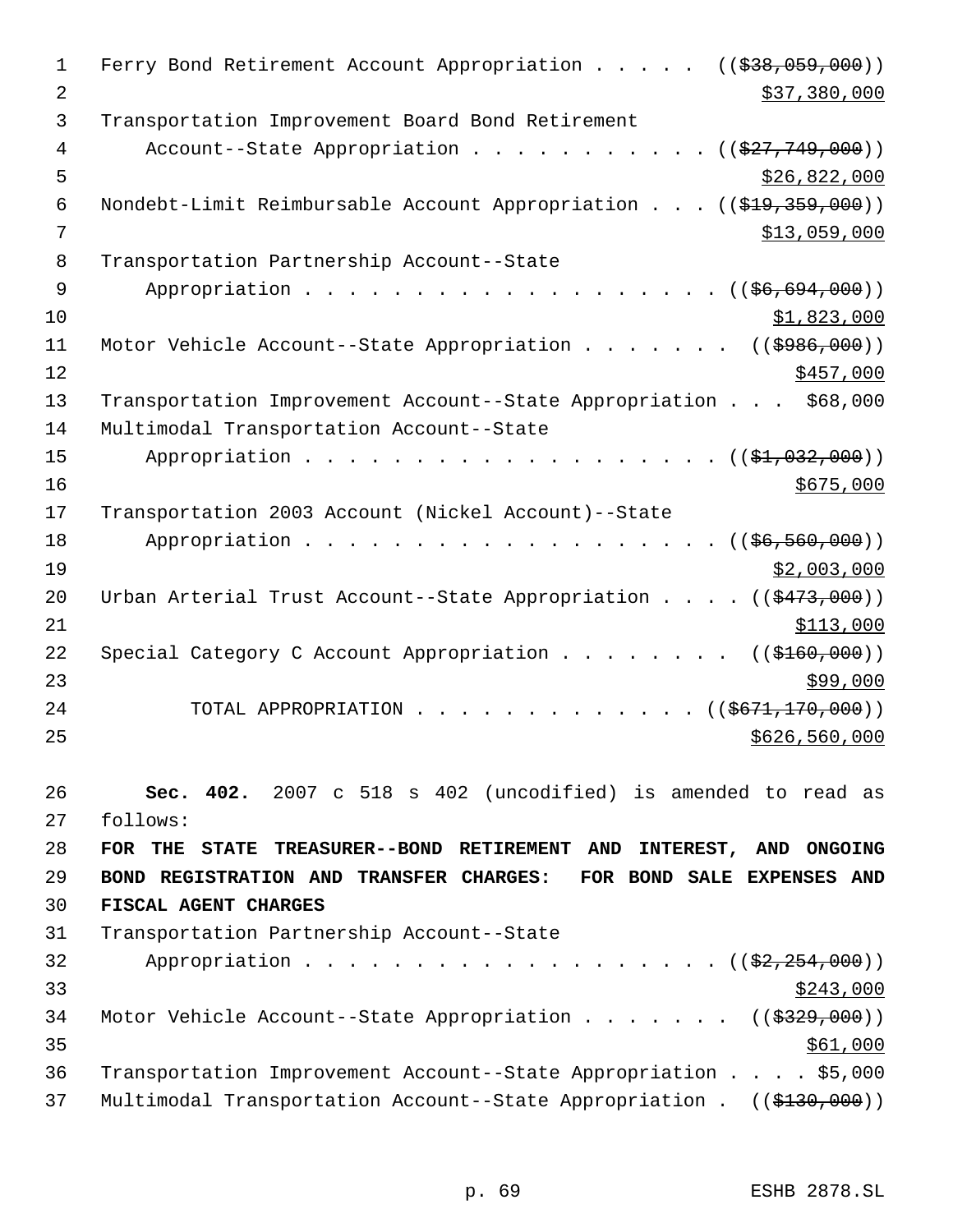Ferry Bond Retirement Account Appropriation . . . . . ((~~$38,059,000~~))
<u>$37,380,000</u>

Transportation Improvement Board Bond Retirement
Account--State Appropriation . . . . . . . . . . . ((~~$27,749,000~~))
<u>$26,822,000</u>

Nondebt-Limit Reimbursable Account Appropriation . . . ((~~$19,359,000~~))
<u>$13,059,000</u>

Transportation Partnership Account--State
Appropriation . . . . . . . . . . . . . . . . . . . ((~~$6,694,000~~))
<u>$1,823,000</u>

Motor Vehicle Account--State Appropriation . . . . . . . ((~~$986,000~~))
<u>$457,000</u>

Transportation Improvement Account--State Appropriation . . . $68,000

Multimodal Transportation Account--State
Appropriation . . . . . . . . . . . . . . . . . . . ((~~$1,032,000~~))
<u>$675,000</u>

Transportation 2003 Account (Nickel Account)--State
Appropriation . . . . . . . . . . . . . . . . . . . ((~~$6,560,000~~))
<u>$2,003,000</u>

Urban Arterial Trust Account--State Appropriation . . . . ((~~$473,000~~))
<u>$113,000</u>

Special Category C Account Appropriation . . . . . . . . ((~~$160,000~~))
<u>$99,000</u>

TOTAL APPROPRIATION . . . . . . . . . . . . . ((~~$671,170,000~~))
<u>$626,560,000</u>

**Sec. 402.** 2007 c 518 s 402 (uncodified) is amended to read as follows:

**FOR THE STATE TREASURER--BOND RETIREMENT AND INTEREST, AND ONGOING BOND REGISTRATION AND TRANSFER CHARGES: FOR BOND SALE EXPENSES AND FISCAL AGENT CHARGES**

Transportation Partnership Account--State
Appropriation . . . . . . . . . . . . . . . . . . . ((~~$2,254,000~~))
<u>$243,000</u>

Motor Vehicle Account--State Appropriation . . . . . . . ((~~$329,000~~))
<u>$61,000</u>

Transportation Improvement Account--State Appropriation . . . . $5,000

Multimodal Transportation Account--State Appropriation . ((~~$130,000~~))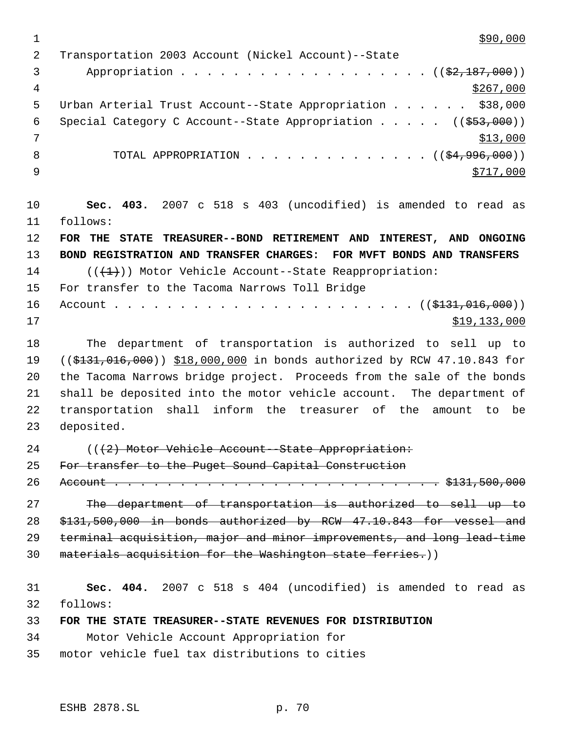$90,000

Transportation 2003 Account (Nickel Account)--State Appropriation . . . . . . . . . . . . . . . . . . . . (($2,187,000)) $267,000

Urban Arterial Trust Account--State Appropriation . . . . . . $38,000

Special Category C Account--State Appropriation . . . . . (($53,000)) $13,000

TOTAL APPROPRIATION . . . . . . . . . . . . . . (($4,996,000)) $717,000

**Sec. 403.** 2007 c 518 s 403 (uncodified) is amended to read as follows:

**FOR THE STATE TREASURER--BOND RETIREMENT AND INTEREST, AND ONGOING BOND REGISTRATION AND TRANSFER CHARGES: FOR MVFT BONDS AND TRANSFERS**

(((1))) Motor Vehicle Account--State Reappropriation:
For transfer to the Tacoma Narrows Toll Bridge
Account . . . . . . . . . . . . . . . . . . . . . . . (($131,016,000)) $19,133,000

The department of transportation is authorized to sell up to (($131,016,000)) $18,000,000 in bonds authorized by RCW 47.10.843 for the Tacoma Narrows bridge project. Proceeds from the sale of the bonds shall be deposited into the motor vehicle account. The department of transportation shall inform the treasurer of the amount to be deposited.

~~(((2) Motor Vehicle Account--State Appropriation:~~
~~For transfer to the Puget Sound Capital Construction~~
~~Account . . . . . . . . . . . . . . . . . . . . . . . . . . $131,500,000~~

~~The department of transportation is authorized to sell up to $131,500,000 in bonds authorized by RCW 47.10.843 for vessel and terminal acquisition, major and minor improvements, and long lead-time materials acquisition for the Washington state ferries.~~))

**Sec. 404.** 2007 c 518 s 404 (uncodified) is amended to read as follows:

**FOR THE STATE TREASURER--STATE REVENUES FOR DISTRIBUTION**

Motor Vehicle Account Appropriation for
motor vehicle fuel tax distributions to cities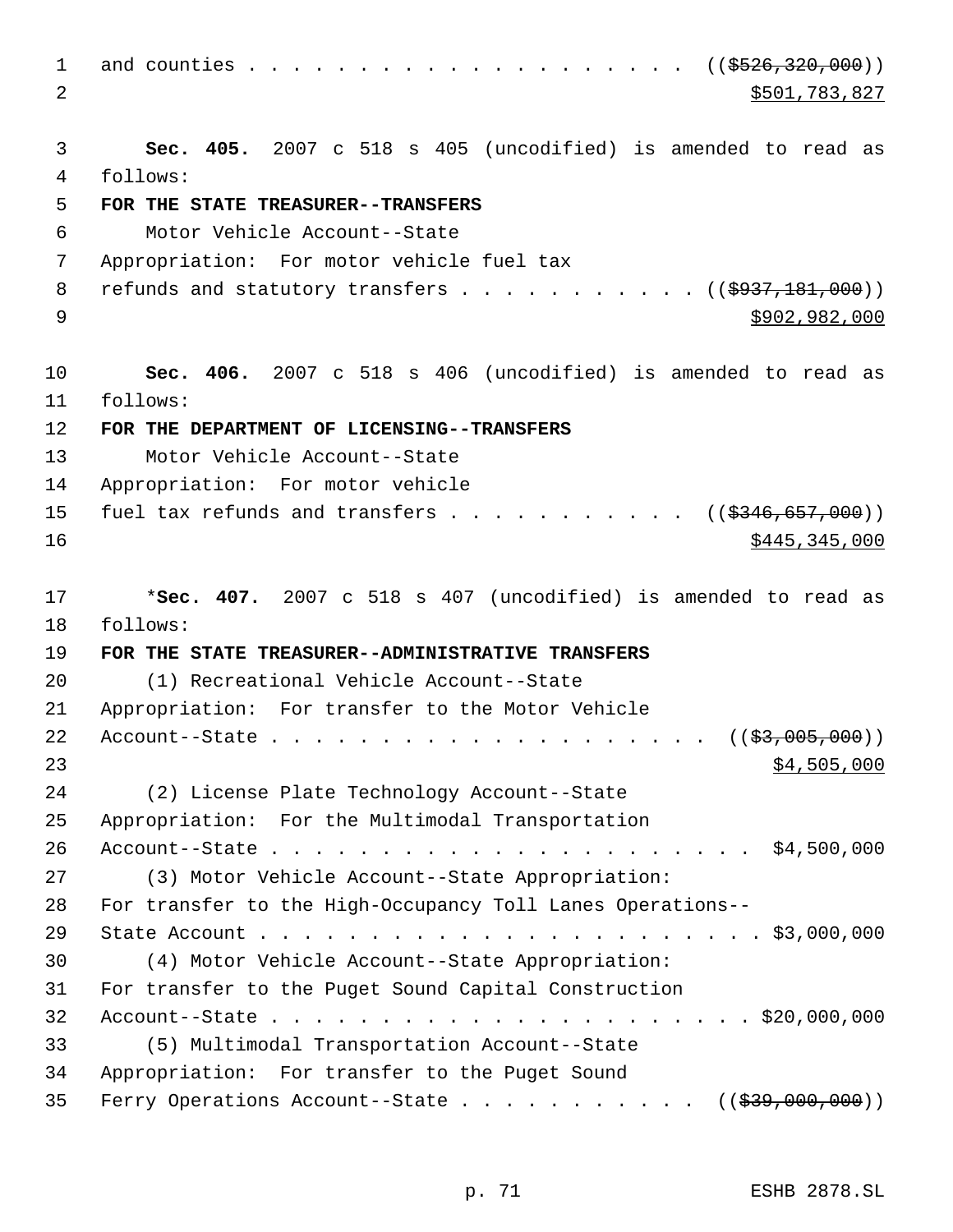and counties . . . . . . . . . . . . . . . . . . . . . ((~~$526,320,000~~))
<u>$501,783,827</u>

**Sec. 405.** 2007 c 518 s 405 (uncodified) is amended to read as follows:

**FOR THE STATE TREASURER--TRANSFERS**

Motor Vehicle Account--State Appropriation: For motor vehicle fuel tax refunds and statutory transfers . . . . . . . . . . . ((~~$937,181,000~~))
<u>$902,982,000</u>

**Sec. 406.** 2007 c 518 s 406 (uncodified) is amended to read as follows:

**FOR THE DEPARTMENT OF LICENSING--TRANSFERS**

Motor Vehicle Account--State Appropriation: For motor vehicle fuel tax refunds and transfers . . . . . . . . . . . ((~~$346,657,000~~))
<u>$445,345,000</u>

*__Sec. 407.__ 2007 c 518 s 407 (uncodified) is amended to read as follows:

**FOR THE STATE TREASURER--ADMINISTRATIVE TRANSFERS**

(1) Recreational Vehicle Account--State Appropriation: For transfer to the Motor Vehicle Account--State . . . . . . . . . . . . . . . . . . . . ((~~$3,005,000~~))
<u>$4,505,000</u>

(2) License Plate Technology Account--State Appropriation: For the Multimodal Transportation Account--State . . . . . . . . . . . . . . . . . . . . . . $4,500,000

(3) Motor Vehicle Account--State Appropriation: For transfer to the High-Occupancy Toll Lanes Operations--State Account . . . . . . . . . . . . . . . . . . . . . . . . $3,000,000

(4) Motor Vehicle Account--State Appropriation: For transfer to the Puget Sound Capital Construction Account--State . . . . . . . . . . . . . . . . . . . . . . . $20,000,000

(5) Multimodal Transportation Account--State Appropriation: For transfer to the Puget Sound Ferry Operations Account--State . . . . . . . . . . . ((~~$39,000,000~~))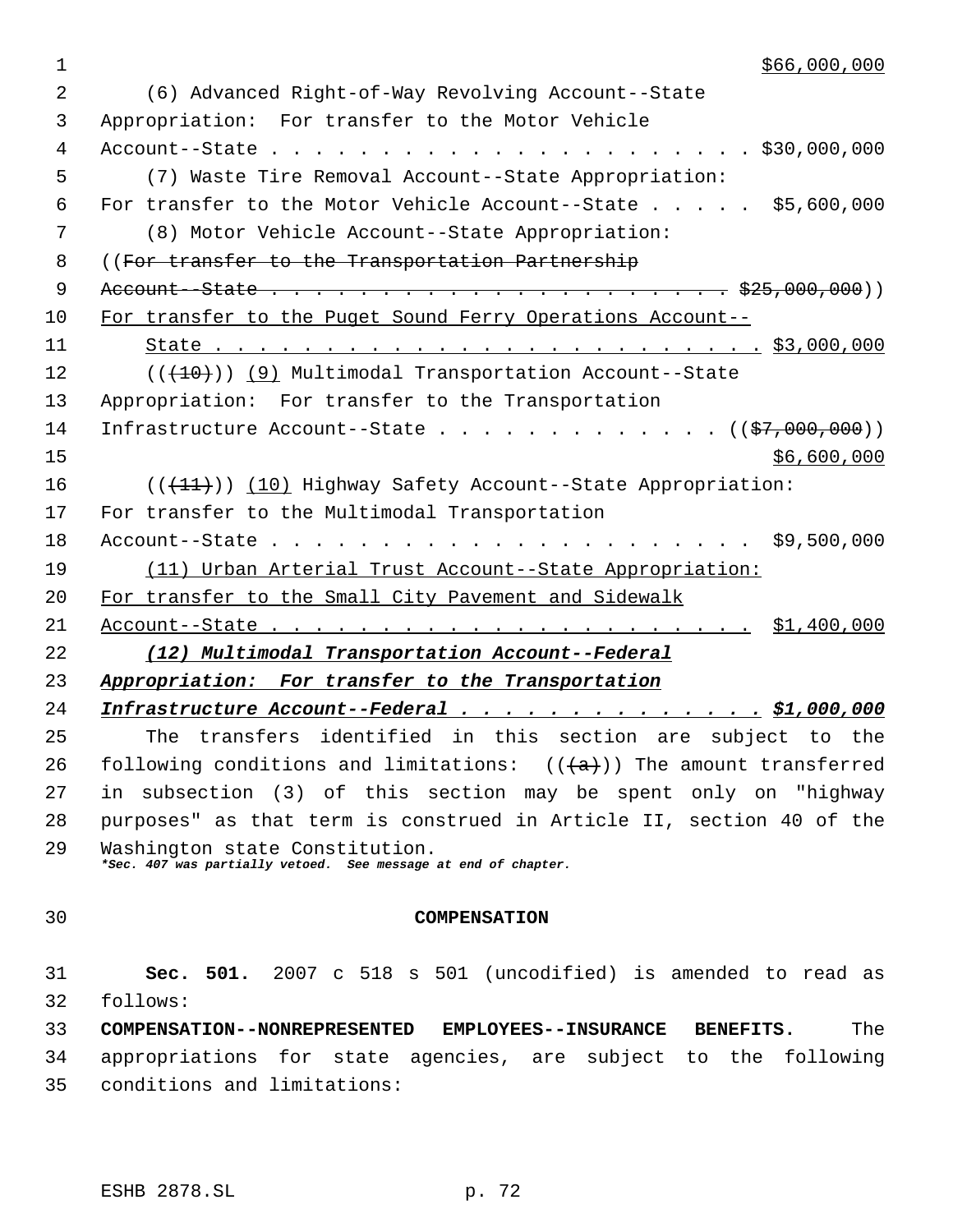$66,000,000

(6) Advanced Right-of-Way Revolving Account--State Appropriation: For transfer to the Motor Vehicle Account--State . . . . . . . . . . . . . . . . . . . . . . $30,000,000

(7) Waste Tire Removal Account--State Appropriation: For transfer to the Motor Vehicle Account--State . . . . . $5,600,000

(8) Motor Vehicle Account--State Appropriation: ((~~For transfer to the Transportation Partnership Account--State . . . . . . . . . . . . . . . . . . . . . . . $25,000,000~~)) For transfer to the Puget Sound Ferry Operations Account-- State . . . . . . . . . . . . . . . . . . . . . . . . . . $3,000,000

((~~(10)~~)) (9) Multimodal Transportation Account--State Appropriation: For transfer to the Transportation Infrastructure Account--State . . . . . . . . . . . . . ((~~$7,000,000~~)) $6,600,000

((~~(11)~~)) (10) Highway Safety Account--State Appropriation: For transfer to the Multimodal Transportation Account--State . . . . . . . . . . . . . . . . . . . . . . $9,500,000

(11) Urban Arterial Trust Account--State Appropriation: For transfer to the Small City Pavement and Sidewalk Account--State . . . . . . . . . . . . . . . . . . . . . . $1,400,000

***(12) Multimodal Transportation Account--Federal Appropriation: For transfer to the Transportation Infrastructure Account--Federal . . . . . . . . . . . . . . . $1,000,000***

The transfers identified in this section are subject to the following conditions and limitations: ((~~(a)~~)) The amount transferred in subsection (3) of this section may be spent only on "highway purposes" as that term is construed in Article II, section 40 of the Washington state Constitution.

***Sec. 407 was partially vetoed. See message at end of chapter.***

## COMPENSATION

**Sec. 501.** 2007 c 518 s 501 (uncodified) is amended to read as follows:

**COMPENSATION--NONREPRESENTED EMPLOYEES--INSURANCE BENEFITS.** The appropriations for state agencies, are subject to the following conditions and limitations: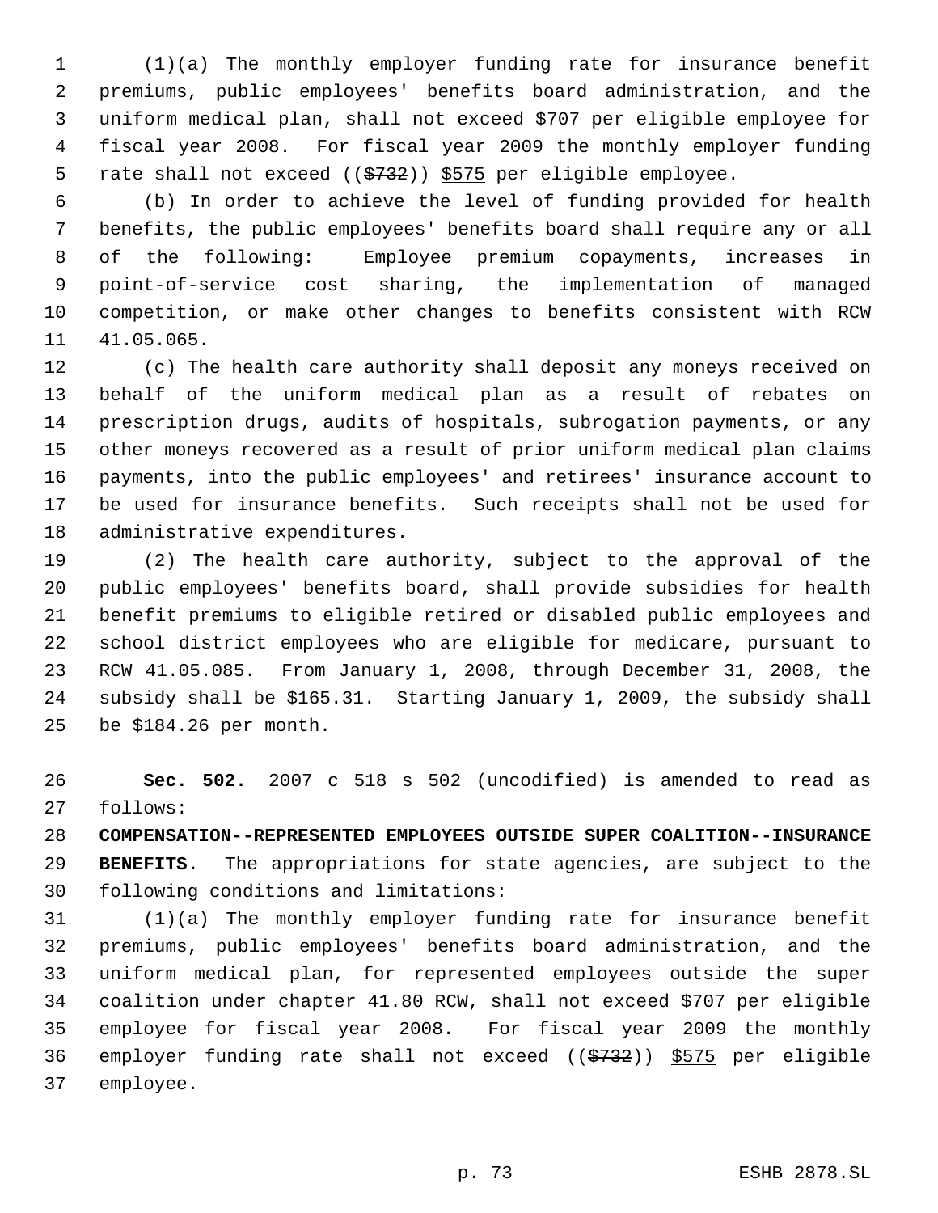(1)(a) The monthly employer funding rate for insurance benefit premiums, public employees' benefits board administration, and the uniform medical plan, shall not exceed $707 per eligible employee for fiscal year 2008. For fiscal year 2009 the monthly employer funding rate shall not exceed ((~~$732~~)) <u>$575</u> per eligible employee.

(b) In order to achieve the level of funding provided for health benefits, the public employees' benefits board shall require any or all of the following: Employee premium copayments, increases in point-of-service cost sharing, the implementation of managed competition, or make other changes to benefits consistent with RCW 41.05.065.

(c) The health care authority shall deposit any moneys received on behalf of the uniform medical plan as a result of rebates on prescription drugs, audits of hospitals, subrogation payments, or any other moneys recovered as a result of prior uniform medical plan claims payments, into the public employees' and retirees' insurance account to be used for insurance benefits. Such receipts shall not be used for administrative expenditures.

(2) The health care authority, subject to the approval of the public employees' benefits board, shall provide subsidies for health benefit premiums to eligible retired or disabled public employees and school district employees who are eligible for medicare, pursuant to RCW 41.05.085. From January 1, 2008, through December 31, 2008, the subsidy shall be $165.31. Starting January 1, 2009, the subsidy shall be $184.26 per month.

**Sec. 502.** 2007 c 518 s 502 (uncodified) is amended to read as follows:

**COMPENSATION--REPRESENTED EMPLOYEES OUTSIDE SUPER COALITION--INSURANCE BENEFITS.** The appropriations for state agencies, are subject to the following conditions and limitations:

(1)(a) The monthly employer funding rate for insurance benefit premiums, public employees' benefits board administration, and the uniform medical plan, for represented employees outside the super coalition under chapter 41.80 RCW, shall not exceed $707 per eligible employee for fiscal year 2008. For fiscal year 2009 the monthly employer funding rate shall not exceed ((~~$732~~)) <u>$575</u> per eligible employee.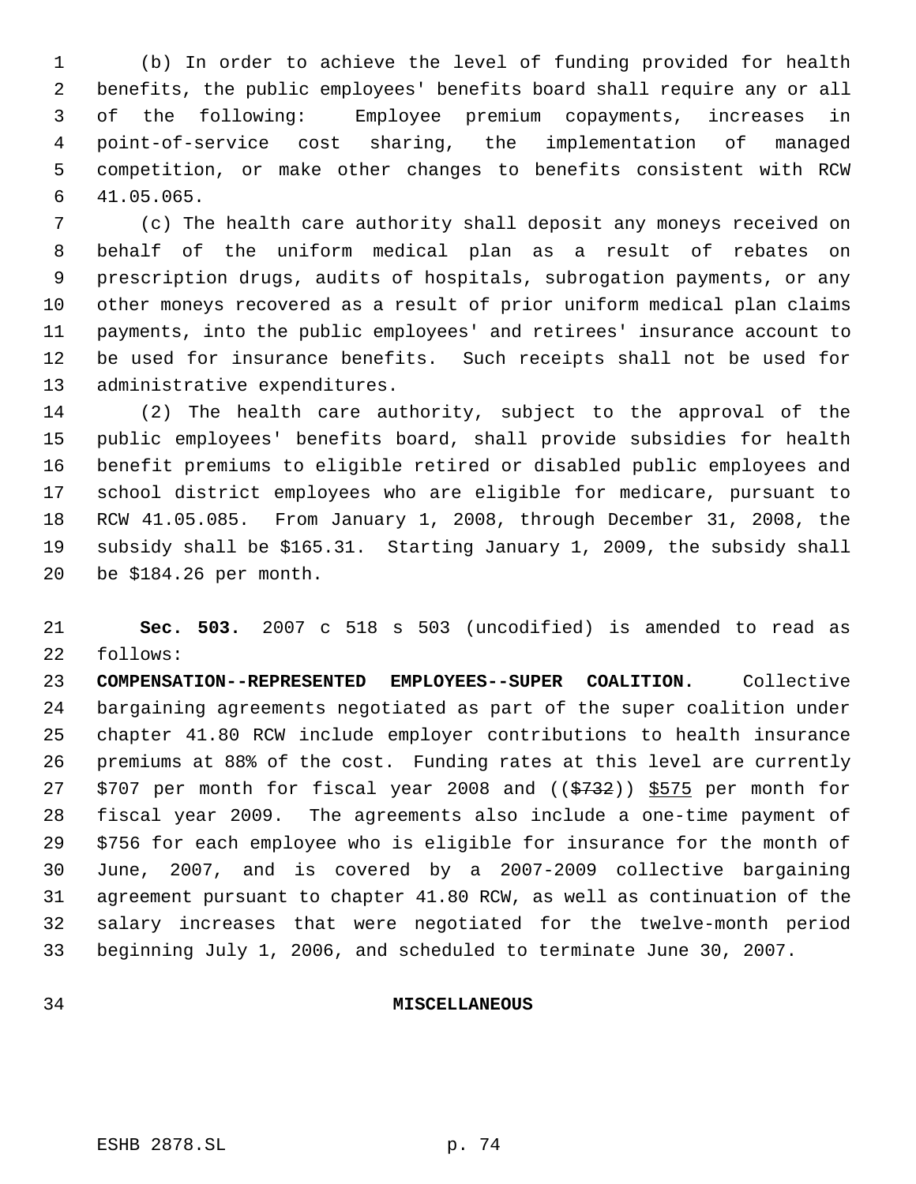(b) In order to achieve the level of funding provided for health benefits, the public employees' benefits board shall require any or all of the following: Employee premium copayments, increases in point-of-service cost sharing, the implementation of managed competition, or make other changes to benefits consistent with RCW 41.05.065.

(c) The health care authority shall deposit any moneys received on behalf of the uniform medical plan as a result of rebates on prescription drugs, audits of hospitals, subrogation payments, or any other moneys recovered as a result of prior uniform medical plan claims payments, into the public employees' and retirees' insurance account to be used for insurance benefits. Such receipts shall not be used for administrative expenditures.

(2) The health care authority, subject to the approval of the public employees' benefits board, shall provide subsidies for health benefit premiums to eligible retired or disabled public employees and school district employees who are eligible for medicare, pursuant to RCW 41.05.085. From January 1, 2008, through December 31, 2008, the subsidy shall be $165.31. Starting January 1, 2009, the subsidy shall be $184.26 per month.

**Sec. 503.** 2007 c 518 s 503 (uncodified) is amended to read as follows:

**COMPENSATION--REPRESENTED EMPLOYEES--SUPER COALITION.** Collective bargaining agreements negotiated as part of the super coalition under chapter 41.80 RCW include employer contributions to health insurance premiums at 88% of the cost. Funding rates at this level are currently $707 per month for fiscal year 2008 and ((~~$732~~)) <u>$575</u> per month for fiscal year 2009. The agreements also include a one-time payment of $756 for each employee who is eligible for insurance for the month of June, 2007, and is covered by a 2007-2009 collective bargaining agreement pursuant to chapter 41.80 RCW, as well as continuation of the salary increases that were negotiated for the twelve-month period beginning July 1, 2006, and scheduled to terminate June 30, 2007.

**MISCELLANEOUS**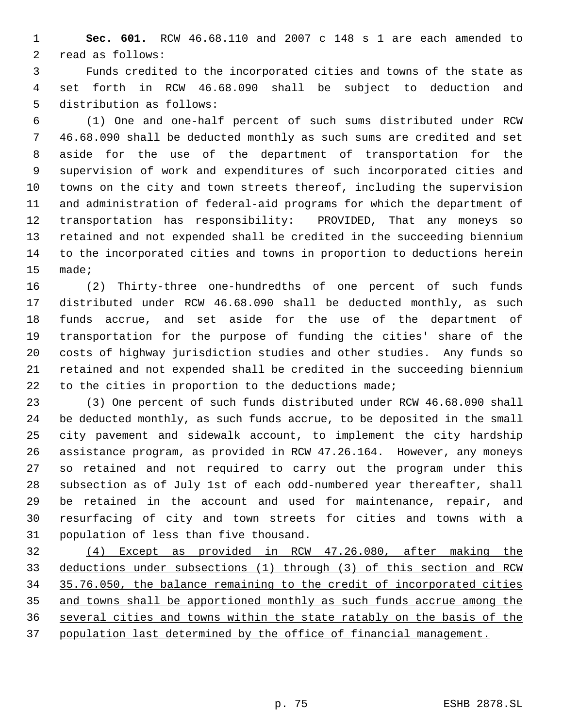**Sec. 601.** RCW 46.68.110 and 2007 c 148 s 1 are each amended to read as follows:

Funds credited to the incorporated cities and towns of the state as set forth in RCW 46.68.090 shall be subject to deduction and distribution as follows:

(1) One and one-half percent of such sums distributed under RCW 46.68.090 shall be deducted monthly as such sums are credited and set aside for the use of the department of transportation for the supervision of work and expenditures of such incorporated cities and towns on the city and town streets thereof, including the supervision and administration of federal-aid programs for which the department of transportation has responsibility: PROVIDED, That any moneys so retained and not expended shall be credited in the succeeding biennium to the incorporated cities and towns in proportion to deductions herein made;

(2) Thirty-three one-hundredths of one percent of such funds distributed under RCW 46.68.090 shall be deducted monthly, as such funds accrue, and set aside for the use of the department of transportation for the purpose of funding the cities' share of the costs of highway jurisdiction studies and other studies. Any funds so retained and not expended shall be credited in the succeeding biennium to the cities in proportion to the deductions made;

(3) One percent of such funds distributed under RCW 46.68.090 shall be deducted monthly, as such funds accrue, to be deposited in the small city pavement and sidewalk account, to implement the city hardship assistance program, as provided in RCW 47.26.164. However, any moneys so retained and not required to carry out the program under this subsection as of July 1st of each odd-numbered year thereafter, shall be retained in the account and used for maintenance, repair, and resurfacing of city and town streets for cities and towns with a population of less than five thousand.

<u>(4) Except as provided in RCW 47.26.080, after making the deductions under subsections (1) through (3) of this section and RCW 35.76.050, the balance remaining to the credit of incorporated cities and towns shall be apportioned monthly as such funds accrue among the several cities and towns within the state ratably on the basis of the population last determined by the office of financial management.</u>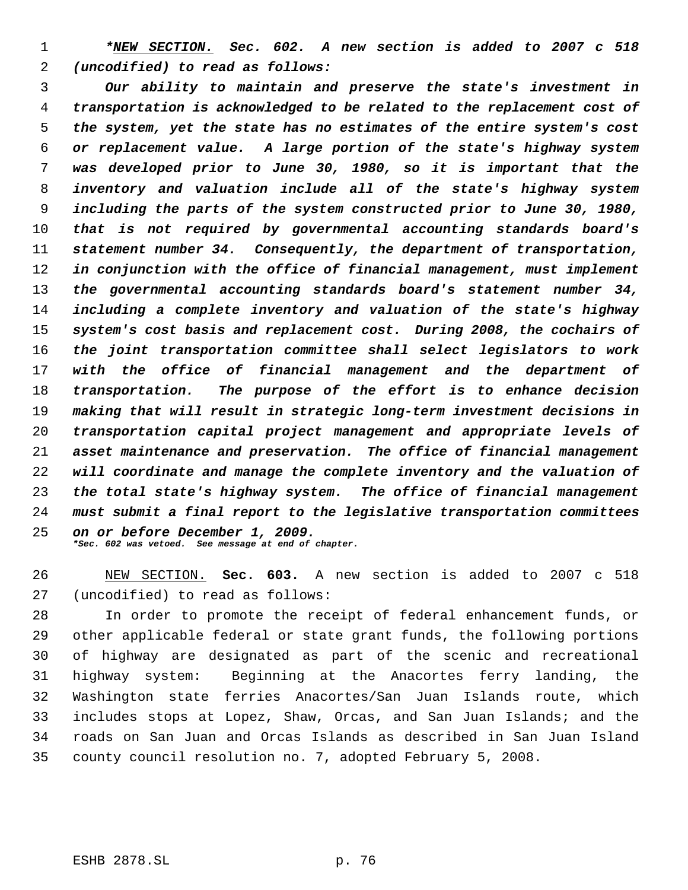*_NEW SECTION._ Sec. 602. A new section is added to 2007 c 518 (uncodified) to read as follows:*

*Our ability to maintain and preserve the state's investment in transportation is acknowledged to be related to the replacement cost of the system, yet the state has no estimates of the entire system's cost or replacement value. A large portion of the state's highway system was developed prior to June 30, 1980, so it is important that the inventory and valuation include all of the state's highway system including the parts of the system constructed prior to June 30, 1980, that is not required by governmental accounting standards board's statement number 34. Consequently, the department of transportation, in conjunction with the office of financial management, must implement the governmental accounting standards board's statement number 34, including a complete inventory and valuation of the state's highway system's cost basis and replacement cost. During 2008, the cochairs of the joint transportation committee shall select legislators to work with the office of financial management and the department of transportation. The purpose of the effort is to enhance decision making that will result in strategic long-term investment decisions in transportation capital project management and appropriate levels of asset maintenance and preservation. The office of financial management will coordinate and manage the complete inventory and the valuation of the total state's highway system. The office of financial management must submit a final report to the legislative transportation committees on or before December 1, 2009.*

**\*Sec. 602 was vetoed. See message at end of chapter.**

NEW SECTION. **Sec. 603.** A new section is added to 2007 c 518 (uncodified) to read as follows:

In order to promote the receipt of federal enhancement funds, or other applicable federal or state grant funds, the following portions of highway are designated as part of the scenic and recreational highway system: Beginning at the Anacortes ferry landing, the Washington state ferries Anacortes/San Juan Islands route, which includes stops at Lopez, Shaw, Orcas, and San Juan Islands; and the roads on San Juan and Orcas Islands as described in San Juan Island county council resolution no. 7, adopted February 5, 2008.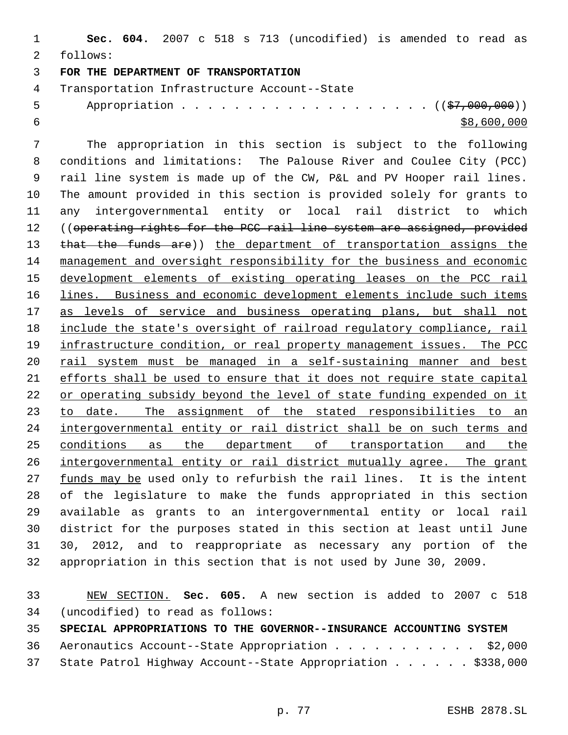**Sec. 604.** 2007 c 518 s 713 (uncodified) is amended to read as follows:

**FOR THE DEPARTMENT OF TRANSPORTATION**

Transportation Infrastructure Account--State Appropriation . . . . . . . . . . . . . . . . . . . . (( ~~$7,000,000~~ )) $8,600,000

The appropriation in this section is subject to the following conditions and limitations: The Palouse River and Coulee City (PCC) rail line system is made up of the CW, P&L and PV Hooper rail lines. The amount provided in this section is provided solely for grants to any intergovernmental entity or local rail district to which (( ~~operating rights for the PCC rail line system are assigned, provided that the funds are~~ )) the department of transportation assigns the management and oversight responsibility for the business and economic development elements of existing operating leases on the PCC rail lines. Business and economic development elements include such items as levels of service and business operating plans, but shall not include the state's oversight of railroad regulatory compliance, rail infrastructure condition, or real property management issues. The PCC rail system must be managed in a self-sustaining manner and best efforts shall be used to ensure that it does not require state capital or operating subsidy beyond the level of state funding expended on it to date. The assignment of the stated responsibilities to an intergovernmental entity or rail district shall be on such terms and conditions as the department of transportation and the intergovernmental entity or rail district mutually agree. The grant funds may be used only to refurbish the rail lines. It is the intent of the legislature to make the funds appropriated in this section available as grants to an intergovernmental entity or local rail district for the purposes stated in this section at least until June 30, 2012, and to reappropriate as necessary any portion of the appropriation in this section that is not used by June 30, 2009.

NEW SECTION. **Sec. 605.** A new section is added to 2007 c 518 (uncodified) to read as follows:

**SPECIAL APPROPRIATIONS TO THE GOVERNOR--INSURANCE ACCOUNTING SYSTEM**

Aeronautics Account--State Appropriation . . . . . . . . . . . $2,000

State Patrol Highway Account--State Appropriation . . . . . . $338,000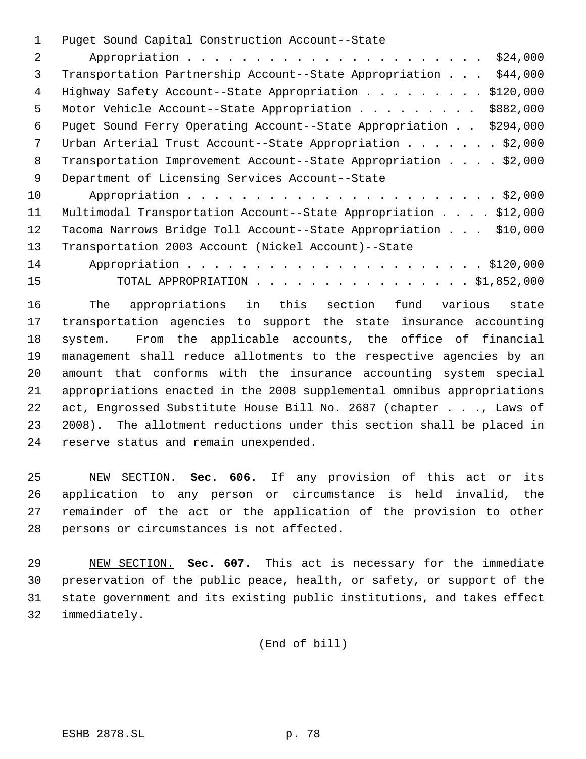Puget Sound Capital Construction Account--State
Appropriation . . . . . . . . . . . . . . . . . . . . . . . $24,000
Transportation Partnership Account--State Appropriation . . . $44,000
Highway Safety Account--State Appropriation . . . . . . . . . $120,000
Motor Vehicle Account--State Appropriation . . . . . . . . . $882,000
Puget Sound Ferry Operating Account--State Appropriation . . $294,000
Urban Arterial Trust Account--State Appropriation . . . . . . . $2,000
Transportation Improvement Account--State Appropriation . . . . $2,000
Department of Licensing Services Account--State
Appropriation . . . . . . . . . . . . . . . . . . . . . . . . $2,000
Multimodal Transportation Account--State Appropriation . . . . $12,000
Tacoma Narrows Bridge Toll Account--State Appropriation . . . $10,000
Transportation 2003 Account (Nickel Account)--State
Appropriation . . . . . . . . . . . . . . . . . . . . . . . $120,000
TOTAL APPROPRIATION . . . . . . . . . . . . . . . . . $1,852,000

The appropriations in this section fund various state transportation agencies to support the state insurance accounting system. From the applicable accounts, the office of financial management shall reduce allotments to the respective agencies by an amount that conforms with the insurance accounting system special appropriations enacted in the 2008 supplemental omnibus appropriations act, Engrossed Substitute House Bill No. 2687 (chapter . . ., Laws of 2008). The allotment reductions under this section shall be placed in reserve status and remain unexpended.

NEW SECTION. **Sec. 606.** If any provision of this act or its application to any person or circumstance is held invalid, the remainder of the act or the application of the provision to other persons or circumstances is not affected.

NEW SECTION. **Sec. 607.** This act is necessary for the immediate preservation of the public peace, health, or safety, or support of the state government and its existing public institutions, and takes effect immediately.

(End of bill)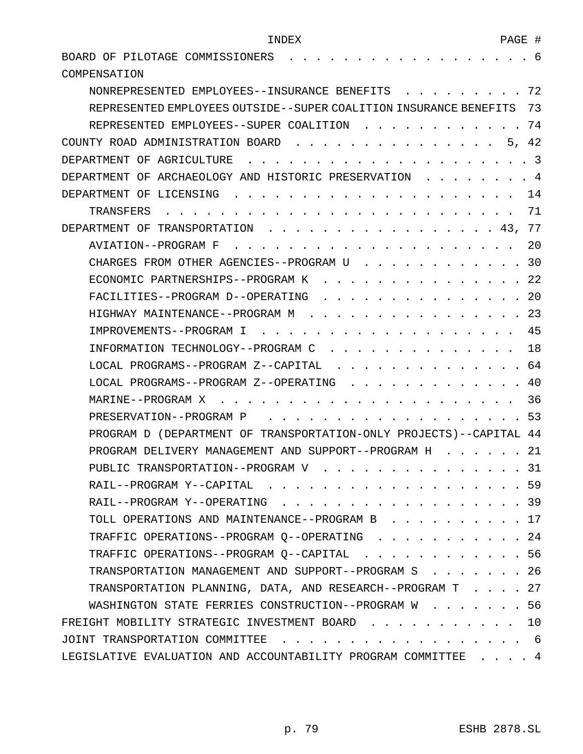| INDEX | PAGE # |
|---|---|
| BOARD OF PILOTAGE COMMISSIONERS | 6 |
| COMPENSATION | |
| NONREPRESENTED EMPLOYEES--INSURANCE BENEFITS | 72 |
| REPRESENTED EMPLOYEES OUTSIDE--SUPER COALITION INSURANCE BENEFITS | 73 |
| REPRESENTED EMPLOYEES--SUPER COALITION | 74 |
| COUNTY ROAD ADMINISTRATION BOARD | 5, 42 |
| DEPARTMENT OF AGRICULTURE | 3 |
| DEPARTMENT OF ARCHAEOLOGY AND HISTORIC PRESERVATION | 4 |
| DEPARTMENT OF LICENSING | 14 |
| TRANSFERS | 71 |
| DEPARTMENT OF TRANSPORTATION | 43, 77 |
| AVIATION--PROGRAM F | 20 |
| CHARGES FROM OTHER AGENCIES--PROGRAM U | 30 |
| ECONOMIC PARTNERSHIPS--PROGRAM K | 22 |
| FACILITIES--PROGRAM D--OPERATING | 20 |
| HIGHWAY MAINTENANCE--PROGRAM M | 23 |
| IMPROVEMENTS--PROGRAM I | 45 |
| INFORMATION TECHNOLOGY--PROGRAM C | 18 |
| LOCAL PROGRAMS--PROGRAM Z--CAPITAL | 64 |
| LOCAL PROGRAMS--PROGRAM Z--OPERATING | 40 |
| MARINE--PROGRAM X | 36 |
| PRESERVATION--PROGRAM P | 53 |
| PROGRAM D (DEPARTMENT OF TRANSPORTATION-ONLY PROJECTS)--CAPITAL | 44 |
| PROGRAM DELIVERY MANAGEMENT AND SUPPORT--PROGRAM H | 21 |
| PUBLIC TRANSPORTATION--PROGRAM V | 31 |
| RAIL--PROGRAM Y--CAPITAL | 59 |
| RAIL--PROGRAM Y--OPERATING | 39 |
| TOLL OPERATIONS AND MAINTENANCE--PROGRAM B | 17 |
| TRAFFIC OPERATIONS--PROGRAM Q--OPERATING | 24 |
| TRAFFIC OPERATIONS--PROGRAM Q--CAPITAL | 56 |
| TRANSPORTATION MANAGEMENT AND SUPPORT--PROGRAM S | 26 |
| TRANSPORTATION PLANNING, DATA, AND RESEARCH--PROGRAM T | 27 |
| WASHINGTON STATE FERRIES CONSTRUCTION--PROGRAM W | 56 |
| FREIGHT MOBILITY STRATEGIC INVESTMENT BOARD | 10 |
| JOINT TRANSPORTATION COMMITTEE | 6 |
| LEGISLATIVE EVALUATION AND ACCOUNTABILITY PROGRAM COMMITTEE | 4 |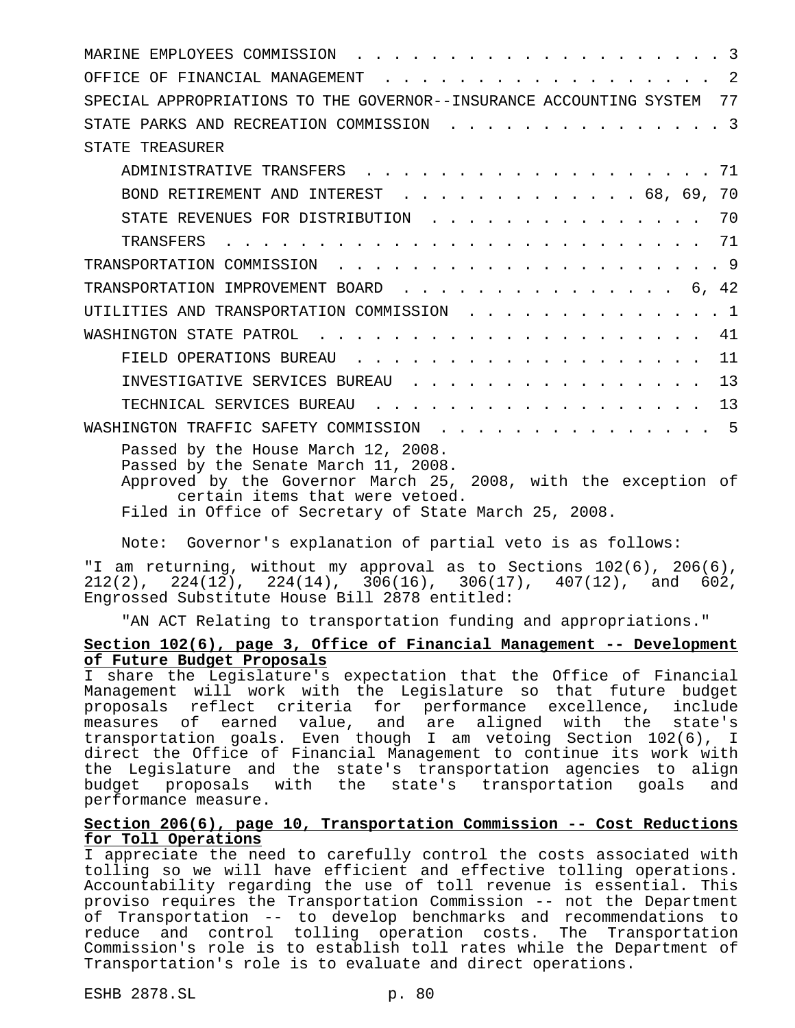MARINE EMPLOYEES COMMISSION . . . . . . . . . . . . . . . . . . . . . 3

OFFICE OF FINANCIAL MANAGEMENT . . . . . . . . . . . . . . . . . . . 2

SPECIAL APPROPRIATIONS TO THE GOVERNOR--INSURANCE ACCOUNTING SYSTEM 77

STATE PARKS AND RECREATION COMMISSION . . . . . . . . . . . . . . . . 3

STATE TREASURER

- ADMINISTRATIVE TRANSFERS . . . . . . . . . . . . . . . . . . . . 71
- BOND RETIREMENT AND INTEREST . . . . . . . . . . . . . . 68, 69, 70
- STATE REVENUES FOR DISTRIBUTION . . . . . . . . . . . . . . . . 70
- TRANSFERS . . . . . . . . . . . . . . . . . . . . . . . . . . . 71

TRANSPORTATION COMMISSION . . . . . . . . . . . . . . . . . . . . . . 9

TRANSPORTATION IMPROVEMENT BOARD . . . . . . . . . . . . . . . . 6, 42

UTILITIES AND TRANSPORTATION COMMISSION . . . . . . . . . . . . . . . 1

WASHINGTON STATE PATROL . . . . . . . . . . . . . . . . . . . . . . 41

- FIELD OPERATIONS BUREAU . . . . . . . . . . . . . . . . . . . . 11
- INVESTIGATIVE SERVICES BUREAU . . . . . . . . . . . . . . . . . 13
- TECHNICAL SERVICES BUREAU . . . . . . . . . . . . . . . . . . . 13

WASHINGTON TRAFFIC SAFETY COMMISSION . . . . . . . . . . . . . . . . 5

Passed by the House March 12, 2008.
Passed by the Senate March 11, 2008.
Approved by the Governor March 25, 2008, with the exception of certain items that were vetoed.
Filed in Office of Secretary of State March 25, 2008.

Note: Governor's explanation of partial veto is as follows:

"I am returning, without my approval as to Sections 102(6), 206(6), 212(2), 224(12), 224(14), 306(16), 306(17), 407(12), and 602, Engrossed Substitute House Bill 2878 entitled:

"AN ACT Relating to transportation funding and appropriations."

**Section 102(6), page 3, Office of Financial Management -- Development of Future Budget Proposals**

I share the Legislature's expectation that the Office of Financial Management will work with the Legislature so that future budget proposals reflect criteria for performance excellence, include measures of earned value, and are aligned with the state's transportation goals. Even though I am vetoing Section 102(6), I direct the Office of Financial Management to continue its work with the Legislature and the state's transportation agencies to align budget proposals with the state's transportation goals and performance measure.

**Section 206(6), page 10, Transportation Commission -- Cost Reductions for Toll Operations**

I appreciate the need to carefully control the costs associated with tolling so we will have efficient and effective tolling operations. Accountability regarding the use of toll revenue is essential. This proviso requires the Transportation Commission -- not the Department of Transportation -- to develop benchmarks and recommendations to reduce and control tolling operation costs. The Transportation Commission's role is to establish toll rates while the Department of Transportation's role is to evaluate and direct operations.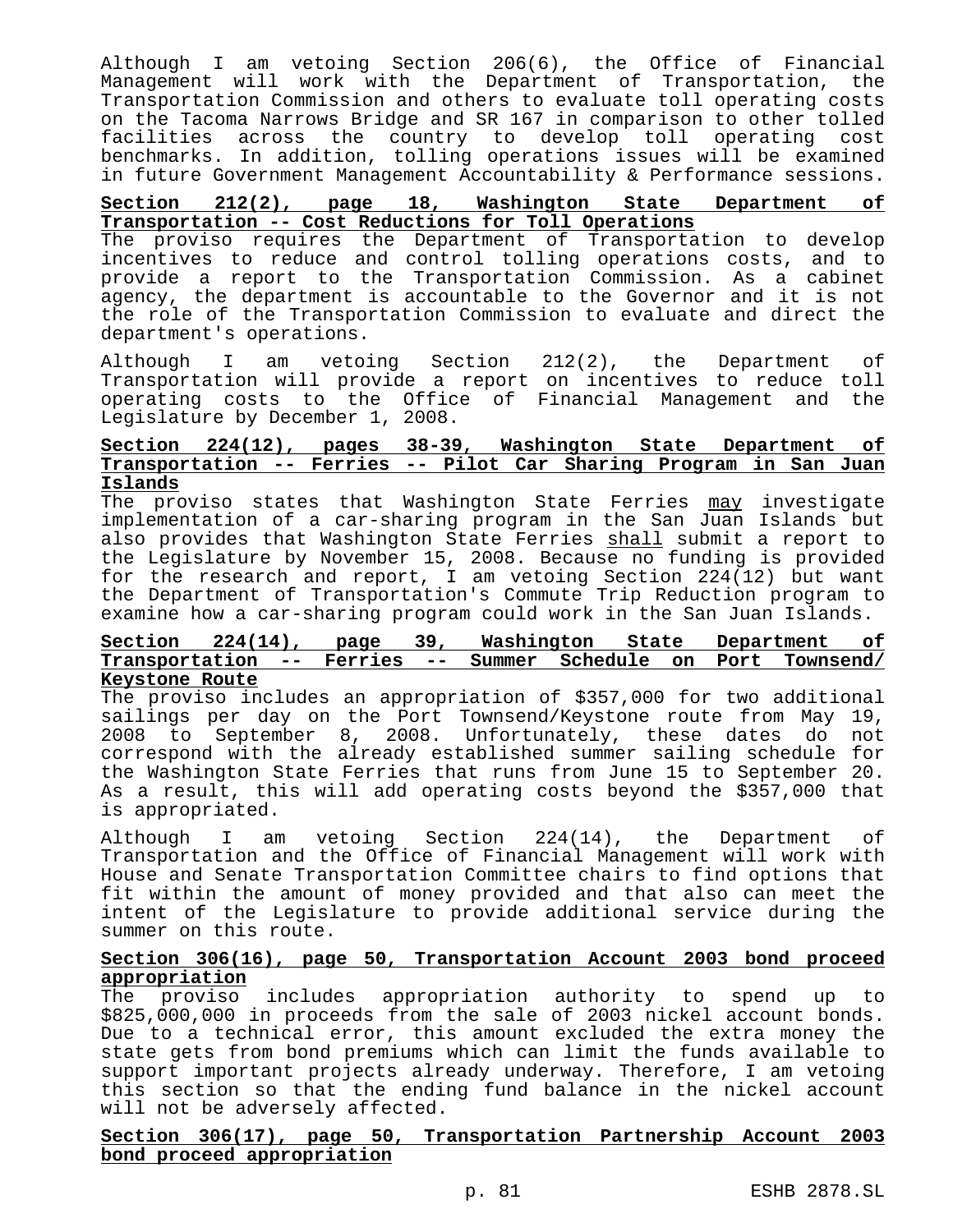Although I am vetoing Section 206(6), the Office of Financial Management will work with the Department of Transportation, the Transportation Commission and others to evaluate toll operating costs on the Tacoma Narrows Bridge and SR 167 in comparison to other tolled facilities across the country to develop toll operating cost benchmarks. In addition, tolling operations issues will be examined in future Government Management Accountability & Performance sessions.

**Section 212(2), page 18, Washington State Department of Transportation -- Cost Reductions for Toll Operations**

The proviso requires the Department of Transportation to develop incentives to reduce and control tolling operations costs, and to provide a report to the Transportation Commission. As a cabinet agency, the department is accountable to the Governor and it is not the role of the Transportation Commission to evaluate and direct the department's operations.

Although I am vetoing Section 212(2), the Department of Transportation will provide a report on incentives to reduce toll operating costs to the Office of Financial Management and the Legislature by December 1, 2008.

**Section 224(12), pages 38-39, Washington State Department of Transportation -- Ferries -- Pilot Car Sharing Program in San Juan Islands**

The proviso states that Washington State Ferries may investigate implementation of a car-sharing program in the San Juan Islands but also provides that Washington State Ferries shall submit a report to the Legislature by November 15, 2008. Because no funding is provided for the research and report, I am vetoing Section 224(12) but want the Department of Transportation's Commute Trip Reduction program to examine how a car-sharing program could work in the San Juan Islands.

**Section 224(14), page 39, Washington State Department of Transportation -- Ferries -- Summer Schedule on Port Townsend/ Keystone Route**

The proviso includes an appropriation of $357,000 for two additional sailings per day on the Port Townsend/Keystone route from May 19, 2008 to September 8, 2008. Unfortunately, these dates do not correspond with the already established summer sailing schedule for the Washington State Ferries that runs from June 15 to September 20. As a result, this will add operating costs beyond the $357,000 that is appropriated.

Although I am vetoing Section 224(14), the Department of Transportation and the Office of Financial Management will work with House and Senate Transportation Committee chairs to find options that fit within the amount of money provided and that also can meet the intent of the Legislature to provide additional service during the summer on this route.

**Section 306(16), page 50, Transportation Account 2003 bond proceed appropriation**

The proviso includes appropriation authority to spend up to $825,000,000 in proceeds from the sale of 2003 nickel account bonds. Due to a technical error, this amount excluded the extra money the state gets from bond premiums which can limit the funds available to support important projects already underway. Therefore, I am vetoing this section so that the ending fund balance in the nickel account will not be adversely affected.

**Section 306(17), page 50, Transportation Partnership Account 2003 bond proceed appropriation**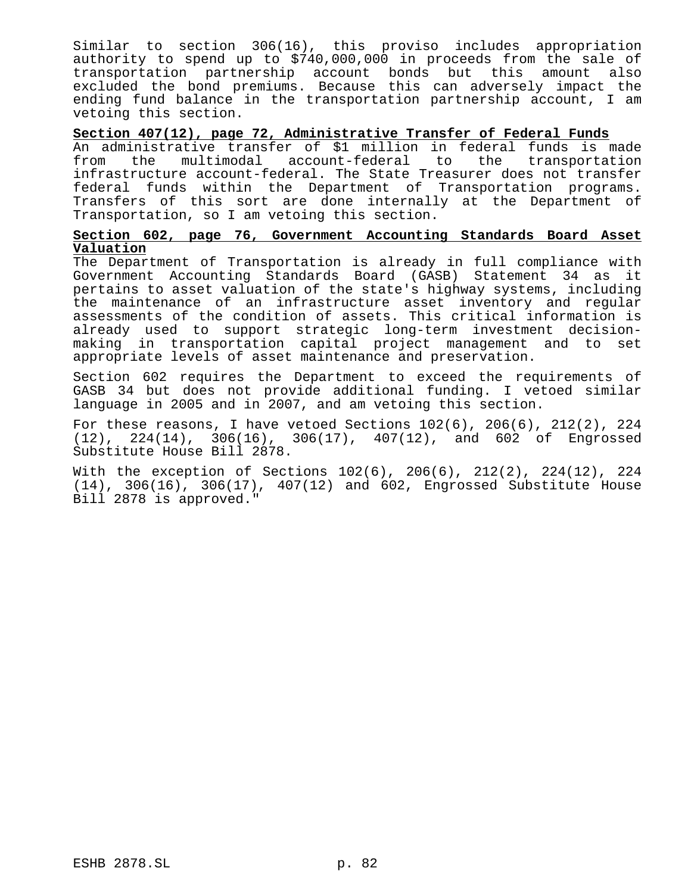Similar to section 306(16), this proviso includes appropriation authority to spend up to $740,000,000 in proceeds from the sale of transportation partnership account bonds but this amount also excluded the bond premiums. Because this can adversely impact the ending fund balance in the transportation partnership account, I am vetoing this section.

**Section 407(12), page 72, Administrative Transfer of Federal Funds**

An administrative transfer of $1 million in federal funds is made from the multimodal account-federal to the transportation infrastructure account-federal. The State Treasurer does not transfer federal funds within the Department of Transportation programs. Transfers of this sort are done internally at the Department of Transportation, so I am vetoing this section.

**Section 602, page 76, Government Accounting Standards Board Asset Valuation**

The Department of Transportation is already in full compliance with Government Accounting Standards Board (GASB) Statement 34 as it pertains to asset valuation of the state's highway systems, including the maintenance of an infrastructure asset inventory and regular assessments of the condition of assets. This critical information is already used to support strategic long-term investment decision-making in transportation capital project management and to set appropriate levels of asset maintenance and preservation.

Section 602 requires the Department to exceed the requirements of GASB 34 but does not provide additional funding. I vetoed similar language in 2005 and in 2007, and am vetoing this section.

For these reasons, I have vetoed Sections 102(6), 206(6), 212(2), 224(12), 224(14), 306(16), 306(17), 407(12), and 602 of Engrossed Substitute House Bill 2878.

With the exception of Sections 102(6), 206(6), 212(2), 224(12), 224(14), 306(16), 306(17), 407(12) and 602, Engrossed Substitute House Bill 2878 is approved."